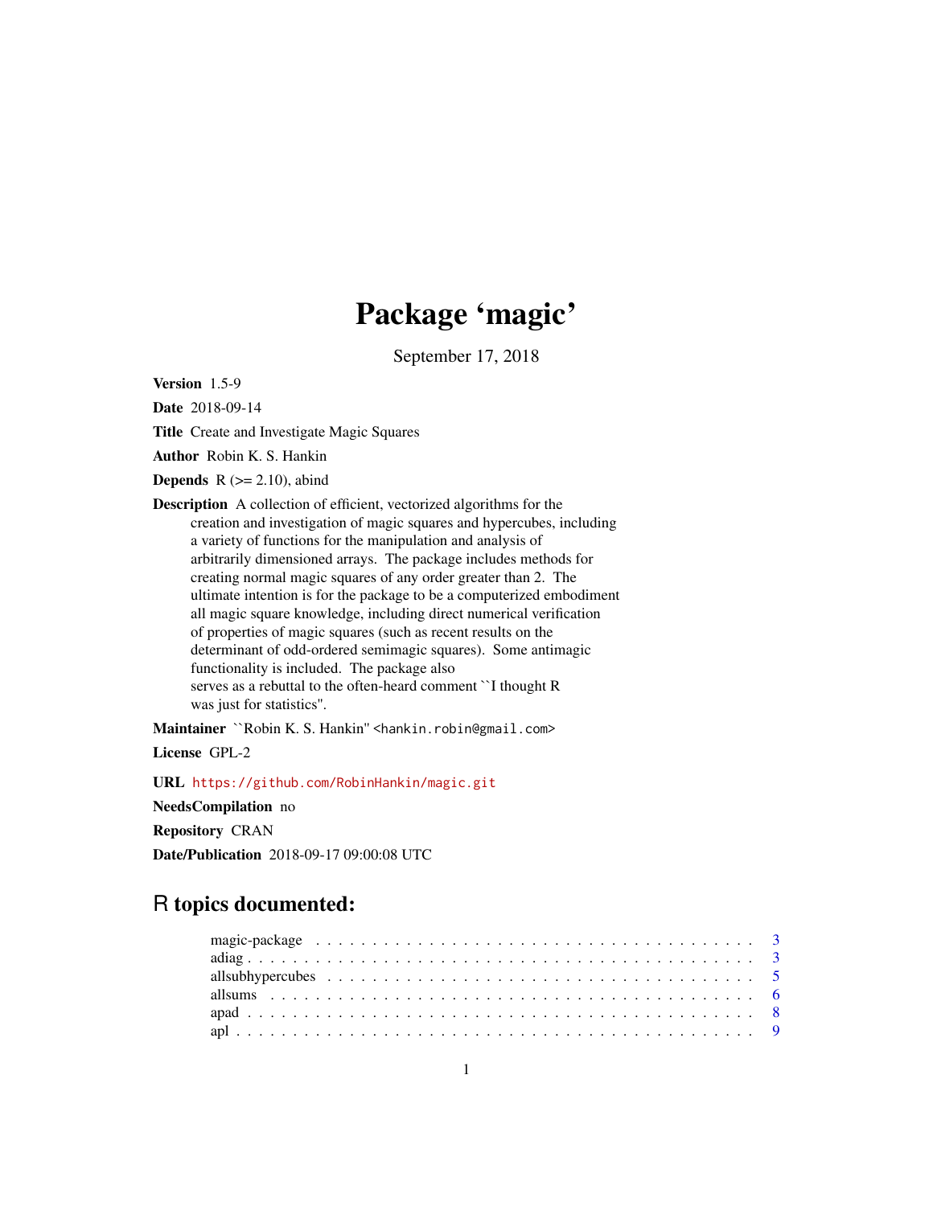# Package ‘magic’

September 17, 2018

**Version** 1.5-9

**Date** 2018-09-14

**Title** Create and Investigate Magic Squares

**Author** Robin K. S. Hankin

**Depends** R (>= 2.10), abind

**Description** A collection of efficient, vectorized algorithms for the creation and investigation of magic squares and hypercubes, including a variety of functions for the manipulation and analysis of arbitrarily dimensioned arrays. The package includes methods for creating normal magic squares of any order greater than 2. The ultimate intention is for the package to be a computerized embodiment all magic square knowledge, including direct numerical verification of properties of magic squares (such as recent results on the determinant of odd-ordered semimagic squares). Some antimagic functionality is included. The package also serves as a rebuttal to the often-heard comment ``I thought R was just for statistics''.

**Maintainer** ``Robin K. S. Hankin'' <hankin.robin@gmail.com>

**License** GPL-2

**URL** https://github.com/RobinHankin/magic.git

**NeedsCompilation** no

**Repository** CRAN

**Date/Publication** 2018-09-17 09:00:08 UTC

## R topics documented:

magic-package . . . . . . . . . . . . . . . . . . . . . . . . . . . . . . . . . . . . . . . . . 3
adiag . . . . . . . . . . . . . . . . . . . . . . . . . . . . . . . . . . . . . . . . . . . . . 3
allsubhypercubes . . . . . . . . . . . . . . . . . . . . . . . . . . . . . . . . . . . . . . 5
allsums . . . . . . . . . . . . . . . . . . . . . . . . . . . . . . . . . . . . . . . . . . . . 6
apad . . . . . . . . . . . . . . . . . . . . . . . . . . . . . . . . . . . . . . . . . . . . . 8
apl . . . . . . . . . . . . . . . . . . . . . . . . . . . . . . . . . . . . . . . . . . . . . . 9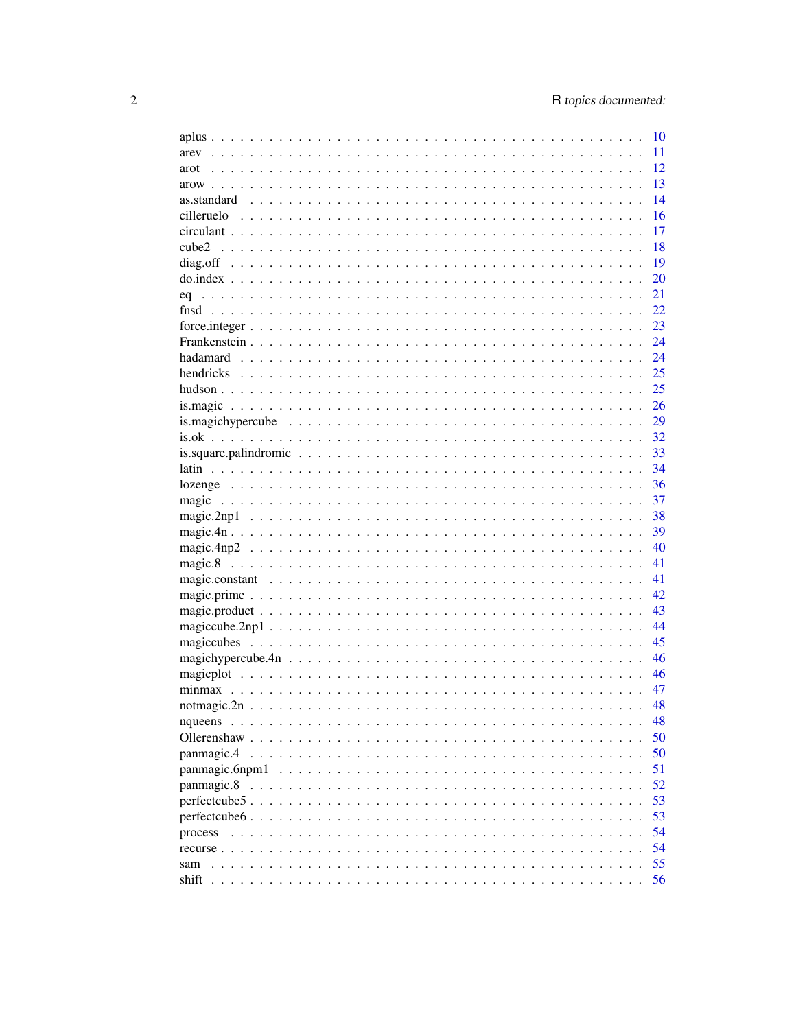aplus . . . . . . . . . . . . . . . . . . . . . . . . . . . . . . . . . . . . . . . . . . 10
arev . . . . . . . . . . . . . . . . . . . . . . . . . . . . . . . . . . . . . . . . . . 11
arot . . . . . . . . . . . . . . . . . . . . . . . . . . . . . . . . . . . . . . . . . . 12
arow . . . . . . . . . . . . . . . . . . . . . . . . . . . . . . . . . . . . . . . . . . 13
as.standard . . . . . . . . . . . . . . . . . . . . . . . . . . . . . . . . . . . . . . 14
cilleruelo . . . . . . . . . . . . . . . . . . . . . . . . . . . . . . . . . . . . . . . 16
circulant . . . . . . . . . . . . . . . . . . . . . . . . . . . . . . . . . . . . . . . 17
cube2 . . . . . . . . . . . . . . . . . . . . . . . . . . . . . . . . . . . . . . . . . 18
diag.off . . . . . . . . . . . . . . . . . . . . . . . . . . . . . . . . . . . . . . . . 19
do.index . . . . . . . . . . . . . . . . . . . . . . . . . . . . . . . . . . . . . . . . 20
eq . . . . . . . . . . . . . . . . . . . . . . . . . . . . . . . . . . . . . . . . . . . 21
fnsd . . . . . . . . . . . . . . . . . . . . . . . . . . . . . . . . . . . . . . . . . . 22
force.integer . . . . . . . . . . . . . . . . . . . . . . . . . . . . . . . . . . . . . 23
Frankenstein . . . . . . . . . . . . . . . . . . . . . . . . . . . . . . . . . . . . . 24
hadamard . . . . . . . . . . . . . . . . . . . . . . . . . . . . . . . . . . . . . . . 24
hendricks . . . . . . . . . . . . . . . . . . . . . . . . . . . . . . . . . . . . . . . 25
hudson . . . . . . . . . . . . . . . . . . . . . . . . . . . . . . . . . . . . . . . . . 25
is.magic . . . . . . . . . . . . . . . . . . . . . . . . . . . . . . . . . . . . . . . . 26
is.magichypercube . . . . . . . . . . . . . . . . . . . . . . . . . . . . . . . . . . 29
is.ok . . . . . . . . . . . . . . . . . . . . . . . . . . . . . . . . . . . . . . . . . . 32
is.square.palindromic . . . . . . . . . . . . . . . . . . . . . . . . . . . . . . . 33
latin . . . . . . . . . . . . . . . . . . . . . . . . . . . . . . . . . . . . . . . . . . 34
lozenge . . . . . . . . . . . . . . . . . . . . . . . . . . . . . . . . . . . . . . . . 36
magic . . . . . . . . . . . . . . . . . . . . . . . . . . . . . . . . . . . . . . . . . 37
magic.2np1 . . . . . . . . . . . . . . . . . . . . . . . . . . . . . . . . . . . . . . 38
magic.4n . . . . . . . . . . . . . . . . . . . . . . . . . . . . . . . . . . . . . . . . 39
magic.4np2 . . . . . . . . . . . . . . . . . . . . . . . . . . . . . . . . . . . . . . 40
magic.8 . . . . . . . . . . . . . . . . . . . . . . . . . . . . . . . . . . . . . . . . 41
magic.constant . . . . . . . . . . . . . . . . . . . . . . . . . . . . . . . . . . . . 41
magic.prime . . . . . . . . . . . . . . . . . . . . . . . . . . . . . . . . . . . . . . 42
magic.product . . . . . . . . . . . . . . . . . . . . . . . . . . . . . . . . . . . . . 43
magiccube.2np1 . . . . . . . . . . . . . . . . . . . . . . . . . . . . . . . . . . . 44
magiccubes . . . . . . . . . . . . . . . . . . . . . . . . . . . . . . . . . . . . . . 45
magichypercube.4n . . . . . . . . . . . . . . . . . . . . . . . . . . . . . . . . . 46
magicplot . . . . . . . . . . . . . . . . . . . . . . . . . . . . . . . . . . . . . . . 46
minmax . . . . . . . . . . . . . . . . . . . . . . . . . . . . . . . . . . . . . . . . 47
notmagic.2n . . . . . . . . . . . . . . . . . . . . . . . . . . . . . . . . . . . . . . 48
nqueens . . . . . . . . . . . . . . . . . . . . . . . . . . . . . . . . . . . . . . . . 48
Ollerenshaw . . . . . . . . . . . . . . . . . . . . . . . . . . . . . . . . . . . . . . 50
panmagic.4 . . . . . . . . . . . . . . . . . . . . . . . . . . . . . . . . . . . . . . 50
panmagic.6npm1 . . . . . . . . . . . . . . . . . . . . . . . . . . . . . . . . . . . 51
panmagic.8 . . . . . . . . . . . . . . . . . . . . . . . . . . . . . . . . . . . . . . 52
perfectcube5 . . . . . . . . . . . . . . . . . . . . . . . . . . . . . . . . . . . . . 53
perfectcube6 . . . . . . . . . . . . . . . . . . . . . . . . . . . . . . . . . . . . . 53
process . . . . . . . . . . . . . . . . . . . . . . . . . . . . . . . . . . . . . . . . 54
recurse . . . . . . . . . . . . . . . . . . . . . . . . . . . . . . . . . . . . . . . . 54
sam . . . . . . . . . . . . . . . . . . . . . . . . . . . . . . . . . . . . . . . . . . 55
shift . . . . . . . . . . . . . . . . . . . . . . . . . . . . . . . . . . . . . . . . . . 56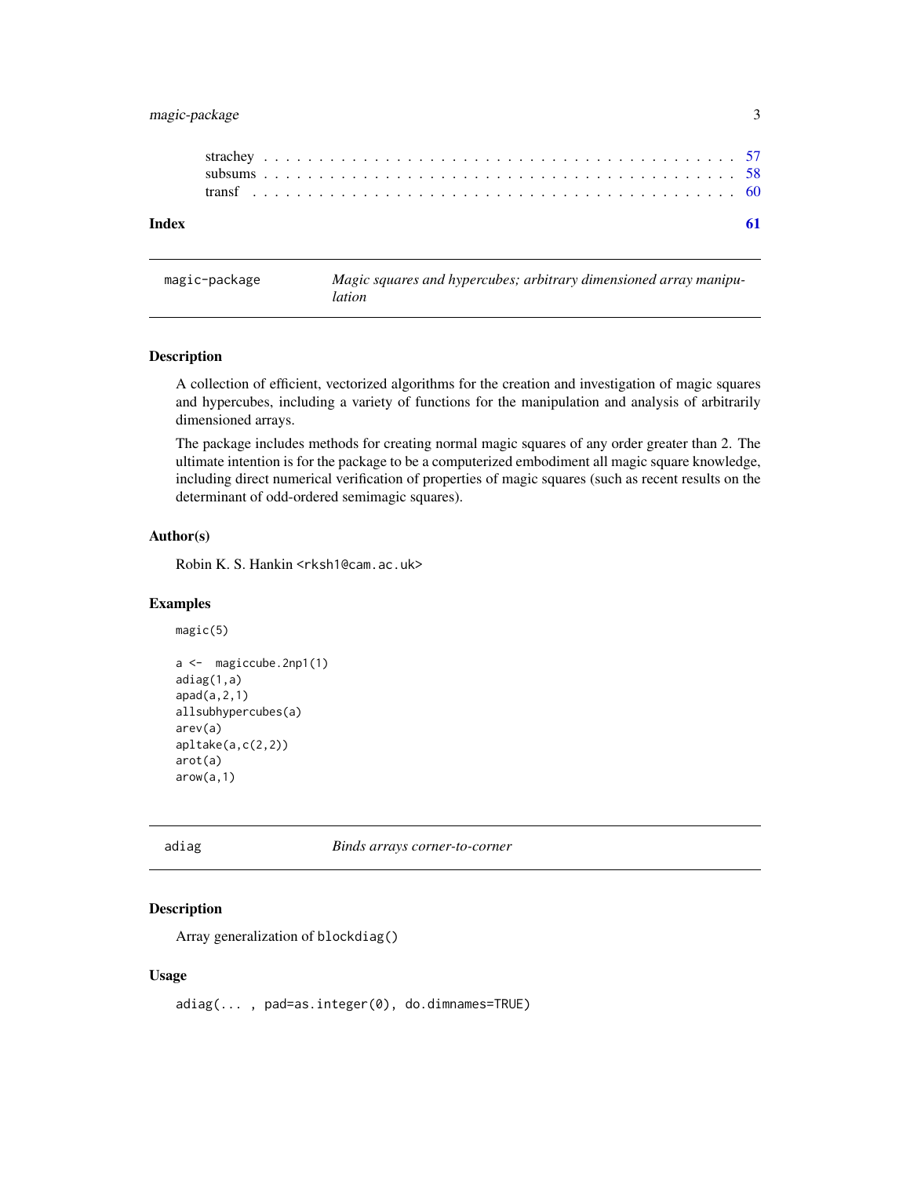strachey . . . . . . . . . . . . . . . . . . . . . . . . . . . . . . . . . . . . . . . . 57
subsums . . . . . . . . . . . . . . . . . . . . . . . . . . . . . . . . . . . . . . . . 58
transf . . . . . . . . . . . . . . . . . . . . . . . . . . . . . . . . . . . . . . . . . 60

**Index** **61**

---

magic-package *Magic squares and hypercubes; arbitrary dimensioned array manipulation*

---

### Description

A collection of efficient, vectorized algorithms for the creation and investigation of magic squares and hypercubes, including a variety of functions for the manipulation and analysis of arbitrarily dimensioned arrays.

The package includes methods for creating normal magic squares of any order greater than 2. The ultimate intention is for the package to be a computerized embodiment all magic square knowledge, including direct numerical verification of properties of magic squares (such as recent results on the determinant of odd-ordered semimagic squares).

### Author(s)

Robin K. S. Hankin <rksh1@cam.ac.uk>

### Examples

```
magic(5)

a <-  magiccube.2np1(1)
adiag(1,a)
apad(a,2,1)
allsubhypercubes(a)
arev(a)
apltake(a,c(2,2))
arot(a)
arow(a,1)
```

---

adiag *Binds arrays corner-to-corner*

---

### Description

Array generalization of `blockdiag()`

### Usage

```
adiag(... , pad=as.integer(0), do.dimnames=TRUE)
```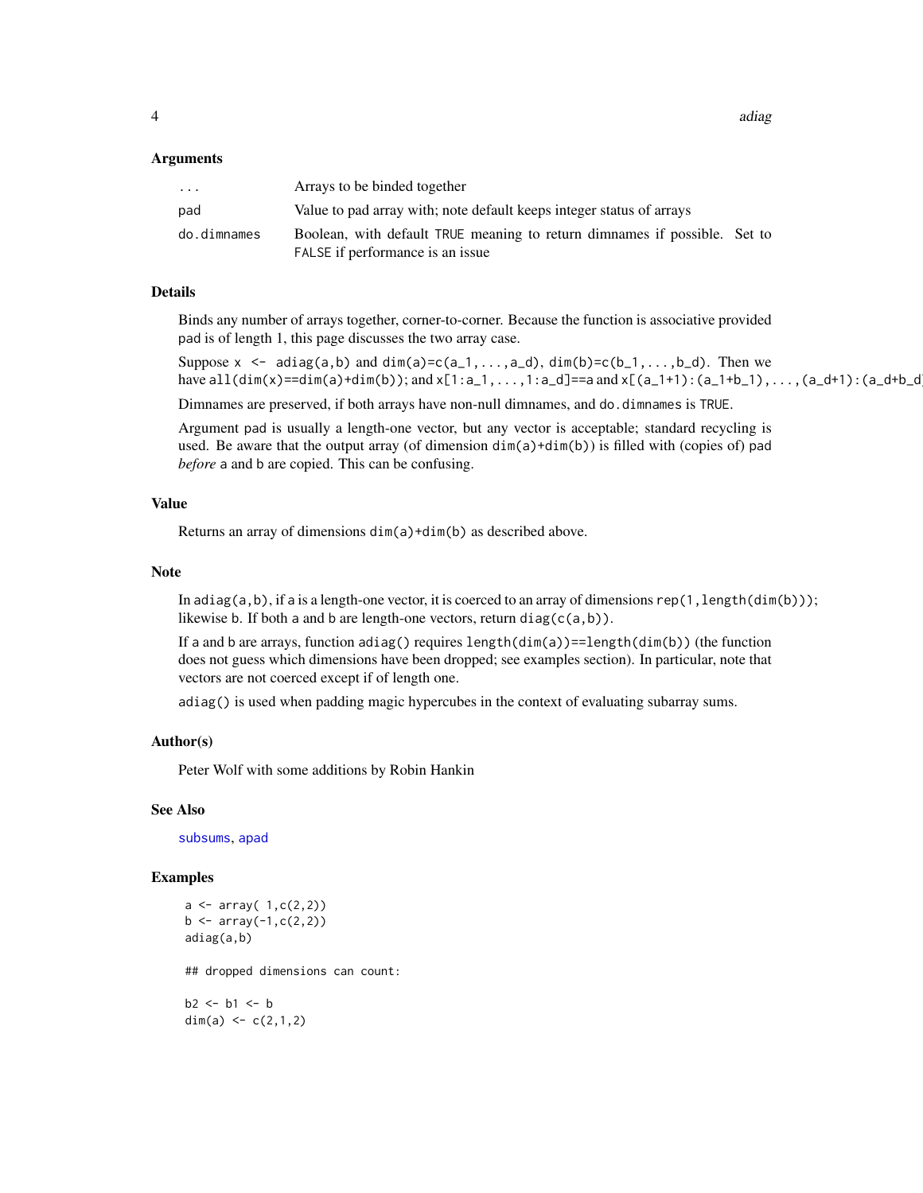### Arguments

| | |
|---|---|
| `...` | Arrays to be binded together |
| `pad` | Value to pad array with; note default keeps integer status of arrays |
| `do.dimnames` | Boolean, with default `TRUE` meaning to return dimnames if possible. Set to `FALSE` if performance is an issue |

### Details

Binds any number of arrays together, corner-to-corner. Because the function is associative provided `pad` is of length 1, this page discusses the two array case.

Suppose `x <- adiag(a,b)` and `dim(a)=c(a_1,...,a_d)`, `dim(b)=c(b_1,...,b_d)`. Then we have `all(dim(x)==dim(a)+dim(b))`; and `x[1:a_1,...,1:a_d]==a` and `x[(a_1+1):(a_1+b_1),...,(a_d+1):(a_d+b_d`

Dimnames are preserved, if both arrays have non-null dimnames, and `do.dimnames` is `TRUE`.

Argument `pad` is usually a length-one vector, but any vector is acceptable; standard recycling is used. Be aware that the output array (of dimension `dim(a)+dim(b)`) is filled with (copies of) `pad` *before* `a` and `b` are copied. This can be confusing.

### Value

Returns an array of dimensions `dim(a)+dim(b)` as described above.

### Note

In `adiag(a,b)`, if `a` is a length-one vector, it is coerced to an array of dimensions `rep(1,length(dim(b)))`; likewise `b`. If both `a` and `b` are length-one vectors, return `diag(c(a,b))`.

If `a` and `b` are arrays, function `adiag()` requires `length(dim(a))==length(dim(b))` (the function does not guess which dimensions have been dropped; see examples section). In particular, note that vectors are not coerced except if of length one.

`adiag()` is used when padding magic hypercubes in the context of evaluating subarray sums.

### Author(s)

Peter Wolf with some additions by Robin Hankin

### See Also

subsums, apad

### Examples

```
a <- array( 1,c(2,2))
b <- array(-1,c(2,2))
adiag(a,b)

## dropped dimensions can count:

b2 <- b1 <- b
dim(a) <- c(2,1,2)
```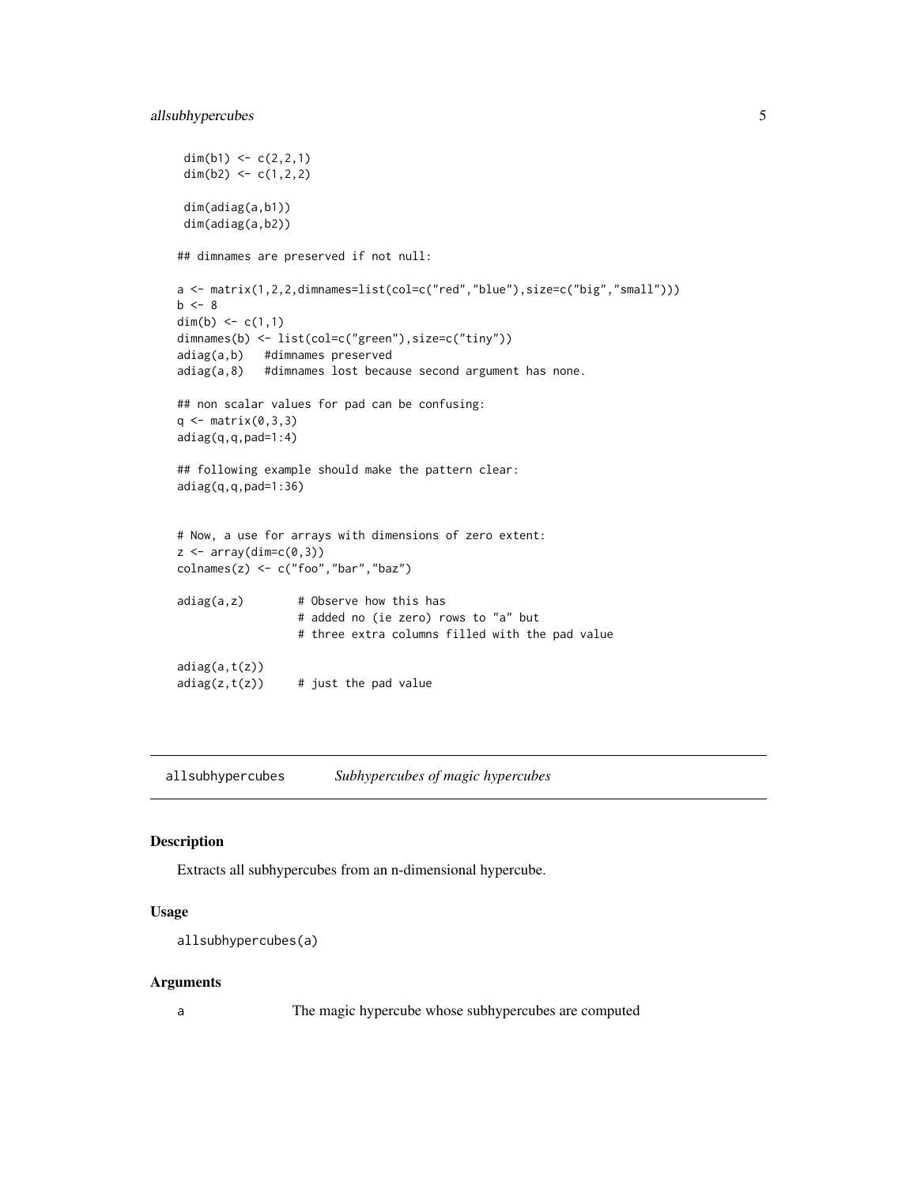```
 dim(b1) <- c(2,2,1)
 dim(b2) <- c(1,2,2)

 dim(adiag(a,b1))
 dim(adiag(a,b2))

## dimnames are preserved if not null:

a <- matrix(1,2,2,dimnames=list(col=c("red","blue"),size=c("big","small")))
b <- 8
dim(b) <- c(1,1)
dimnames(b) <- list(col=c("green"),size=c("tiny"))
adiag(a,b)   #dimnames preserved
adiag(a,8)   #dimnames lost because second argument has none.

## non scalar values for pad can be confusing:
q <- matrix(0,3,3)
adiag(q,q,pad=1:4)

## following example should make the pattern clear:
adiag(q,q,pad=1:36)


# Now, a use for arrays with dimensions of zero extent:
z <- array(dim=c(0,3))
colnames(z) <- c("foo","bar","baz")

adiag(a,z)        # Observe how this has
                  # added no (ie zero) rows to "a" but
                  # three extra columns filled with the pad value

adiag(a,t(z))
adiag(z,t(z))     # just the pad value
```

---

## allsubhypercubes *Subhypercubes of magic hypercubes*

### Description

Extracts all subhypercubes from an n-dimensional hypercube.

### Usage

```
allsubhypercubes(a)
```

### Arguments

| | |
|---|---|
| a | The magic hypercube whose subhypercubes are computed |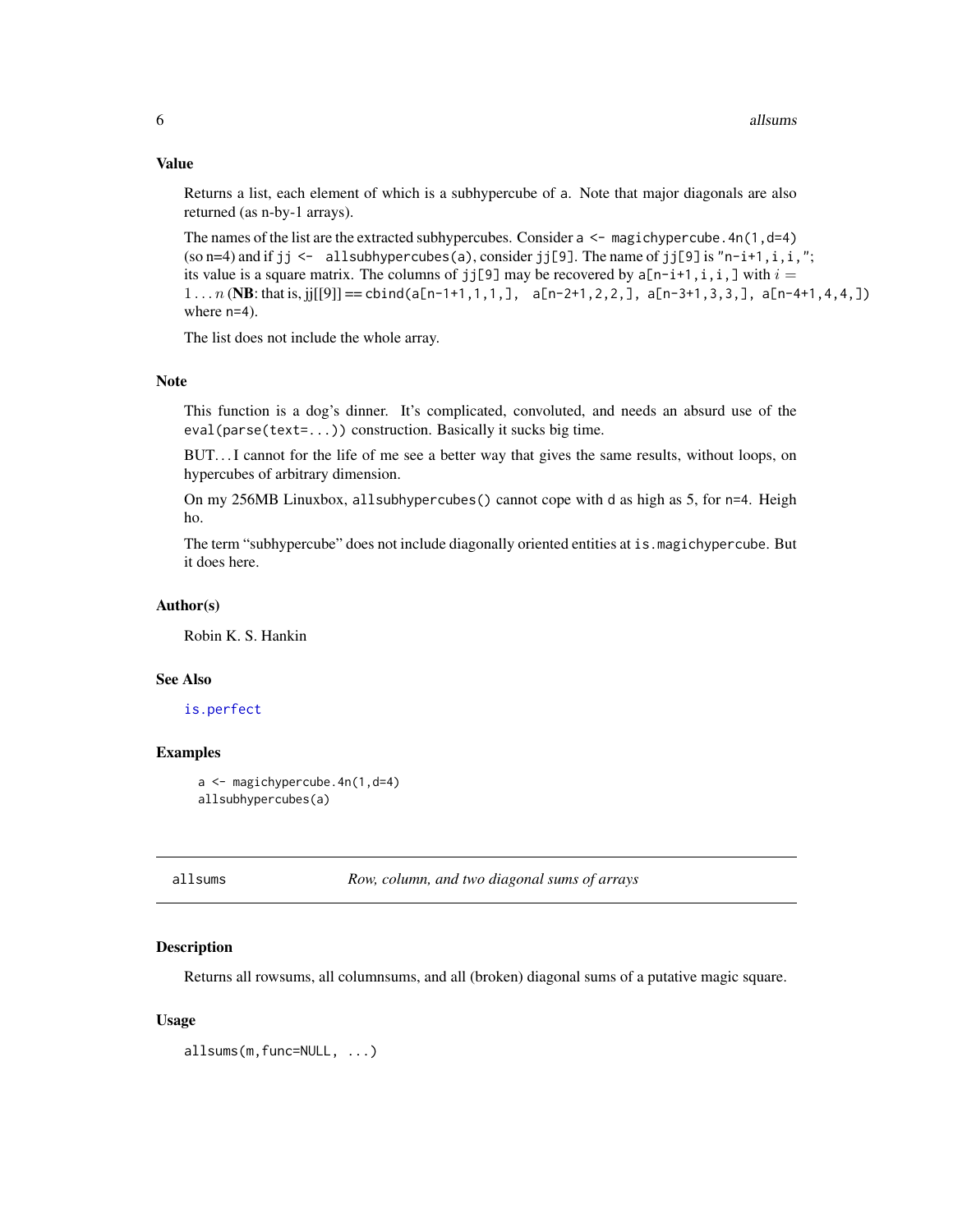## Value

Returns a list, each element of which is a subhypercube of `a`. Note that major diagonals are also returned (as n-by-1 arrays).

The names of the list are the extracted subhypercubes. Consider `a <- magichypercube.4n(1,d=4)` (so n=4) and if `jj <- allsubhypercubes(a)`, consider `jj[9]`. The name of `jj[9]` is `"n-i+1,i,i,"`; its value is a square matrix. The columns of `jj[9]` may be recovered by `a[n-i+1,i,i,]` with $i = 1 \ldots n$ (**NB**: that is, jj[[9]] == `cbind(a[n-1+1,1,1,], a[n-2+1,2,2,], a[n-3+1,3,3,], a[n-4+1,4,4,])` where `n=4`).

The list does not include the whole array.

## Note

This function is a dog's dinner. It's complicated, convoluted, and needs an absurd use of the `eval(parse(text=...))` construction. Basically it sucks big time.

BUT... I cannot for the life of me see a better way that gives the same results, without loops, on hypercubes of arbitrary dimension.

On my 256MB Linuxbox, `allsubhypercubes()` cannot cope with `d` as high as 5, for `n=4`. Heigh ho.

The term "subhypercube" does not include diagonally oriented entities at `is.magichypercube`. But it does here.

## Author(s)

Robin K. S. Hankin

## See Also

`is.perfect`

## Examples

```
a <- magichypercube.4n(1,d=4)
allsubhypercubes(a)
```

---

# allsums — *Row, column, and two diagonal sums of arrays*

## Description

Returns all rowsums, all columnsums, and all (broken) diagonal sums of a putative magic square.

## Usage

```
allsums(m,func=NULL, ...)
```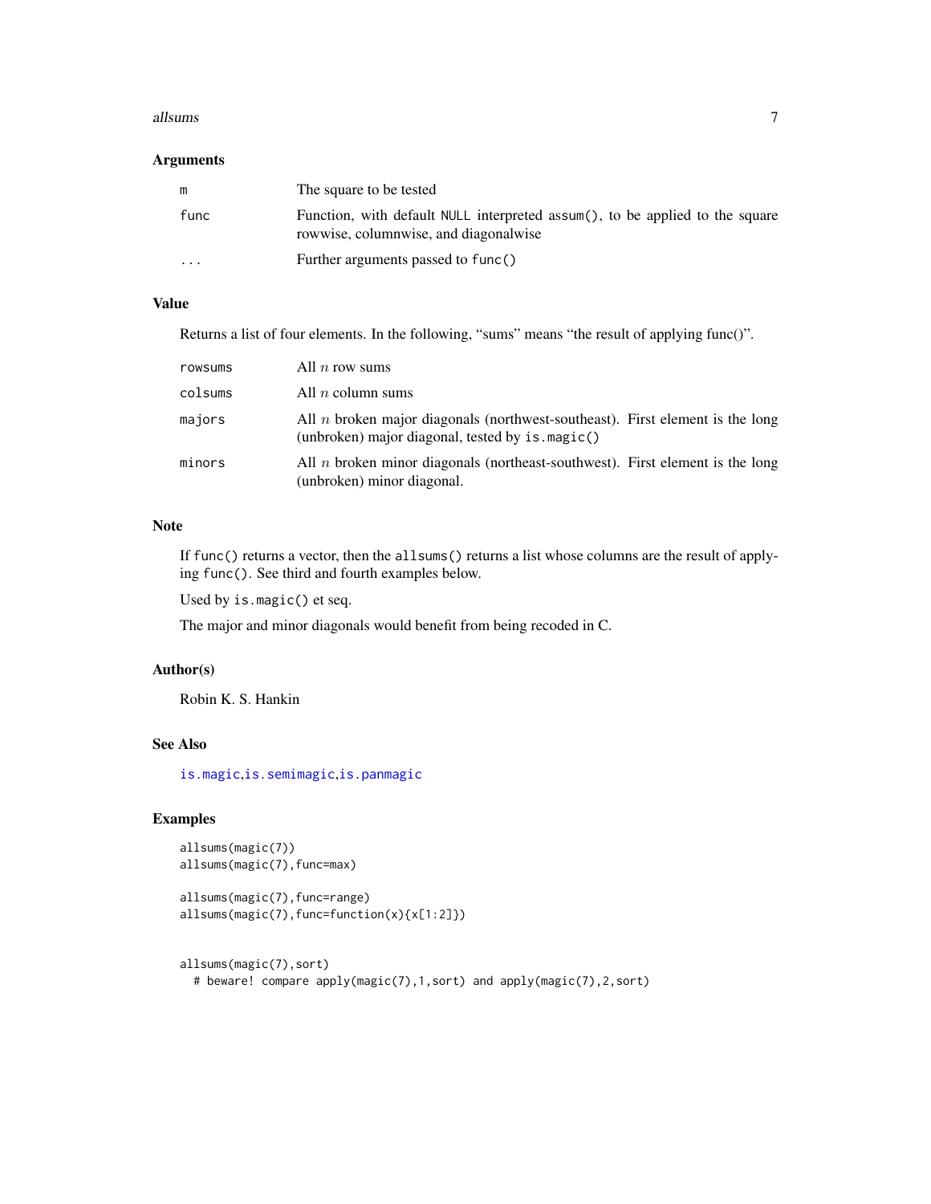## Arguments

| | |
|---|---|
| `m` | The square to be tested |
| `func` | Function, with default `NULL` interpreted `assum()`, to be applied to the square rowwise, columnwise, and diagonalwise |
| `...` | Further arguments passed to `func()` |

## Value

Returns a list of four elements. In the following, "sums" means "the result of applying func()".

| | |
|---|---|
| `rowsums` | All $n$ row sums |
| `colsums` | All $n$ column sums |
| `majors` | All $n$ broken major diagonals (northwest-southeast). First element is the long (unbroken) major diagonal, tested by `is.magic()` |
| `minors` | All $n$ broken minor diagonals (northeast-southwest). First element is the long (unbroken) minor diagonal. |

## Note

If `func()` returns a vector, then the `allsums()` returns a list whose columns are the result of applying `func()`. See third and fourth examples below.

Used by `is.magic()` et seq.

The major and minor diagonals would benefit from being recoded in C.

## Author(s)

Robin K. S. Hankin

## See Also

`is.magic`,`is.semimagic`,`is.panmagic`

## Examples

```
allsums(magic(7))
allsums(magic(7),func=max)

allsums(magic(7),func=range)
allsums(magic(7),func=function(x){x[1:2]})


allsums(magic(7),sort)
  # beware! compare apply(magic(7),1,sort) and apply(magic(7),2,sort)
```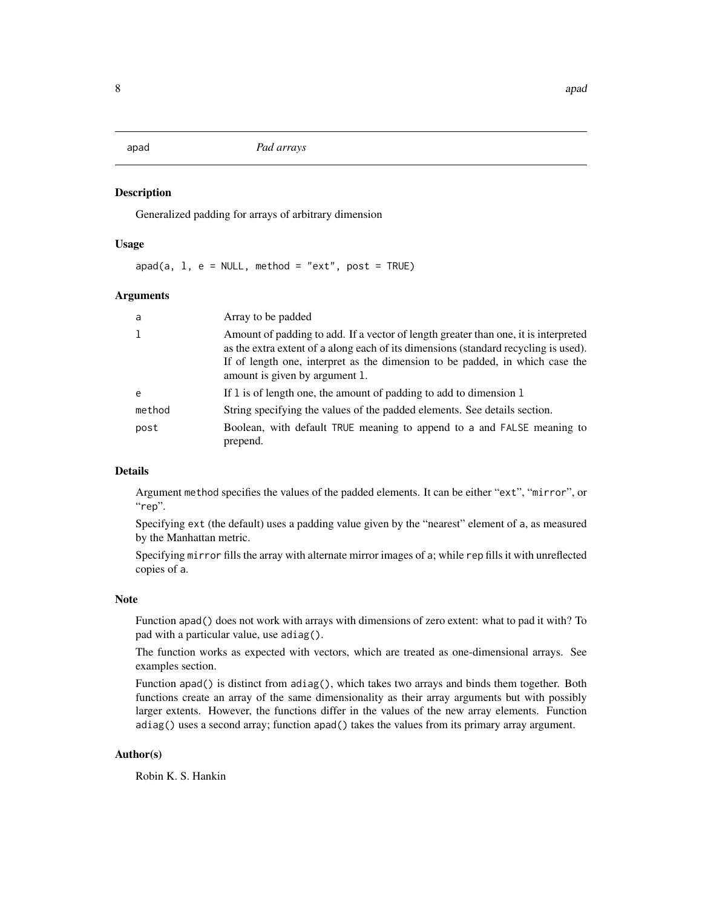# apad — *Pad arrays*

## Description

Generalized padding for arrays of arbitrary dimension

## Usage

```
apad(a, l, e = NULL, method = "ext", post = TRUE)
```

## Arguments

| | |
|---|---|
| `a` | Array to be padded |
| `l` | Amount of padding to add. If a vector of length greater than one, it is interpreted as the extra extent of `a` along each of its dimensions (standard recycling is used). If of length one, interpret as the dimension to be padded, in which case the amount is given by argument `l`. |
| `e` | If `l` is of length one, the amount of padding to add to dimension `l` |
| `method` | String specifying the values of the padded elements. See details section. |
| `post` | Boolean, with default `TRUE` meaning to append to `a` and `FALSE` meaning to prepend. |

## Details

Argument `method` specifies the values of the padded elements. It can be either "`ext`", "`mirror`", or "`rep`".

Specifying `ext` (the default) uses a padding value given by the "nearest" element of `a`, as measured by the Manhattan metric.

Specifying `mirror` fills the array with alternate mirror images of `a`; while `rep` fills it with unreflected copies of `a`.

## Note

Function `apad()` does not work with arrays with dimensions of zero extent: what to pad it with? To pad with a particular value, use `adiag()`.

The function works as expected with vectors, which are treated as one-dimensional arrays. See examples section.

Function `apad()` is distinct from `adiag()`, which takes two arrays and binds them together. Both functions create an array of the same dimensionality as their array arguments but with possibly larger extents. However, the functions differ in the values of the new array elements. Function `adiag()` uses a second array; function `apad()` takes the values from its primary array argument.

## Author(s)

Robin K. S. Hankin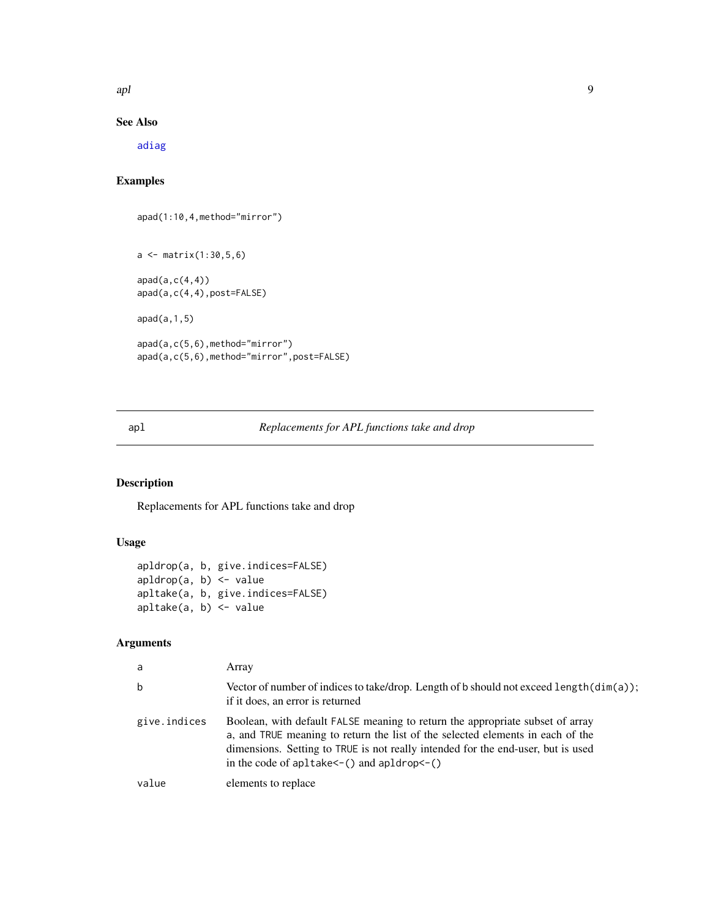## See Also

adiag

## Examples

```
apad(1:10,4,method="mirror")


a <- matrix(1:30,5,6)

apad(a,c(4,4))
apad(a,c(4,4),post=FALSE)

apad(a,1,5)

apad(a,c(5,6),method="mirror")
apad(a,c(5,6),method="mirror",post=FALSE)
```

---

# apl — *Replacements for APL functions take and drop*

---

## Description

Replacements for APL functions take and drop

## Usage

```
apldrop(a, b, give.indices=FALSE)
apldrop(a, b) <- value
apltake(a, b, give.indices=FALSE)
apltake(a, b) <- value
```

## Arguments

| | |
|---|---|
| a | Array |
| b | Vector of number of indices to take/drop. Length of b should not exceed length(dim(a)); if it does, an error is returned |
| give.indices | Boolean, with default FALSE meaning to return the appropriate subset of array a, and TRUE meaning to return the list of the selected elements in each of the dimensions. Setting to TRUE is not really intended for the end-user, but is used in the code of apltake<-() and apldrop<-() |
| value | elements to replace |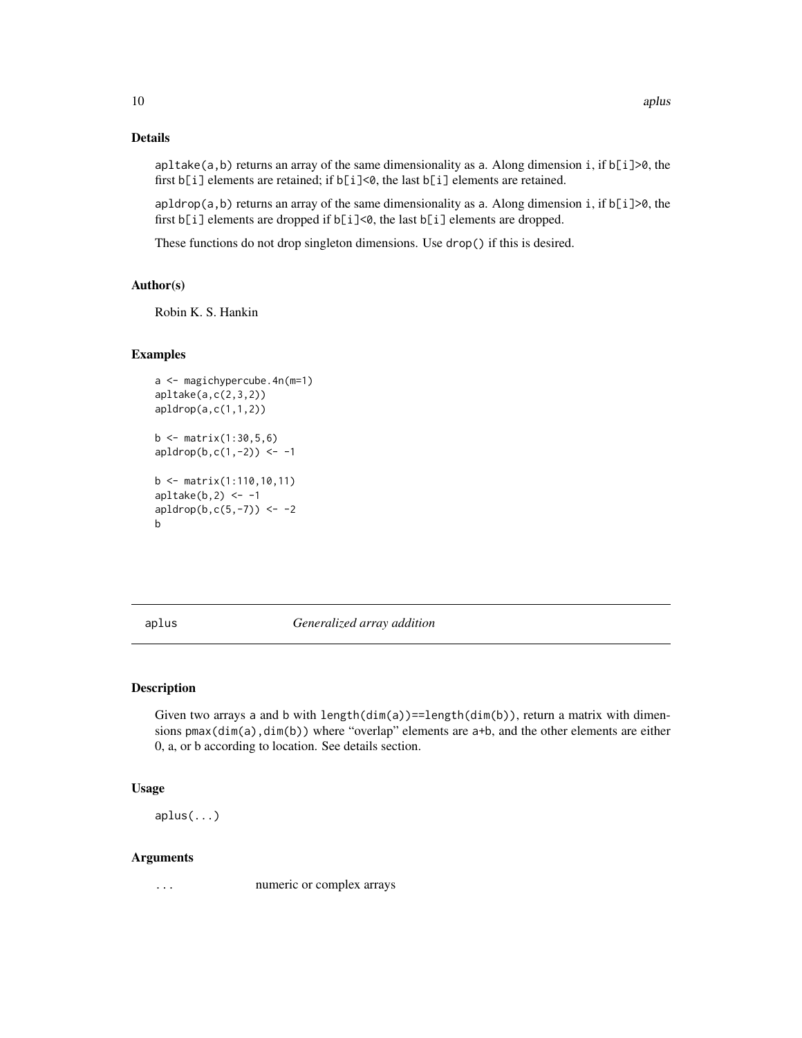### Details

`apltake(a,b)` returns an array of the same dimensionality as `a`. Along dimension `i`, if `b[i]>0`, the first `b[i]` elements are retained; if `b[i]<0`, the last `b[i]` elements are retained.

`apldrop(a,b)` returns an array of the same dimensionality as `a`. Along dimension `i`, if `b[i]>0`, the first `b[i]` elements are dropped if `b[i]<0`, the last `b[i]` elements are dropped.

These functions do not drop singleton dimensions. Use `drop()` if this is desired.

### Author(s)

Robin K. S. Hankin

### Examples

```
a <- magichypercube.4n(m=1)
apltake(a,c(2,3,2))
apldrop(a,c(1,1,2))

b <- matrix(1:30,5,6)
apldrop(b,c(1,-2)) <- -1

b <- matrix(1:110,10,11)
apltake(b,2) <- -1
apldrop(b,c(5,-7)) <- -2
b
```

---

## aplus *Generalized array addition*

### Description

Given two arrays `a` and `b` with `length(dim(a))==length(dim(b))`, return a matrix with dimensions `pmax(dim(a),dim(b))` where "overlap" elements are `a+b`, and the other elements are either 0, a, or b according to location. See details section.

### Usage

```
aplus(...)
```

### Arguments

`...` numeric or complex arrays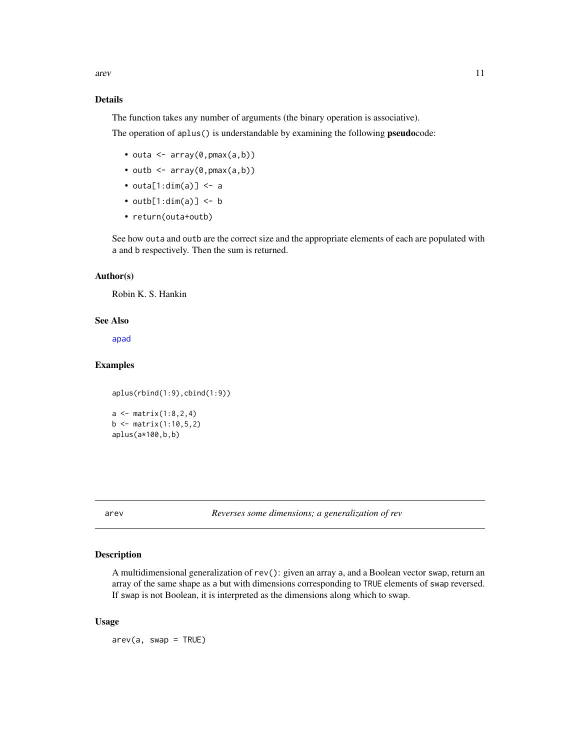## Details

The function takes any number of arguments (the binary operation is associative).

The operation of `aplus()` is understandable by examining the following **pseudo**code:

- `outa <- array(0,pmax(a,b))`
- `outb <- array(0,pmax(a,b))`
- `outa[1:dim(a)] <- a`
- `outb[1:dim(a)] <- b`
- `return(outa+outb)`

See how `outa` and `outb` are the correct size and the appropriate elements of each are populated with `a` and `b` respectively. Then the sum is returned.

## Author(s)

Robin K. S. Hankin

## See Also

`apad`

## Examples

```
aplus(rbind(1:9),cbind(1:9))

a <- matrix(1:8,2,4)
b <- matrix(1:10,5,2)
aplus(a*100,b,b)
```

---

# arev — *Reverses some dimensions; a generalization of rev*

## Description

A multidimensional generalization of `rev()`: given an array `a`, and a Boolean vector `swap`, return an array of the same shape as `a` but with dimensions corresponding to `TRUE` elements of `swap` reversed. If `swap` is not Boolean, it is interpreted as the dimensions along which to swap.

## Usage

```
arev(a, swap = TRUE)
```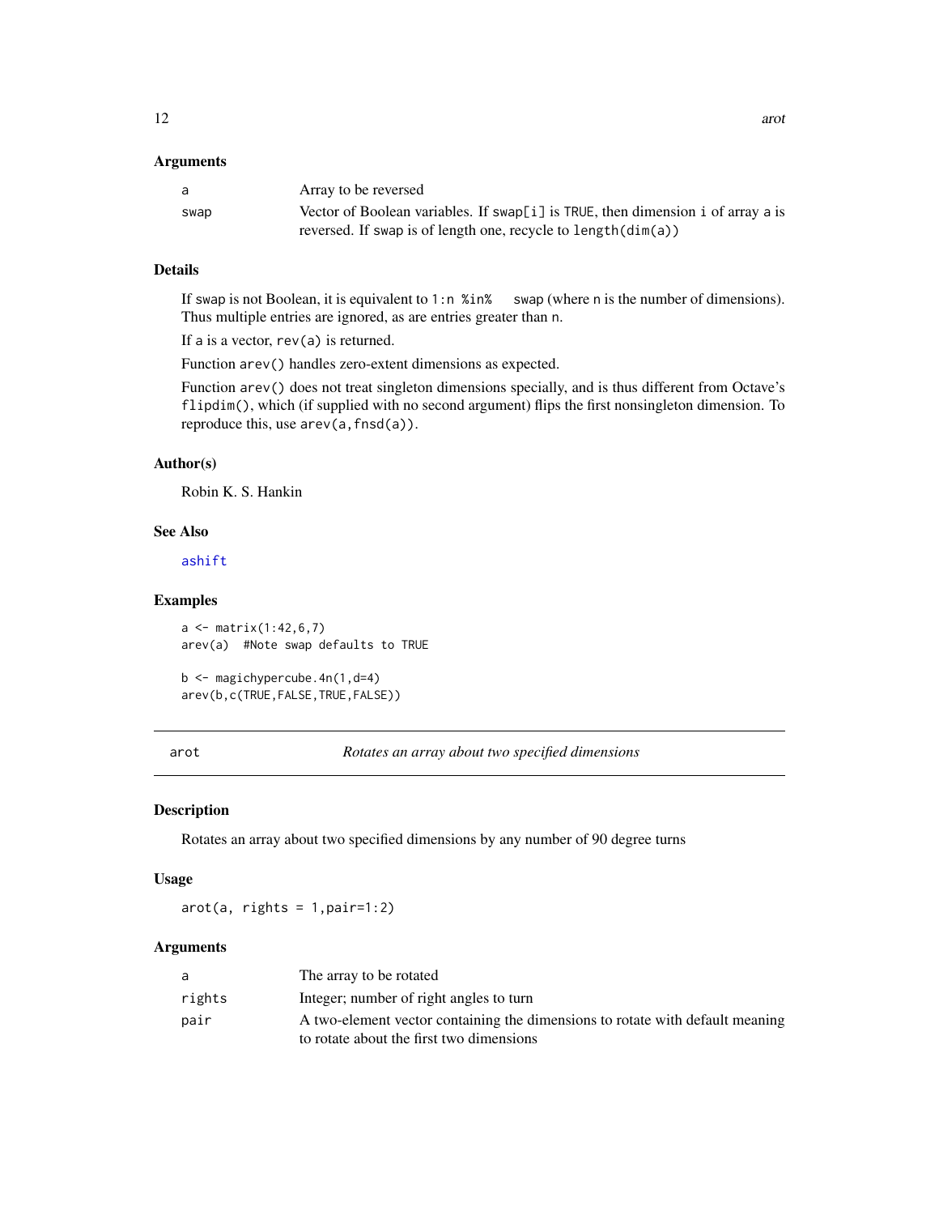### Arguments

| | |
|---|---|
| a | Array to be reversed |
| swap | Vector of Boolean variables. If swap[i] is TRUE, then dimension i of array a is reversed. If swap is of length one, recycle to length(dim(a)) |

### Details

If swap is not Boolean, it is equivalent to `1:n %in% swap` (where n is the number of dimensions). Thus multiple entries are ignored, as are entries greater than n.

If a is a vector, rev(a) is returned.

Function arev() handles zero-extent dimensions as expected.

Function arev() does not treat singleton dimensions specially, and is thus different from Octave's flipdim(), which (if supplied with no second argument) flips the first nonsingleton dimension. To reproduce this, use arev(a,fnsd(a)).

### Author(s)

Robin K. S. Hankin

### See Also

ashift

### Examples

```
a <- matrix(1:42,6,7)
arev(a)  #Note swap defaults to TRUE

b <- magichypercube.4n(1,d=4)
arev(b,c(TRUE,FALSE,TRUE,FALSE))
```

---

## arot — *Rotates an array about two specified dimensions*

### Description

Rotates an array about two specified dimensions by any number of 90 degree turns

### Usage

```
arot(a, rights = 1,pair=1:2)
```

### Arguments

| | |
|---|---|
| a | The array to be rotated |
| rights | Integer; number of right angles to turn |
| pair | A two-element vector containing the dimensions to rotate with default meaning to rotate about the first two dimensions |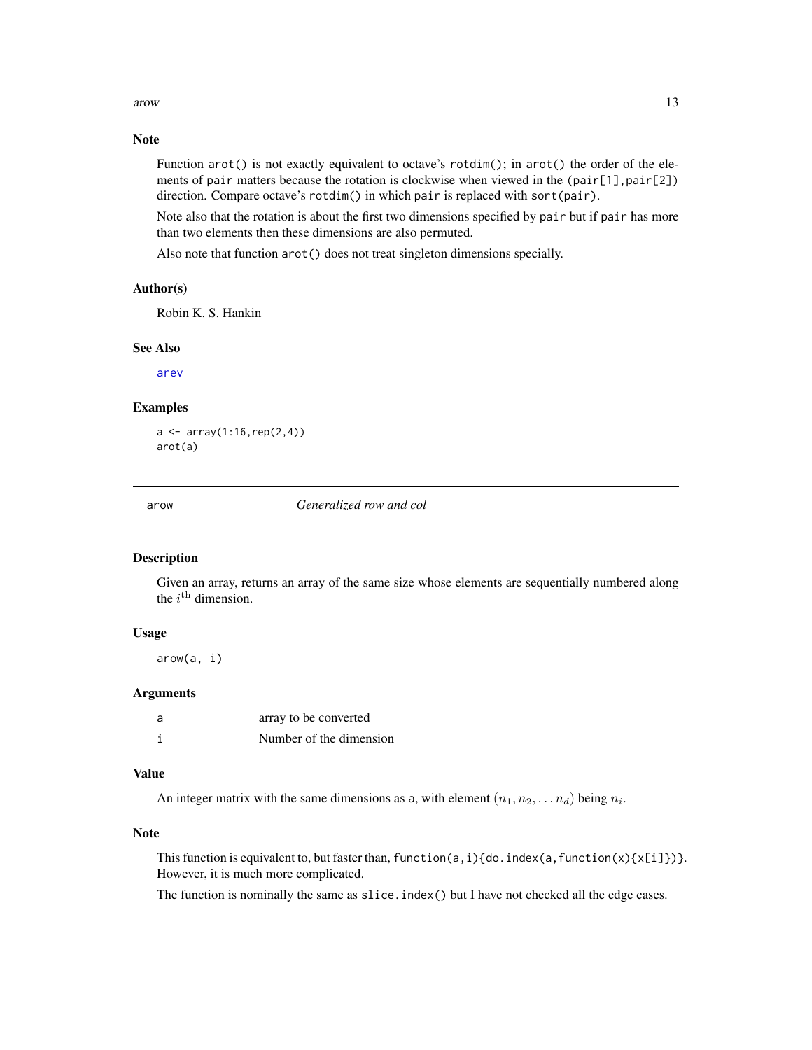### Note

Function `arot()` is not exactly equivalent to octave's `rotdim()`; in `arot()` the order of the elements of `pair` matters because the rotation is clockwise when viewed in the `(pair[1],pair[2])` direction. Compare octave's `rotdim()` in which `pair` is replaced with `sort(pair)`.

Note also that the rotation is about the first two dimensions specified by `pair` but if `pair` has more than two elements then these dimensions are also permuted.

Also note that function `arot()` does not treat singleton dimensions specially.

### Author(s)

Robin K. S. Hankin

### See Also

arev

### Examples

```
a <- array(1:16,rep(2,4))
arot(a)
```

---

## arow — *Generalized row and col*

---

### Description

Given an array, returns an array of the same size whose elements are sequentially numbered along the $i^{\mathrm{th}}$ dimension.

### Usage

```
arow(a, i)
```

### Arguments

| | |
|---|---|
| a | array to be converted |
| i | Number of the dimension |

### Value

An integer matrix with the same dimensions as `a`, with element $(n_1, n_2, \ldots n_d)$ being $n_i$.

### Note

This function is equivalent to, but faster than, `function(a,i){do.index(a,function(x){x[i]})}`. However, it is much more complicated.

The function is nominally the same as `slice.index()` but I have not checked all the edge cases.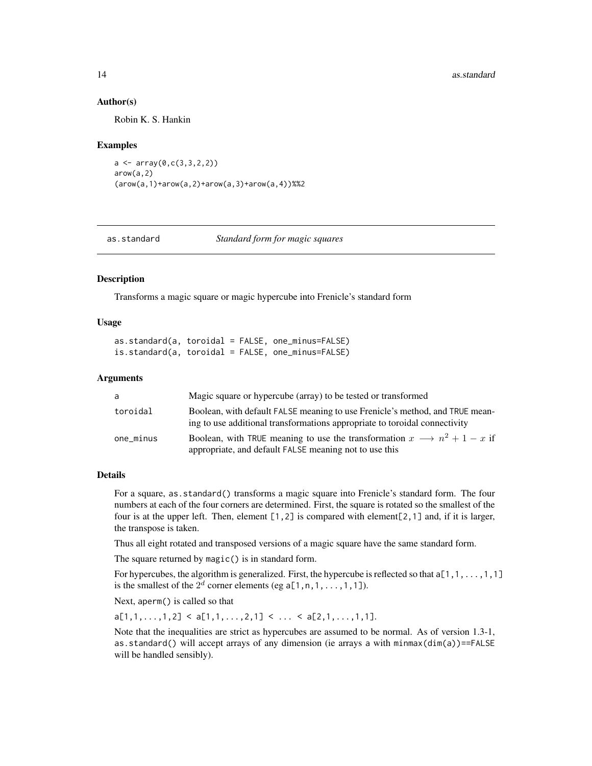## Author(s)

Robin K. S. Hankin

## Examples

```
a <- array(0,c(3,3,2,2))
arow(a,2)
(arow(a,1)+arow(a,2)+arow(a,3)+arow(a,4))%%2
```

---

# as.standard *Standard form for magic squares*

---

## Description

Transforms a magic square or magic hypercube into Frenicle's standard form

## Usage

```
as.standard(a, toroidal = FALSE, one_minus=FALSE)
is.standard(a, toroidal = FALSE, one_minus=FALSE)
```

## Arguments

| | |
|---|---|
| a | Magic square or hypercube (array) to be tested or transformed |
| toroidal | Boolean, with default FALSE meaning to use Frenicle's method, and TRUE meaning to use additional transformations appropriate to toroidal connectivity |
| one_minus | Boolean, with TRUE meaning to use the transformation $x \longrightarrow n^2 + 1 - x$ if appropriate, and default FALSE meaning not to use this |

## Details

For a square, as.standard() transforms a magic square into Frenicle's standard form. The four numbers at each of the four corners are determined. First, the square is rotated so the smallest of the four is at the upper left. Then, element [1,2] is compared with element[2,1] and, if it is larger, the transpose is taken.

Thus all eight rotated and transposed versions of a magic square have the same standard form.

The square returned by magic() is in standard form.

For hypercubes, the algorithm is generalized. First, the hypercube is reflected so that a[1,1,...,1,1] is the smallest of the $2^d$ corner elements (eg a[1,n,1,...,1,1]).

Next, aperm() is called so that

a[1,1,...,1,2] < a[1,1,...,2,1] < ... < a[2,1,...,1,1].

Note that the inequalities are strict as hypercubes are assumed to be normal. As of version 1.3-1, as.standard() will accept arrays of any dimension (ie arrays a with minmax(dim(a))==FALSE will be handled sensibly).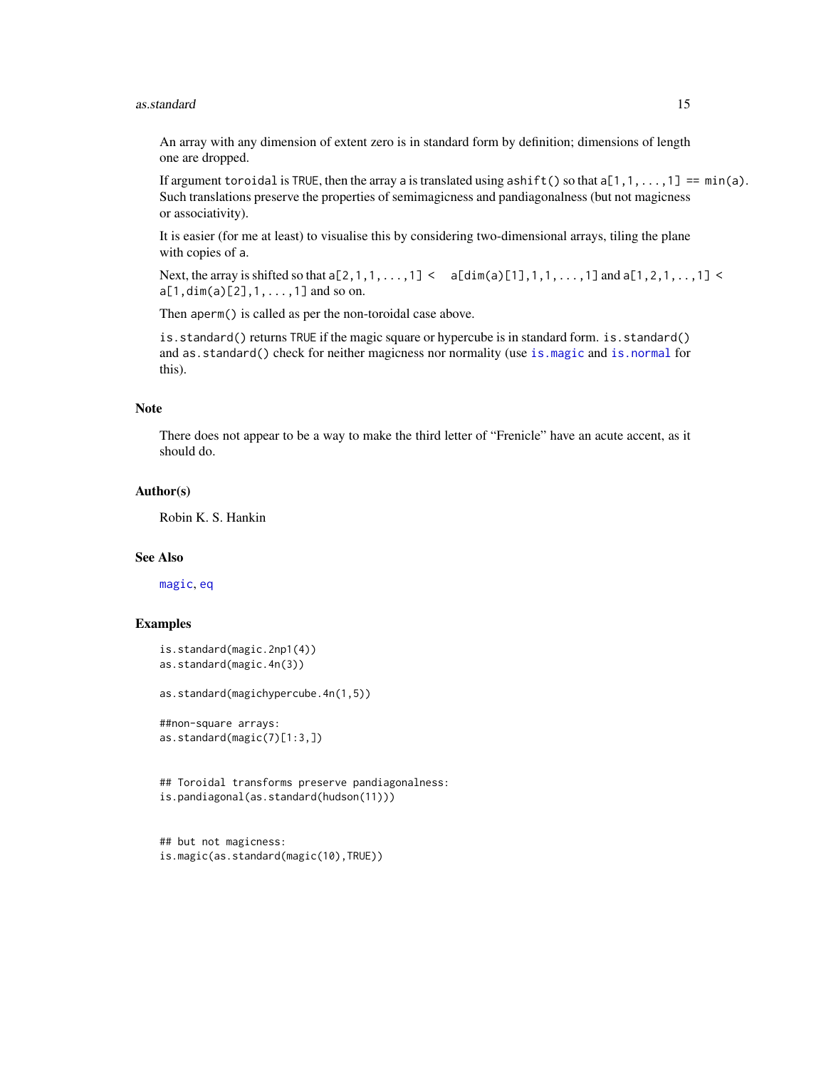An array with any dimension of extent zero is in standard form by definition; dimensions of length one are dropped.

If argument `toroidal` is `TRUE`, then the array `a` is translated using `ashift()` so that `a[1,1,...,1] == min(a)`. Such translations preserve the properties of semimagicness and pandiagonalness (but not magicness or associativity).

It is easier (for me at least) to visualise this by considering two-dimensional arrays, tiling the plane with copies of `a`.

Next, the array is shifted so that `a[2,1,1,...,1] < a[dim(a)[1],1,1,...,1]` and `a[1,2,1,..,1] < a[1,dim(a)[2],1,...,1]` and so on.

Then `aperm()` is called as per the non-toroidal case above.

`is.standard()` returns `TRUE` if the magic square or hypercube is in standard form. `is.standard()` and `as.standard()` check for neither magicness nor normality (use `is.magic` and `is.normal` for this).

## Note

There does not appear to be a way to make the third letter of "Frenicle" have an acute accent, as it should do.

## Author(s)

Robin K. S. Hankin

## See Also

`magic`, `eq`

## Examples

```
is.standard(magic.2np1(4))
as.standard(magic.4n(3))

as.standard(magichypercube.4n(1,5))

##non-square arrays:
as.standard(magic(7)[1:3,])


## Toroidal transforms preserve pandiagonalness:
is.pandiagonal(as.standard(hudson(11)))


## but not magicness:
is.magic(as.standard(magic(10),TRUE))
```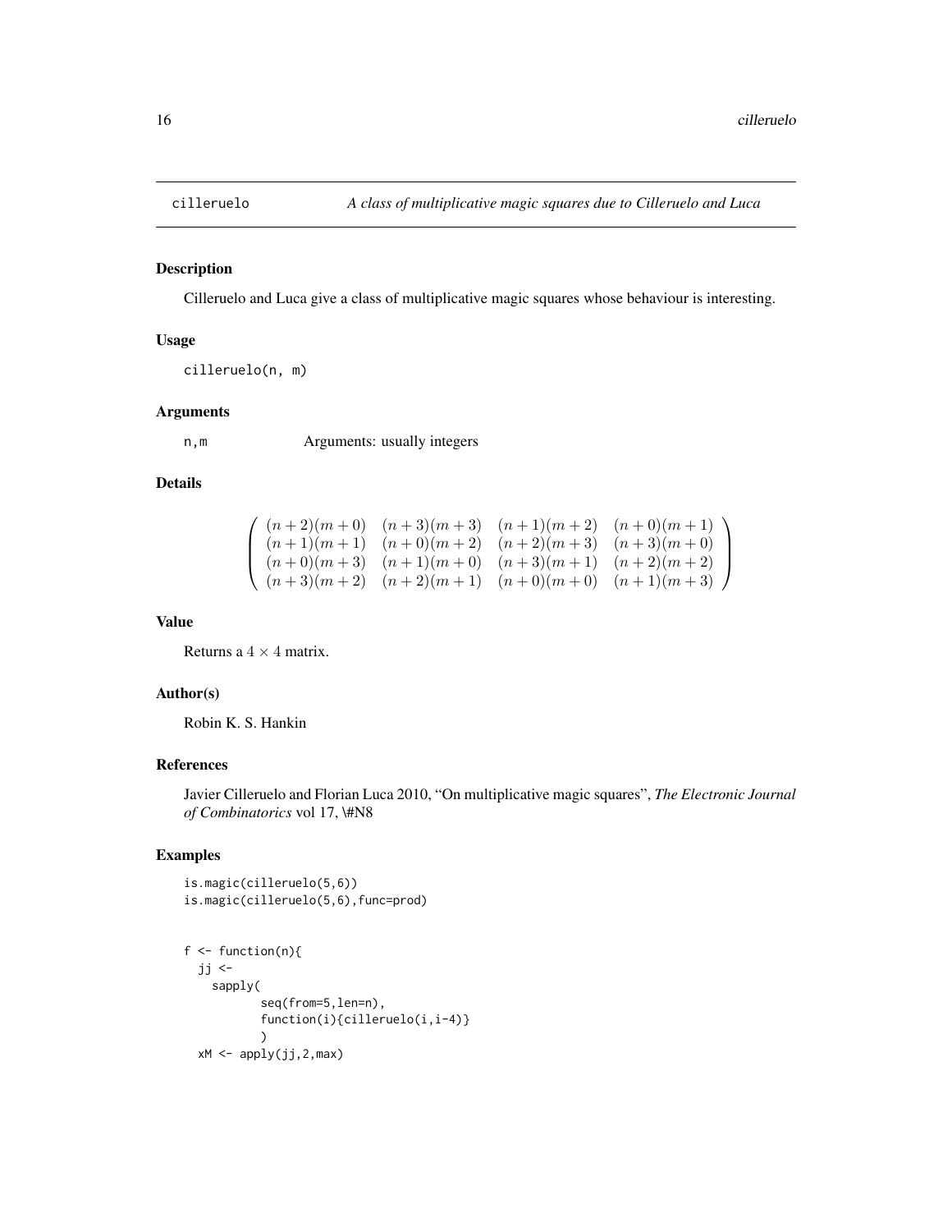# cilleruelo — *A class of multiplicative magic squares due to Cilleruelo and Luca*

## Description

Cilleruelo and Luca give a class of multiplicative magic squares whose behaviour is interesting.

## Usage

```
cilleruelo(n, m)
```

## Arguments

`n,m` Arguments: usually integers

## Details

$$\begin{pmatrix} (n+2)(m+0) & (n+3)(m+3) & (n+1)(m+2) & (n+0)(m+1) \\ (n+1)(m+1) & (n+0)(m+2) & (n+2)(m+3) & (n+3)(m+0) \\ (n+0)(m+3) & (n+1)(m+0) & (n+3)(m+1) & (n+2)(m+2) \\ (n+3)(m+2) & (n+2)(m+1) & (n+0)(m+0) & (n+1)(m+3) \end{pmatrix}$$

## Value

Returns a $4 \times 4$ matrix.

## Author(s)

Robin K. S. Hankin

## References

Javier Cilleruelo and Florian Luca 2010, "On multiplicative magic squares", *The Electronic Journal of Combinatorics* vol 17, \#N8

## Examples

```
is.magic(cilleruelo(5,6))
is.magic(cilleruelo(5,6),func=prod)


f <- function(n){
  jj <-
    sapply(
          seq(from=5,len=n),
          function(i){cilleruelo(i,i-4)}
          )
  xM <- apply(jj,2,max)
```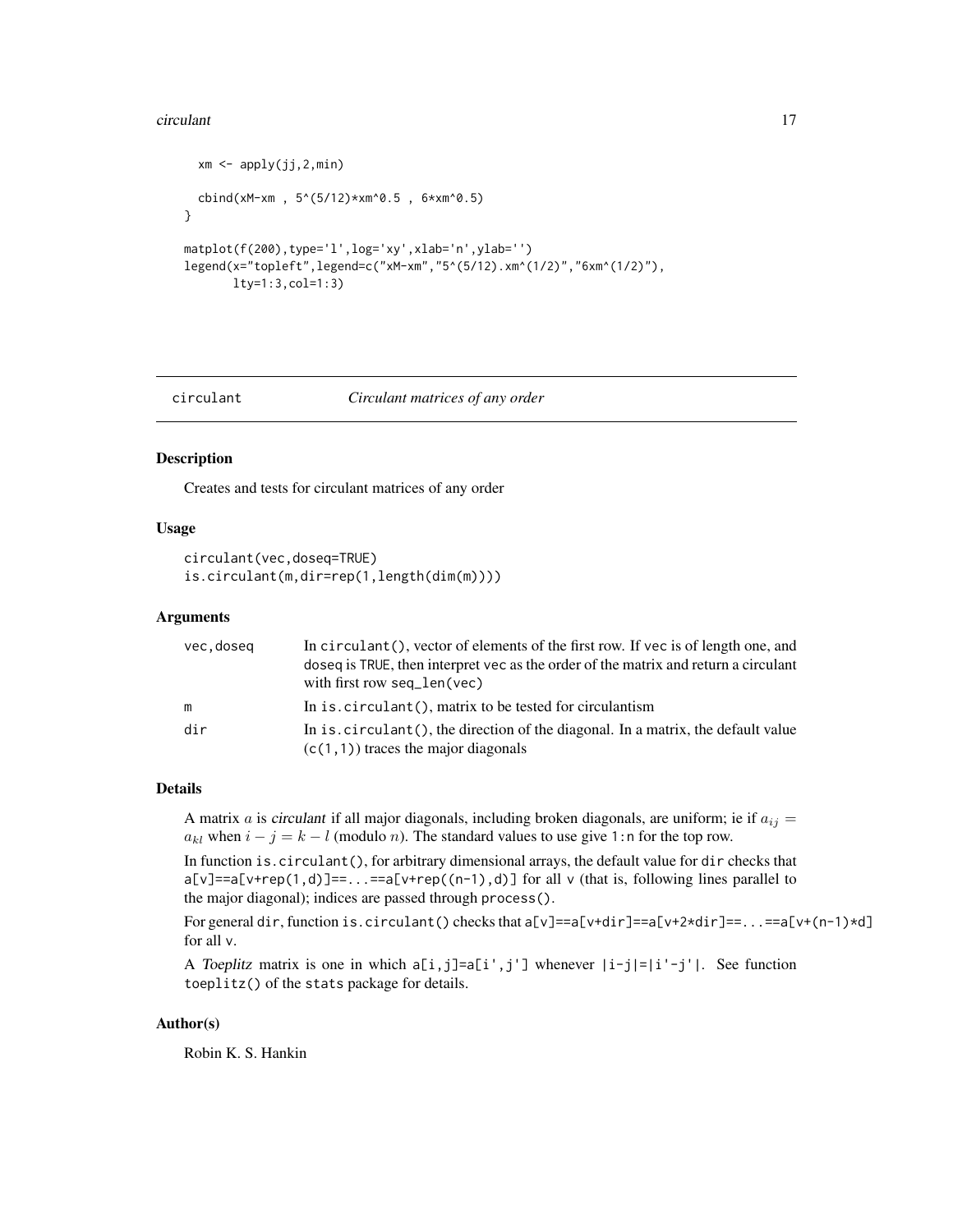```
  xm <- apply(jj,2,min)

  cbind(xM-xm , 5^(5/12)*xm^0.5 , 6*xm^0.5)
}

matplot(f(200),type='l',log='xy',xlab='n',ylab='')
legend(x="topleft",legend=c("xM-xm","5^(5/12).xm^(1/2)","6xm^(1/2)"),
       lty=1:3,col=1:3)
```

---

circulant &nbsp;&nbsp;&nbsp;&nbsp; *Circulant matrices of any order*

---

## Description

Creates and tests for circulant matrices of any order

## Usage

```
circulant(vec,doseq=TRUE)
is.circulant(m,dir=rep(1,length(dim(m))))
```

## Arguments

| | |
|---|---|
| `vec,doseq` | In `circulant()`, vector of elements of the first row. If `vec` is of length one, and `doseq` is `TRUE`, then interpret `vec` as the order of the matrix and return a circulant with first row `seq_len(vec)` |
| `m` | In `is.circulant()`, matrix to be tested for circulantism |
| `dir` | In `is.circulant()`, the direction of the diagonal. In a matrix, the default value (`c(1,1)`) traces the major diagonals |

## Details

A matrix $a$ is *circulant* if all major diagonals, including broken diagonals, are uniform; ie if $a_{ij} = a_{kl}$ when $i - j = k - l$ (modulo $n$). The standard values to use give `1:n` for the top row.

In function `is.circulant()`, for arbitrary dimensional arrays, the default value for `dir` checks that `a[v]==a[v+rep(1,d)]==...==a[v+rep((n-1),d)]` for all `v` (that is, following lines parallel to the major diagonal); indices are passed through `process()`.

For general `dir`, function `is.circulant()` checks that `a[v]==a[v+dir]==a[v+2*dir]==...==a[v+(n-1)*d]` for all `v`.

A *Toeplitz* matrix is one in which `a[i,j]=a[i',j']` whenever `|i-j|=|i'-j'|`. See function `toeplitz()` of the `stats` package for details.

## Author(s)

Robin K. S. Hankin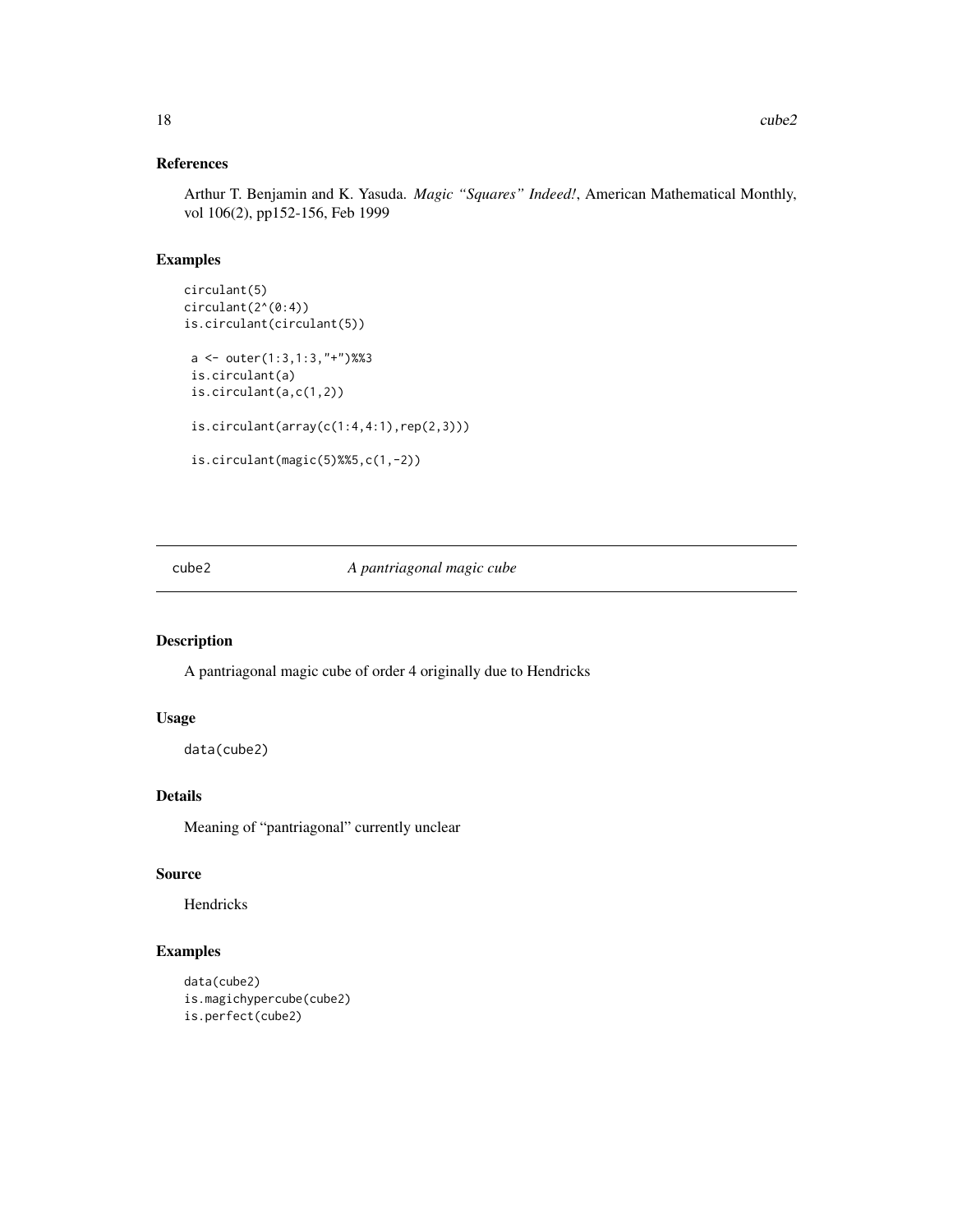## References

Arthur T. Benjamin and K. Yasuda. *Magic "Squares" Indeed!*, American Mathematical Monthly, vol 106(2), pp152-156, Feb 1999

## Examples

```
circulant(5)
circulant(2^(0:4))
is.circulant(circulant(5))

 a <- outer(1:3,1:3,"+")%%3
 is.circulant(a)
 is.circulant(a,c(1,2))

 is.circulant(array(c(1:4,4:1),rep(2,3)))

 is.circulant(magic(5)%%5,c(1,-2))
```

---

# cube2 *A pantriagonal magic cube*

## Description

A pantriagonal magic cube of order 4 originally due to Hendricks

## Usage

```
data(cube2)
```

## Details

Meaning of "pantriagonal" currently unclear

## Source

Hendricks

## Examples

```
data(cube2)
is.magichypercube(cube2)
is.perfect(cube2)
```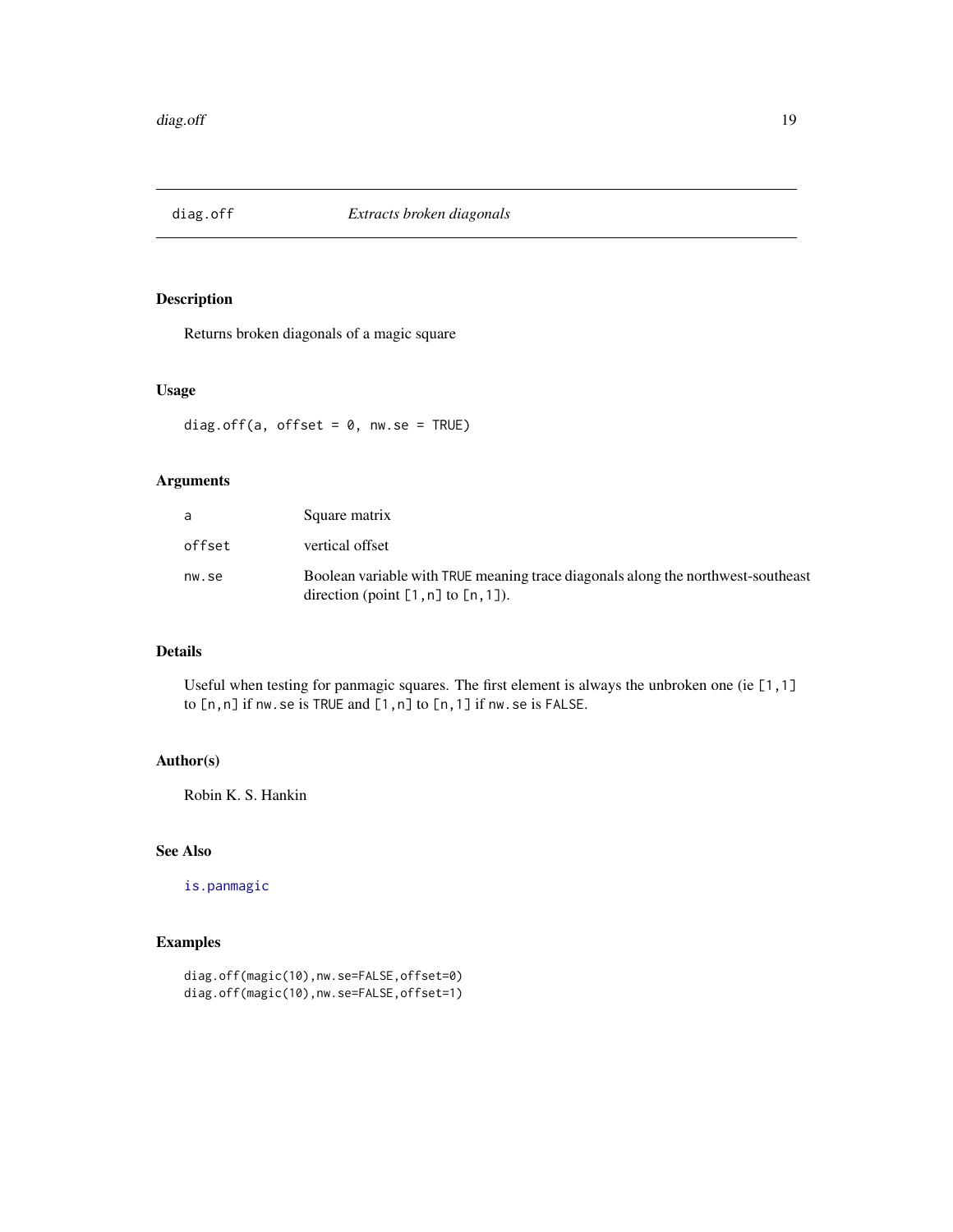# diag.off — *Extracts broken diagonals*

## Description

Returns broken diagonals of a magic square

## Usage

```
diag.off(a, offset = 0, nw.se = TRUE)
```

## Arguments

| | |
|---|---|
| a | Square matrix |
| offset | vertical offset |
| nw.se | Boolean variable with TRUE meaning trace diagonals along the northwest-southeast direction (point [1,n] to [n,1]). |

## Details

Useful when testing for panmagic squares. The first element is always the unbroken one (ie [1,1] to [n,n] if nw.se is TRUE and [1,n] to [n,1] if nw.se is FALSE.

## Author(s)

Robin K. S. Hankin

## See Also

is.panmagic

## Examples

```
diag.off(magic(10),nw.se=FALSE,offset=0)
diag.off(magic(10),nw.se=FALSE,offset=1)
```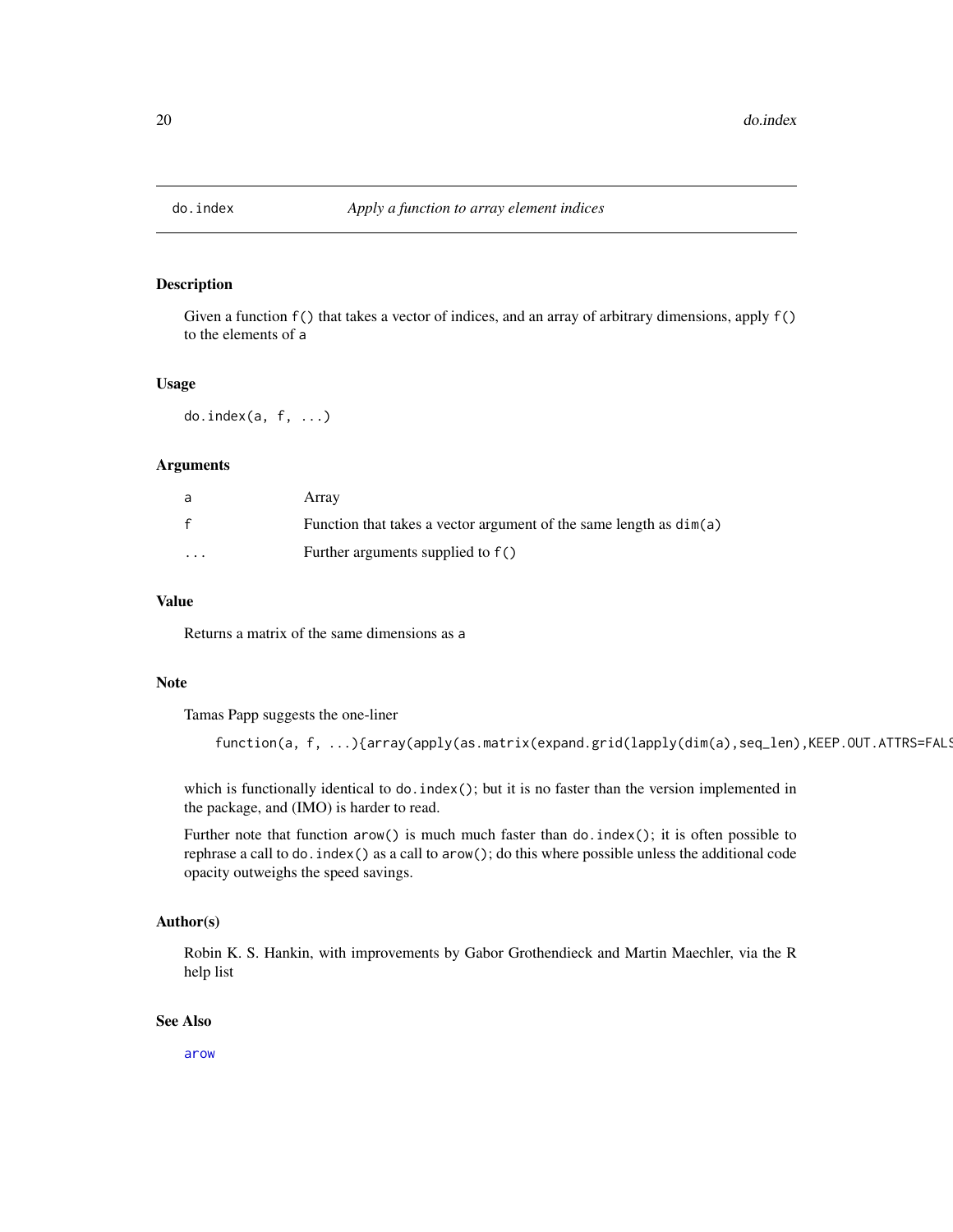# do.index *Apply a function to array element indices*

## Description

Given a function `f()` that takes a vector of indices, and an array of arbitrary dimensions, apply `f()` to the elements of `a`

## Usage

```
do.index(a, f, ...)
```

## Arguments

| | |
|---|---|
| `a` | Array |
| `f` | Function that takes a vector argument of the same length as `dim(a)` |
| `...` | Further arguments supplied to `f()` |

## Value

Returns a matrix of the same dimensions as `a`

## Note

Tamas Papp suggests the one-liner

```
function(a, f, ...){array(apply(as.matrix(expand.grid(lapply(dim(a),seq_len),KEEP.OUT.ATTRS=FALS
```

which is functionally identical to `do.index()`; but it is no faster than the version implemented in the package, and (IMO) is harder to read.

Further note that function `arow()` is much much faster than `do.index()`; it is often possible to rephrase a call to `do.index()` as a call to `arow()`; do this where possible unless the additional code opacity outweighs the speed savings.

## Author(s)

Robin K. S. Hankin, with improvements by Gabor Grothendieck and Martin Maechler, via the R help list

## See Also

`arow`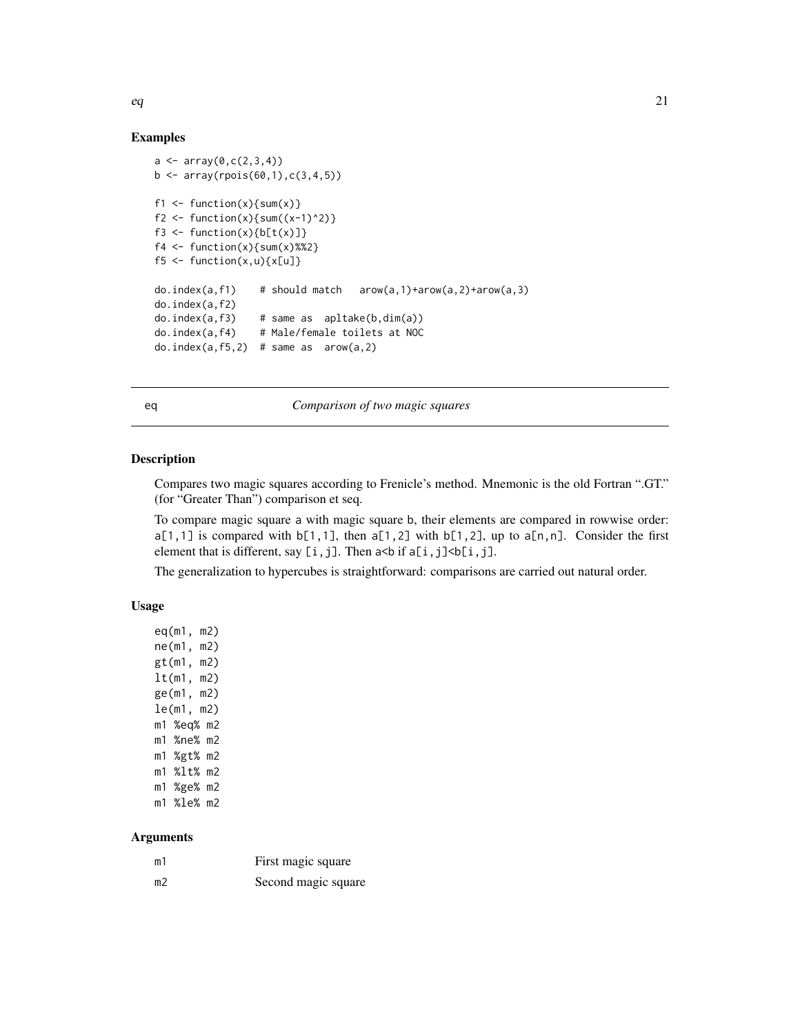## Examples

```
a <- array(0,c(2,3,4))
b <- array(rpois(60,1),c(3,4,5))

f1 <- function(x){sum(x)}
f2 <- function(x){sum((x-1)^2)}
f3 <- function(x){b[t(x)]}
f4 <- function(x){sum(x)%%2}
f5 <- function(x,u){x[u]}

do.index(a,f1)    # should match   arow(a,1)+arow(a,2)+arow(a,3)
do.index(a,f2)
do.index(a,f3)    # same as  apltake(b,dim(a))
do.index(a,f4)    # Male/female toilets at NOC
do.index(a,f5,2)  # same as  arow(a,2)
```

---

# eq — *Comparison of two magic squares*

## Description

Compares two magic squares according to Frenicle's method. Mnemonic is the old Fortran ".GT." (for "Greater Than") comparison et seq.

To compare magic square a with magic square b, their elements are compared in rowwise order: a[1,1] is compared with b[1,1], then a[1,2] with b[1,2], up to a[n,n]. Consider the first element that is different, say [i,j]. Then a<b if a[i,j]<b[i,j].

The generalization to hypercubes is straightforward: comparisons are carried out natural order.

## Usage

```
eq(m1, m2)
ne(m1, m2)
gt(m1, m2)
lt(m1, m2)
ge(m1, m2)
le(m1, m2)
m1 %eq% m2
m1 %ne% m2
m1 %gt% m2
m1 %lt% m2
m1 %ge% m2
m1 %le% m2
```

## Arguments

| | |
|---|---|
| m1 | First magic square |
| m2 | Second magic square |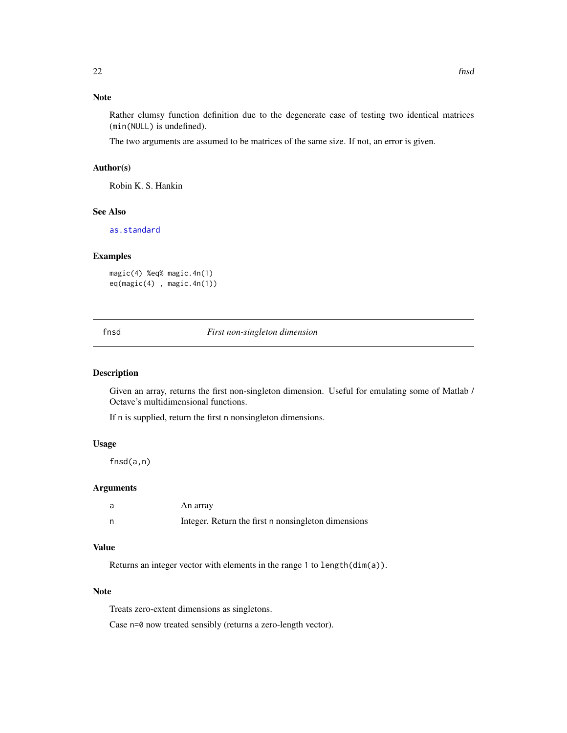## Note

Rather clumsy function definition due to the degenerate case of testing two identical matrices (`min(NULL)` is undefined).

The two arguments are assumed to be matrices of the same size. If not, an error is given.

## Author(s)

Robin K. S. Hankin

## See Also

as.standard

## Examples

```
magic(4) %eq% magic.4n(1)
eq(magic(4) , magic.4n(1))
```

---

# fnsd — *First non-singleton dimension*

## Description

Given an array, returns the first non-singleton dimension. Useful for emulating some of Matlab / Octave's multidimensional functions.

If `n` is supplied, return the first `n` nonsingleton dimensions.

## Usage

```
fnsd(a,n)
```

## Arguments

| | |
|---|---|
| a | An array |
| n | Integer. Return the first `n` nonsingleton dimensions |

## Value

Returns an integer vector with elements in the range `1` to `length(dim(a))`.

## Note

Treats zero-extent dimensions as singletons.

Case `n=0` now treated sensibly (returns a zero-length vector).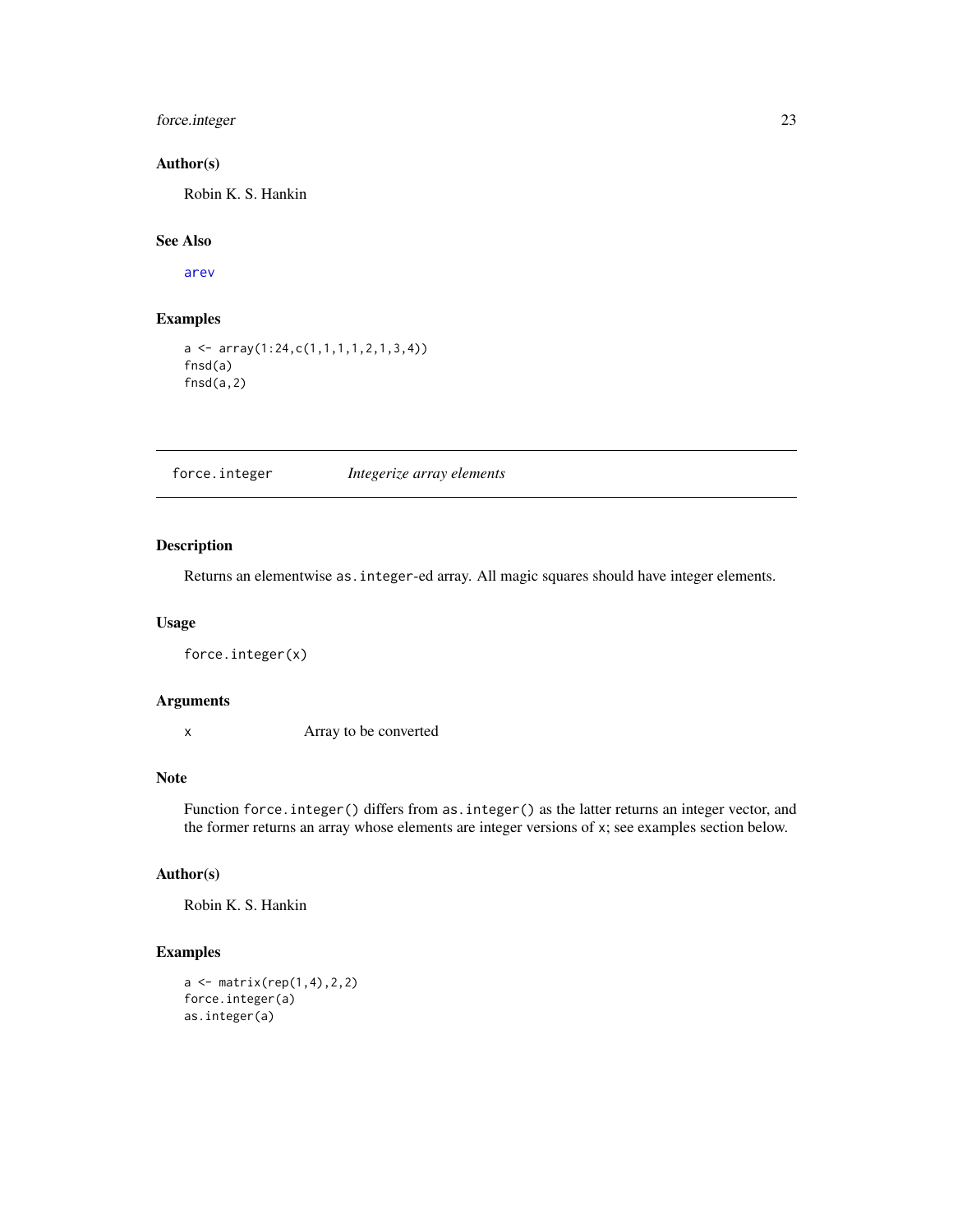### Author(s)

Robin K. S. Hankin

### See Also

arev

### Examples

```
a <- array(1:24,c(1,1,1,1,2,1,3,4))
fnsd(a)
fnsd(a,2)
```

---

## force.integer *Integerize array elements*

### Description

Returns an elementwise `as.integer`-ed array. All magic squares should have integer elements.

### Usage

```
force.integer(x)
```

### Arguments

| | |
|---|---|
| x | Array to be converted |

### Note

Function `force.integer()` differs from `as.integer()` as the latter returns an integer vector, and the former returns an array whose elements are integer versions of `x`; see examples section below.

### Author(s)

Robin K. S. Hankin

### Examples

```
a <- matrix(rep(1,4),2,2)
force.integer(a)
as.integer(a)
```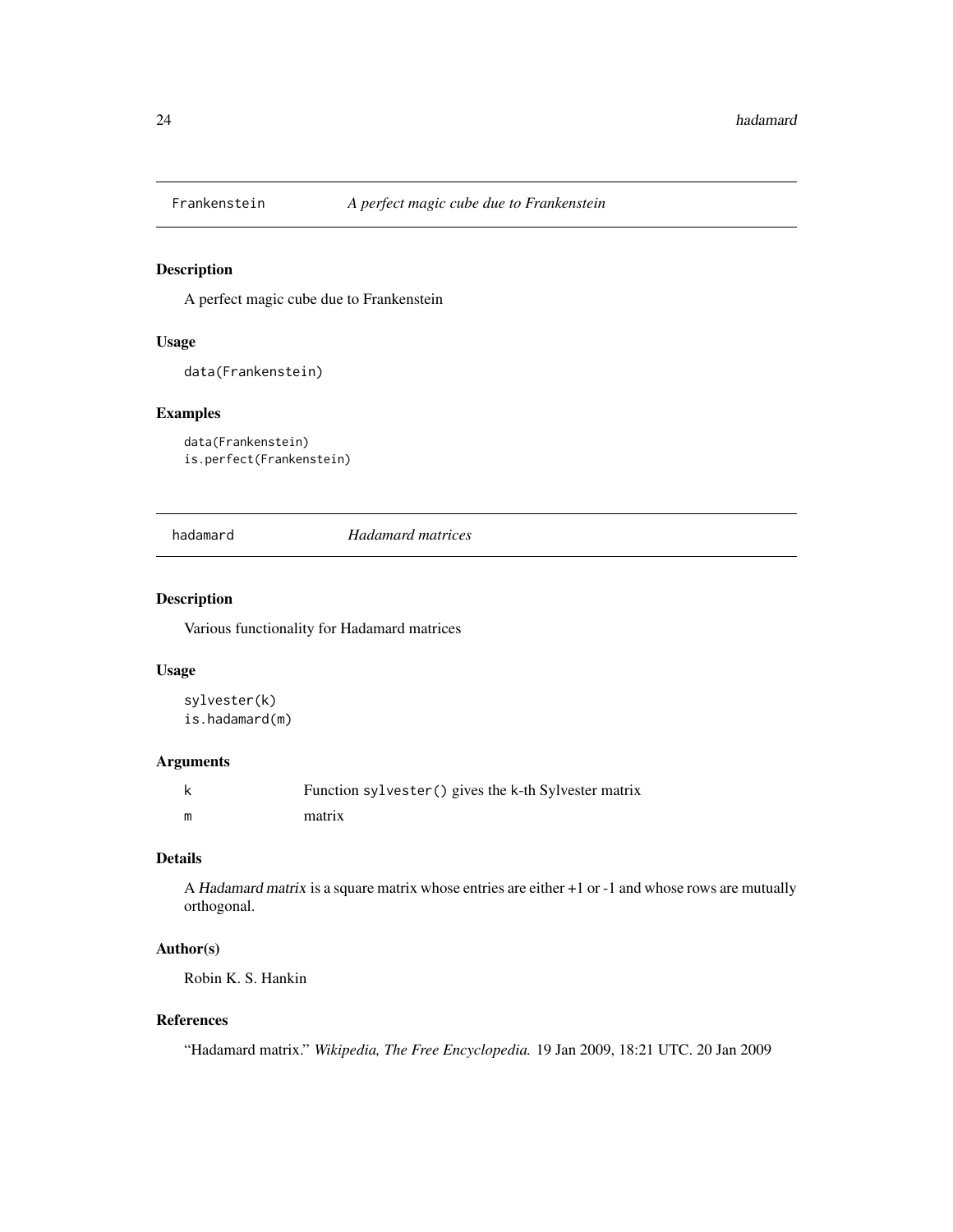## Frankenstein — *A perfect magic cube due to Frankenstein*

### Description

A perfect magic cube due to Frankenstein

### Usage

```
data(Frankenstein)
```

### Examples

```
data(Frankenstein)
is.perfect(Frankenstein)
```

## hadamard — *Hadamard matrices*

### Description

Various functionality for Hadamard matrices

### Usage

```
sylvester(k)
is.hadamard(m)
```

### Arguments

| | |
|---|---|
| k | Function sylvester() gives the k-th Sylvester matrix |
| m | matrix |

### Details

A *Hadamard matrix* is a square matrix whose entries are either +1 or -1 and whose rows are mutually orthogonal.

### Author(s)

Robin K. S. Hankin

### References

"Hadamard matrix." *Wikipedia, The Free Encyclopedia.* 19 Jan 2009, 18:21 UTC. 20 Jan 2009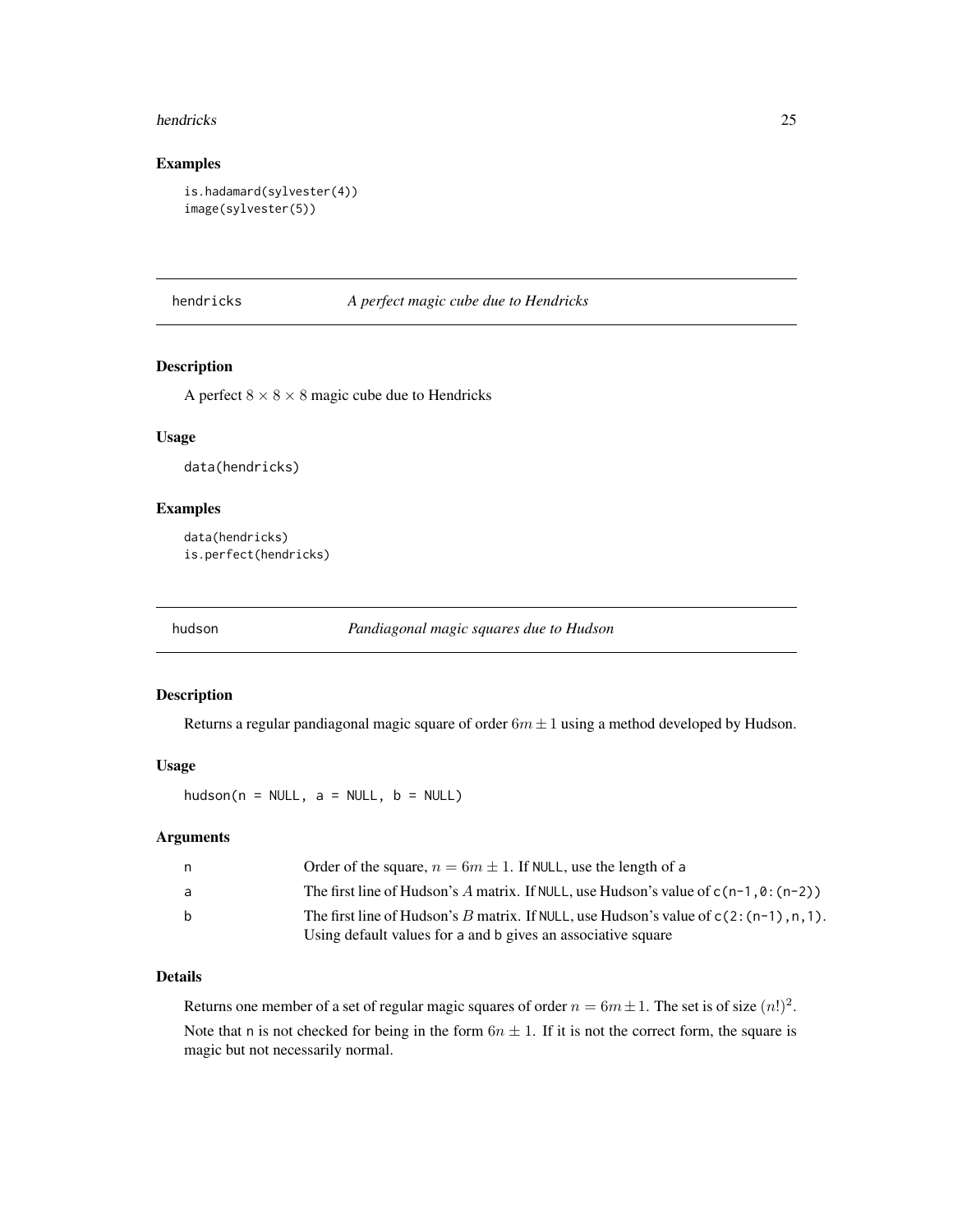### Examples

```
is.hadamard(sylvester(4))
image(sylvester(5))
```

## hendricks — *A perfect magic cube due to Hendricks*

### Description

A perfect $8 \times 8 \times 8$ magic cube due to Hendricks

### Usage

```
data(hendricks)
```

### Examples

```
data(hendricks)
is.perfect(hendricks)
```

## hudson — *Pandiagonal magic squares due to Hudson*

### Description

Returns a regular pandiagonal magic square of order $6m \pm 1$ using a method developed by Hudson.

### Usage

```
hudson(n = NULL, a = NULL, b = NULL)
```

### Arguments

| | |
|---|---|
| n | Order of the square, $n = 6m \pm 1$. If NULL, use the length of a |
| a | The first line of Hudson's $A$ matrix. If NULL, use Hudson's value of c(n-1,0:(n-2)) |
| b | The first line of Hudson's $B$ matrix. If NULL, use Hudson's value of c(2:(n-1),n,1). Using default values for a and b gives an associative square |

### Details

Returns one member of a set of regular magic squares of order $n = 6m \pm 1$. The set is of size $(n!)^2$.

Note that n is not checked for being in the form $6n \pm 1$. If it is not the correct form, the square is magic but not necessarily normal.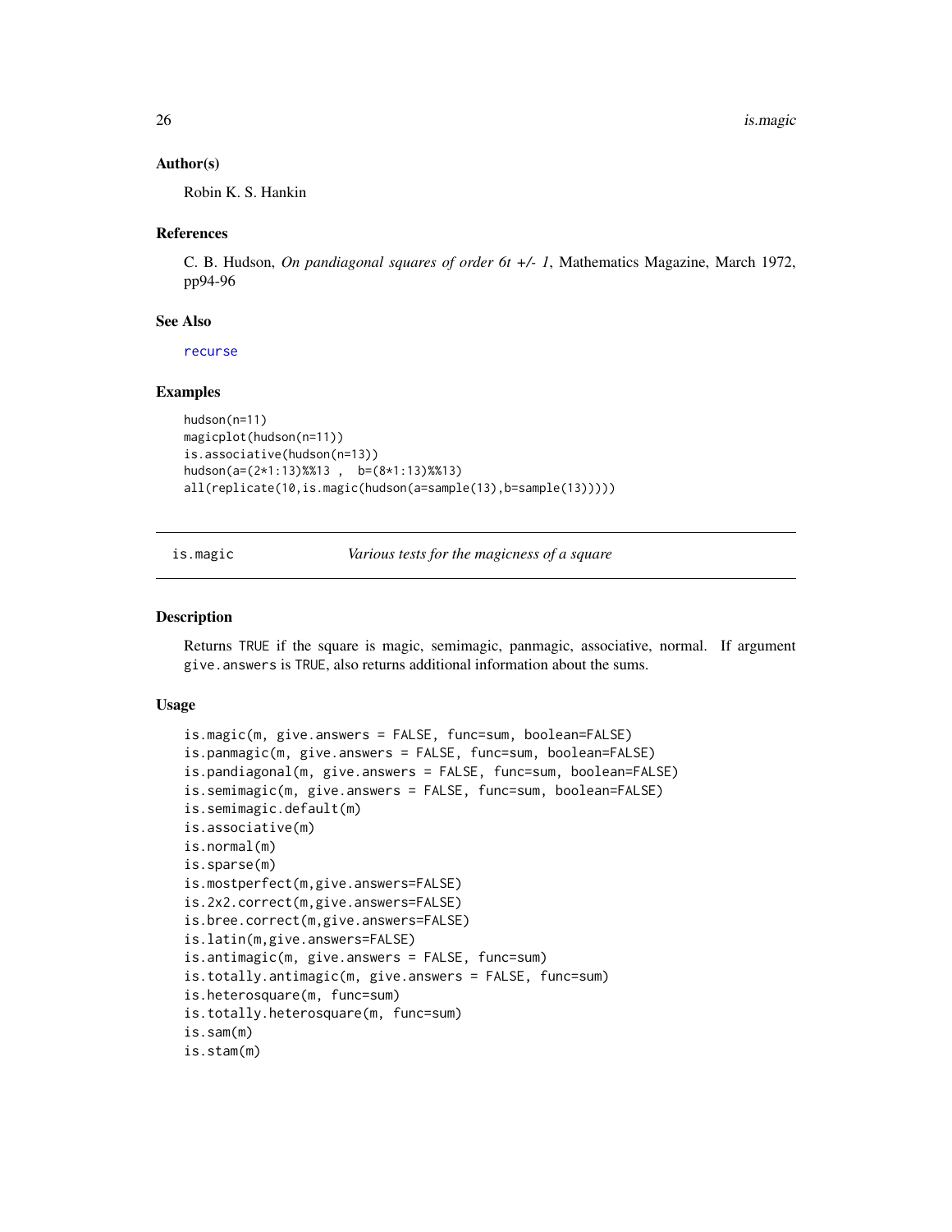### Author(s)

Robin K. S. Hankin

### References

C. B. Hudson, *On pandiagonal squares of order 6t +/- 1*, Mathematics Magazine, March 1972, pp94-96

### See Also

recurse

### Examples

```
hudson(n=11)
magicplot(hudson(n=11))
is.associative(hudson(n=13))
hudson(a=(2*1:13)%%13 ,  b=(8*1:13)%%13)
all(replicate(10,is.magic(hudson(a=sample(13),b=sample(13)))))
```

---

## is.magic &nbsp;&nbsp;&nbsp;&nbsp; *Various tests for the magicness of a square*

### Description

Returns TRUE if the square is magic, semimagic, panmagic, associative, normal. If argument give.answers is TRUE, also returns additional information about the sums.

### Usage

```
is.magic(m, give.answers = FALSE, func=sum, boolean=FALSE)
is.panmagic(m, give.answers = FALSE, func=sum, boolean=FALSE)
is.pandiagonal(m, give.answers = FALSE, func=sum, boolean=FALSE)
is.semimagic(m, give.answers = FALSE, func=sum, boolean=FALSE)
is.semimagic.default(m)
is.associative(m)
is.normal(m)
is.sparse(m)
is.mostperfect(m,give.answers=FALSE)
is.2x2.correct(m,give.answers=FALSE)
is.bree.correct(m,give.answers=FALSE)
is.latin(m,give.answers=FALSE)
is.antimagic(m, give.answers = FALSE, func=sum)
is.totally.antimagic(m, give.answers = FALSE, func=sum)
is.heterosquare(m, func=sum)
is.totally.heterosquare(m, func=sum)
is.sam(m)
is.stam(m)
```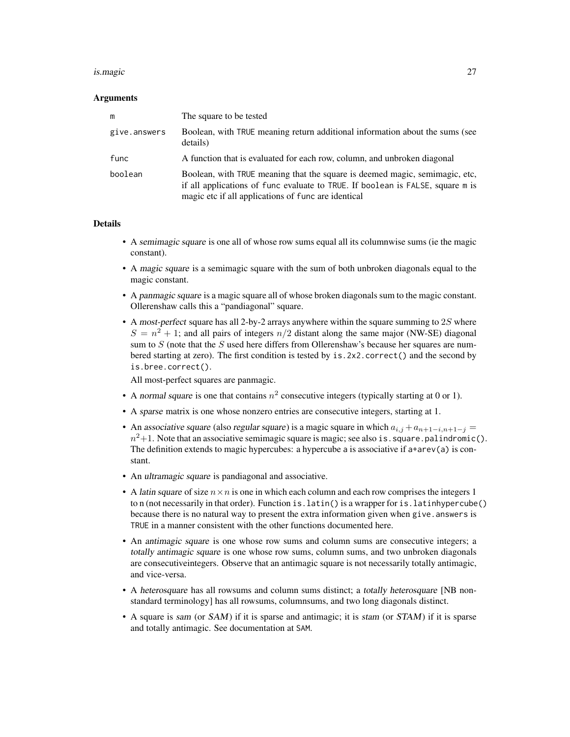### Arguments

| | |
|---|---|
| `m` | The square to be tested |
| `give.answers` | Boolean, with `TRUE` meaning return additional information about the sums (see details) |
| `func` | A function that is evaluated for each row, column, and unbroken diagonal |
| `boolean` | Boolean, with `TRUE` meaning that the square is deemed magic, semimagic, etc, if all applications of `func` evaluate to `TRUE`. If `boolean` is `FALSE`, square `m` is magic etc if all applications of `func` are identical |

### Details

- A *semimagic square* is one all of whose row sums equal all its columnwise sums (ie the magic constant).
- A *magic square* is a semimagic square with the sum of both unbroken diagonals equal to the magic constant.
- A *panmagic square* is a magic square all of whose broken diagonals sum to the magic constant. Ollerenshaw calls this a "pandiagonal" square.
- A *most-perfect* square has all 2-by-2 arrays anywhere within the square summing to $2S$ where $S = n^2 + 1$; and all pairs of integers $n/2$ distant along the same major (NW-SE) diagonal sum to $S$ (note that the $S$ used here differs from Ollerenshaw's because her squares are numbered starting at zero). The first condition is tested by `is.2x2.correct()` and the second by `is.bree.correct()`.

  All most-perfect squares are panmagic.
- A *normal square* is one that contains $n^2$ consecutive integers (typically starting at 0 or 1).
- A *sparse* matrix is one whose nonzero entries are consecutive integers, starting at 1.
- An *associative square* (also *regular square*) is a magic square in which $a_{i,j} + a_{n+1-i,n+1-j} = n^2+1$. Note that an associative semimagic square is magic; see also `is.square.palindromic()`. The definition extends to magic hypercubes: a hypercube `a` is associative if `a+arev(a)` is constant.
- An *ultramagic square* is pandiagonal and associative.
- A *latin square* of size $n \times n$ is one in which each column and each row comprises the integers 1 to n (not necessarily in that order). Function `is.latin()` is a wrapper for `is.latinhypercube()` because there is no natural way to present the extra information given when `give.answers` is `TRUE` in a manner consistent with the other functions documented here.
- An *antimagic square* is one whose row sums and column sums are consecutive integers; a *totally antimagic square* is one whose row sums, column sums, and two unbroken diagonals are consecutiveintegers. Observe that an antimagic square is not necessarily totally antimagic, and vice-versa.
- A *heterosquare* has all rowsums and column sums distinct; a *totally heterosquare* [NB nonstandard terminology] has all rowsums, columnsums, and two long diagonals distinct.
- A square is *sam* (or *SAM*) if it is sparse and antimagic; it is *stam* (or *STAM*) if it is sparse and totally antimagic. See documentation at `SAM`.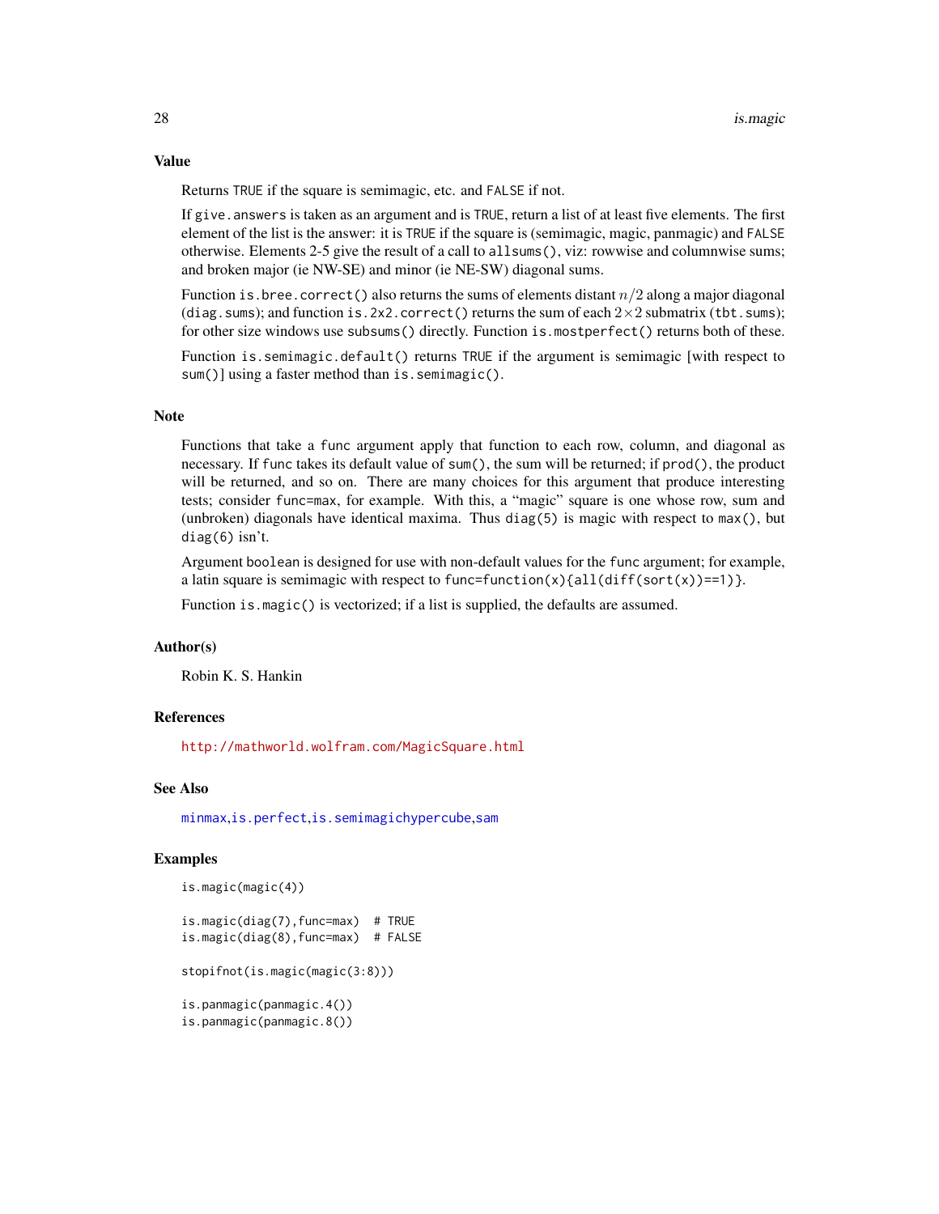## Value

Returns TRUE if the square is semimagic, etc. and FALSE if not.

If give.answers is taken as an argument and is TRUE, return a list of at least five elements. The first element of the list is the answer: it is TRUE if the square is (semimagic, magic, panmagic) and FALSE otherwise. Elements 2-5 give the result of a call to allsums(), viz: rowwise and columnwise sums; and broken major (ie NW-SE) and minor (ie NE-SW) diagonal sums.

Function is.bree.correct() also returns the sums of elements distant $n/2$ along a major diagonal (diag.sums); and function is.2x2.correct() returns the sum of each $2 \times 2$ submatrix (tbt.sums); for other size windows use subsums() directly. Function is.mostperfect() returns both of these.

Function is.semimagic.default() returns TRUE if the argument is semimagic [with respect to sum()] using a faster method than is.semimagic().

## Note

Functions that take a func argument apply that function to each row, column, and diagonal as necessary. If func takes its default value of sum(), the sum will be returned; if prod(), the product will be returned, and so on. There are many choices for this argument that produce interesting tests; consider func=max, for example. With this, a "magic" square is one whose row, sum and (unbroken) diagonals have identical maxima. Thus diag(5) is magic with respect to max(), but diag(6) isn't.

Argument boolean is designed for use with non-default values for the func argument; for example, a latin square is semimagic with respect to func=function(x){all(diff(sort(x))==1)}.

Function is.magic() is vectorized; if a list is supplied, the defaults are assumed.

## Author(s)

Robin K. S. Hankin

## References

http://mathworld.wolfram.com/MagicSquare.html

## See Also

minmax,is.perfect,is.semimagichypercube,sam

## Examples

```
is.magic(magic(4))

is.magic(diag(7),func=max)  # TRUE
is.magic(diag(8),func=max)  # FALSE

stopifnot(is.magic(magic(3:8)))

is.panmagic(panmagic.4())
is.panmagic(panmagic.8())
```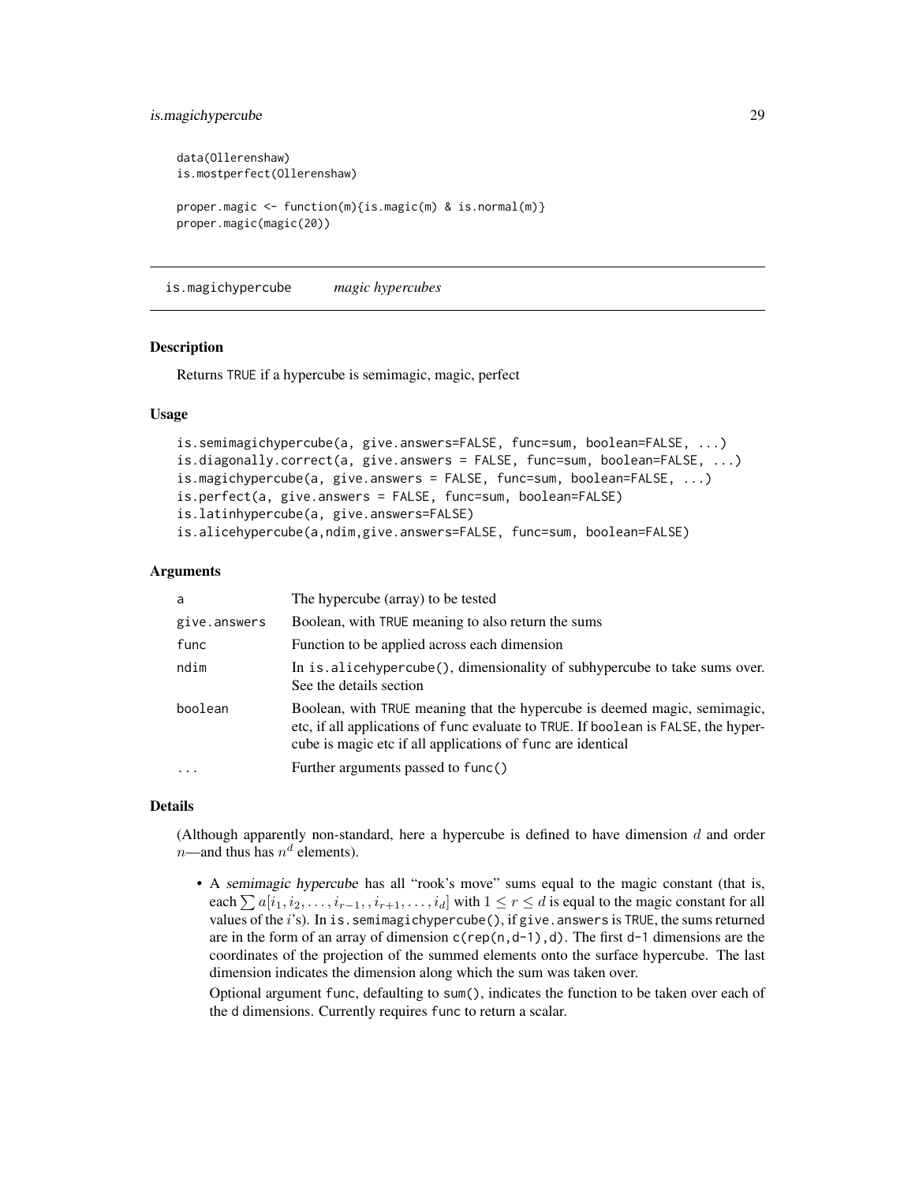```
data(Ollerenshaw)
is.mostperfect(Ollerenshaw)

proper.magic <- function(m){is.magic(m) & is.normal(m)}
proper.magic(magic(20))
```

## is.magichypercube *magic hypercubes*

### Description

Returns TRUE if a hypercube is semimagic, magic, perfect

### Usage

```
is.semimagichypercube(a, give.answers=FALSE, func=sum, boolean=FALSE, ...)
is.diagonally.correct(a, give.answers = FALSE, func=sum, boolean=FALSE, ...)
is.magichypercube(a, give.answers = FALSE, func=sum, boolean=FALSE, ...)
is.perfect(a, give.answers = FALSE, func=sum, boolean=FALSE)
is.latinhypercube(a, give.answers=FALSE)
is.alicehypercube(a,ndim,give.answers=FALSE, func=sum, boolean=FALSE)
```

### Arguments

| | |
|---|---|
| a | The hypercube (array) to be tested |
| give.answers | Boolean, with TRUE meaning to also return the sums |
| func | Function to be applied across each dimension |
| ndim | In is.alicehypercube(), dimensionality of subhypercube to take sums over. See the details section |
| boolean | Boolean, with TRUE meaning that the hypercube is deemed magic, semimagic, etc, if all applications of func evaluate to TRUE. If boolean is FALSE, the hypercube is magic etc if all applications of func are identical |
| ... | Further arguments passed to func() |

### Details

(Although apparently non-standard, here a hypercube is defined to have dimension $d$ and order $n$—and thus has $n^d$ elements).

- A *semimagic hypercube* has all "rook's move" sums equal to the magic constant (that is, each $\sum a[i_1, i_2, \ldots, i_{r-1}, , i_{r+1}, \ldots, i_d]$ with $1 \leq r \leq d$ is equal to the magic constant for all values of the $i$'s). In is.semimagichypercube(), if give.answers is TRUE, the sums returned are in the form of an array of dimension c(rep(n,d-1),d). The first d-1 dimensions are the coordinates of the projection of the summed elements onto the surface hypercube. The last dimension indicates the dimension along which the sum was taken over.

  Optional argument func, defaulting to sum(), indicates the function to be taken over each of the d dimensions. Currently requires func to return a scalar.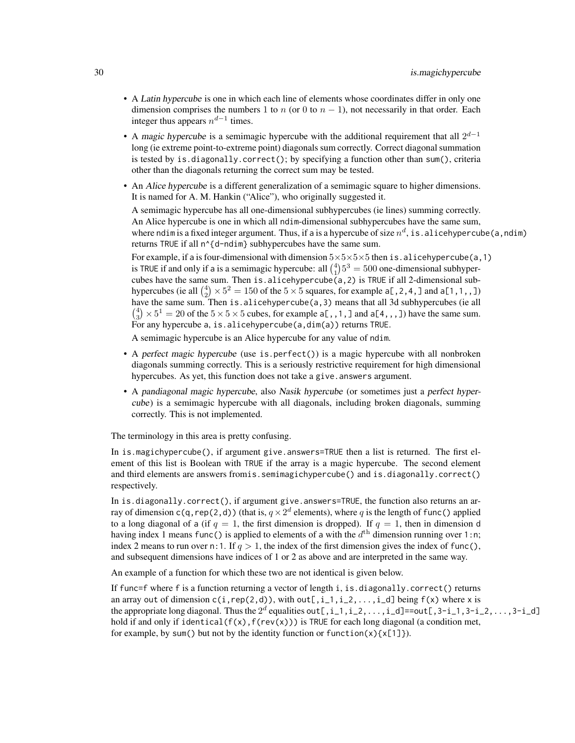- A *Latin hypercube* is one in which each line of elements whose coordinates differ in only one dimension comprises the numbers 1 to $n$ (or 0 to $n-1$), not necessarily in that order. Each integer thus appears $n^{d-1}$ times.
- A *magic hypercube* is a semimagic hypercube with the additional requirement that all $2^{d-1}$ long (ie extreme point-to-extreme point) diagonals sum correctly. Correct diagonal summation is tested by `is.diagonally.correct()`; by specifying a function other than `sum()`, criteria other than the diagonals returning the correct sum may be tested.
- An *Alice hypercube* is a different generalization of a semimagic square to higher dimensions. It is named for A. M. Hankin ("Alice"), who originally suggested it.

  A semimagic hypercube has all one-dimensional subhypercubes (ie lines) summing correctly. An Alice hypercube is one in which all `ndim`-dimensional subhypercubes have the same sum, where `ndim` is a fixed integer argument. Thus, if `a` is a hypercube of size $n^d$, `is.alicehypercube(a,ndim)` returns `TRUE` if all `n^{d-ndim}` subhypercubes have the same sum.

  For example, if `a` is four-dimensional with dimension $5\times5\times5\times5$ then `is.alicehypercube(a,1)` is `TRUE` if and only if `a` is a semimagic hypercube: all $\binom{4}{1}5^3 = 500$ one-dimensional subhypercubes have the same sum. Then `is.alicehypercube(a,2)` is `TRUE` if all 2-dimensional subhypercubes (ie all $\binom{4}{2}\times 5^2 = 150$ of the $5\times 5$ squares, for example `a[,2,4,]` and `a[1,1,,]`) have the same sum. Then `is.alicehypercube(a,3)` means that all 3d subhypercubes (ie all $\binom{4}{3}\times 5^1 = 20$ of the $5\times5\times5$ cubes, for example `a[,,1,]` and `a[4,,,]`) have the same sum. For any hypercube `a`, `is.alicehypercube(a,dim(a))` returns `TRUE`.

  A semimagic hypercube is an Alice hypercube for any value of `ndim`.
- A *perfect magic hypercube* (use `is.perfect()`) is a magic hypercube with all nonbroken diagonals summing correctly. This is a seriously restrictive requirement for high dimensional hypercubes. As yet, this function does not take a `give.answers` argument.
- A *pandiagonal magic hypercube*, also *Nasik hypercube* (or sometimes just a *perfect hypercube*) is a semimagic hypercube with all diagonals, including broken diagonals, summing correctly. This is not implemented.

The terminology in this area is pretty confusing.

In `is.magichypercube()`, if argument `give.answers=TRUE` then a list is returned. The first element of this list is Boolean with `TRUE` if the array is a magic hypercube. The second element and third elements are answers from`is.semimagichypercube()` and `is.diagonally.correct()` respectively.

In `is.diagonally.correct()`, if argument `give.answers=TRUE`, the function also returns an array of dimension `c(q,rep(2,d))` (that is, $q\times 2^d$ elements), where $q$ is the length of `func()` applied to a long diagonal of `a` (if $q=1$, the first dimension is dropped). If $q=1$, then in dimension `d` having index 1 means `func()` is applied to elements of `a` with the $d^{\text{th}}$ dimension running over `1:n`; index 2 means to run over `n:1`. If $q>1$, the index of the first dimension gives the index of `func()`, and subsequent dimensions have indices of 1 or 2 as above and are interpreted in the same way.

An example of a function for which these two are not identical is given below.

If `func=f` where `f` is a function returning a vector of length `i`, `is.diagonally.correct()` returns an array `out` of dimension `c(i,rep(2,d))`, with `out[,i_1,i_2,...,i_d]` being `f(x)` where `x` is the appropriate long diagonal. Thus the $2^d$ equalities `out[,i_1,i_2,...,i_d]==out[,3-i_1,3-i_2,...,3-i_d]` hold if and only if `identical(f(x),f(rev(x)))` is `TRUE` for each long diagonal (a condition met, for example, by `sum()` but not by the identity function or `function(x){x[1]}`).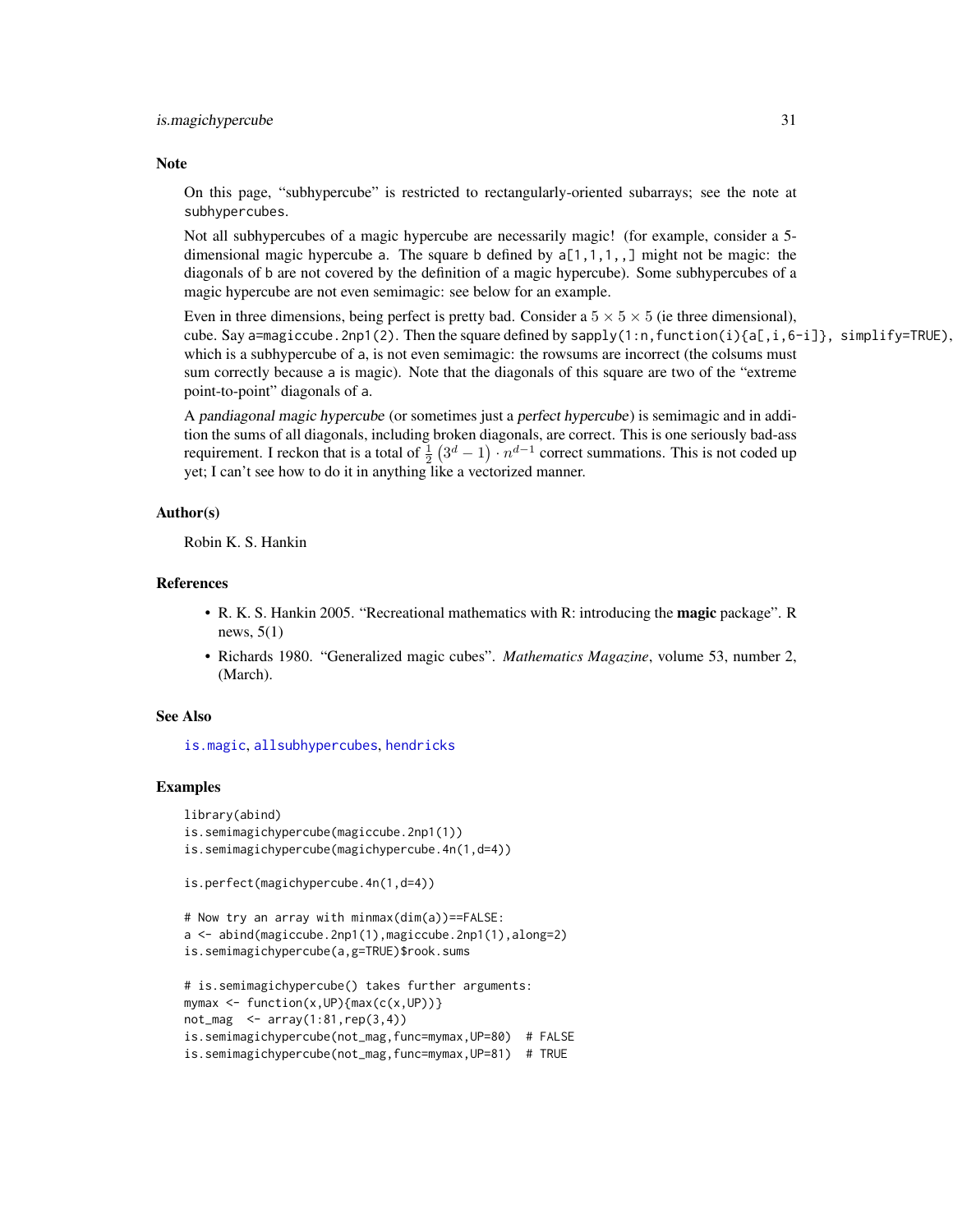## Note

On this page, "subhypercube" is restricted to rectangularly-oriented subarrays; see the note at `subhypercubes`.

Not all subhypercubes of a magic hypercube are necessarily magic! (for example, consider a 5-dimensional magic hypercube `a`. The square `b` defined by `a[1,1,1,,]` might not be magic: the diagonals of `b` are not covered by the definition of a magic hypercube). Some subhypercubes of a magic hypercube are not even semimagic: see below for an example.

Even in three dimensions, being perfect is pretty bad. Consider a $5 \times 5 \times 5$ (ie three dimensional), cube. Say `a=magiccube.2np1(2)`. Then the square defined by `sapply(1:n,function(i){a[,i,6-i]}, simplify=TRUE)`, which is a subhypercube of `a`, is not even semimagic: the rowsums are incorrect (the colsums must sum correctly because `a` is magic). Note that the diagonals of this square are two of the "extreme point-to-point" diagonals of `a`.

A *pandiagonal magic hypercube* (or sometimes just a *perfect hypercube*) is semimagic and in addition the sums of all diagonals, including broken diagonals, are correct. This is one seriously bad-ass requirement. I reckon that is a total of $\frac{1}{2}\left(3^d - 1\right) \cdot n^{d-1}$ correct summations. This is not coded up yet; I can't see how to do it in anything like a vectorized manner.

## Author(s)

Robin K. S. Hankin

## References

- R. K. S. Hankin 2005. "Recreational mathematics with R: introducing the **magic** package". R news, 5(1)
- Richards 1980. "Generalized magic cubes". *Mathematics Magazine*, volume 53, number 2, (March).

## See Also

`is.magic`, `allsubhypercubes`, `hendricks`

## Examples

```
library(abind)
is.semimagichypercube(magiccube.2np1(1))
is.semimagichypercube(magichypercube.4n(1,d=4))

is.perfect(magichypercube.4n(1,d=4))

# Now try an array with minmax(dim(a))==FALSE:
a <- abind(magiccube.2np1(1),magiccube.2np1(1),along=2)
is.semimagichypercube(a,g=TRUE)$rook.sums

# is.semimagichypercube() takes further arguments:
mymax <- function(x,UP){max(c(x,UP))}
not_mag  <- array(1:81,rep(3,4))
is.semimagichypercube(not_mag,func=mymax,UP=80)  # FALSE
is.semimagichypercube(not_mag,func=mymax,UP=81)  # TRUE
```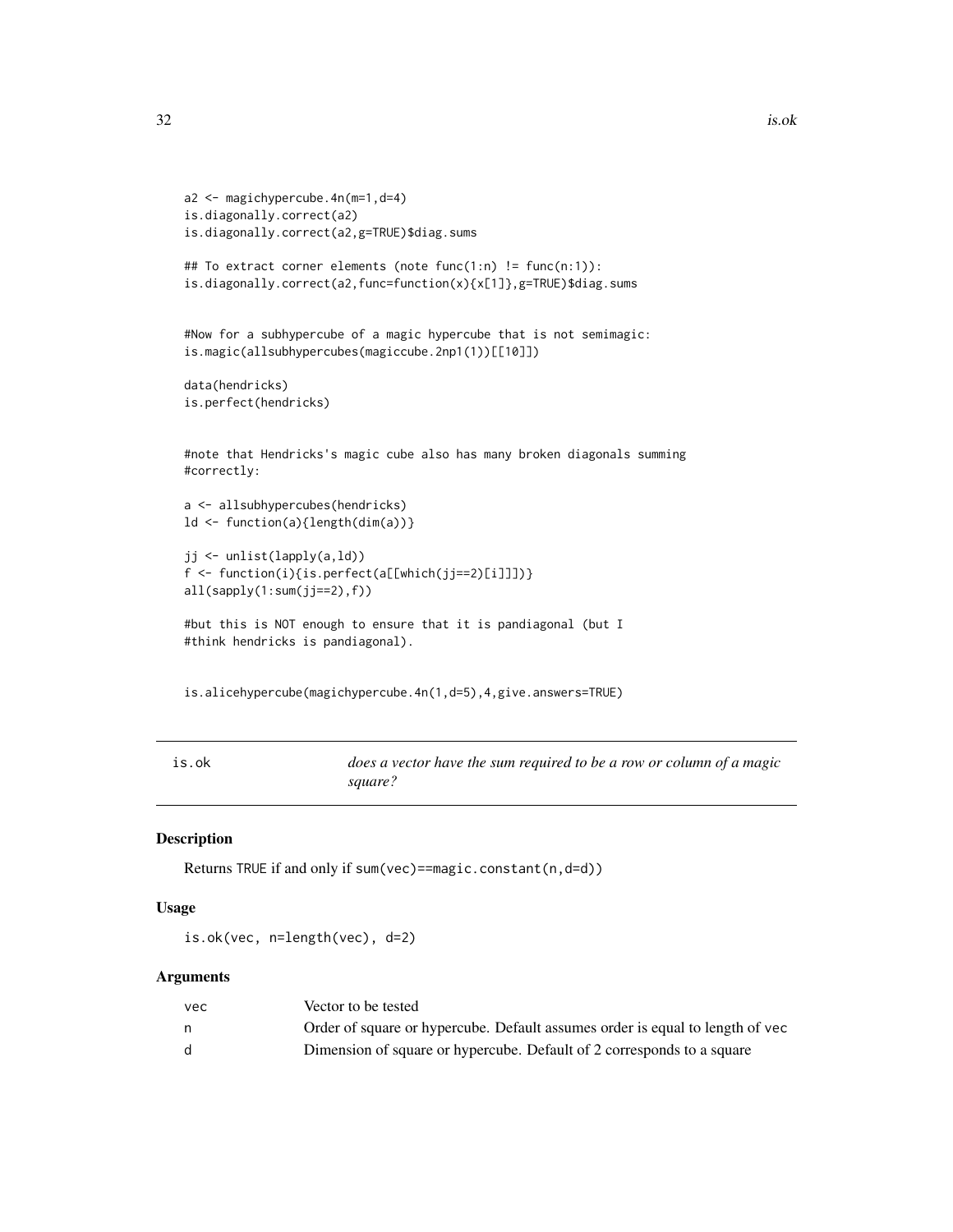```
a2 <- magichypercube.4n(m=1,d=4)
is.diagonally.correct(a2)
is.diagonally.correct(a2,g=TRUE)$diag.sums

## To extract corner elements (note func(1:n) != func(n:1)):
is.diagonally.correct(a2,func=function(x){x[1]},g=TRUE)$diag.sums


#Now for a subhypercube of a magic hypercube that is not semimagic:
is.magic(allsubhypercubes(magiccube.2np1(1))[[10]])

data(hendricks)
is.perfect(hendricks)


#note that Hendricks's magic cube also has many broken diagonals summing
#correctly:

a <- allsubhypercubes(hendricks)
ld <- function(a){length(dim(a))}

jj <- unlist(lapply(a,ld))
f <- function(i){is.perfect(a[[which(jj==2)[i]]])}
all(sapply(1:sum(jj==2),f))

#but this is NOT enough to ensure that it is pandiagonal (but I
#think hendricks is pandiagonal).


is.alicehypercube(magichypercube.4n(1,d=5),4,give.answers=TRUE)
```

## is.ok *does a vector have the sum required to be a row or column of a magic square?*

### Description

Returns TRUE if and only if sum(vec)==magic.constant(n,d=d))

### Usage

```
is.ok(vec, n=length(vec), d=2)
```

### Arguments

| | |
|---|---|
| vec | Vector to be tested |
| n | Order of square or hypercube. Default assumes order is equal to length of vec |
| d | Dimension of square or hypercube. Default of 2 corresponds to a square |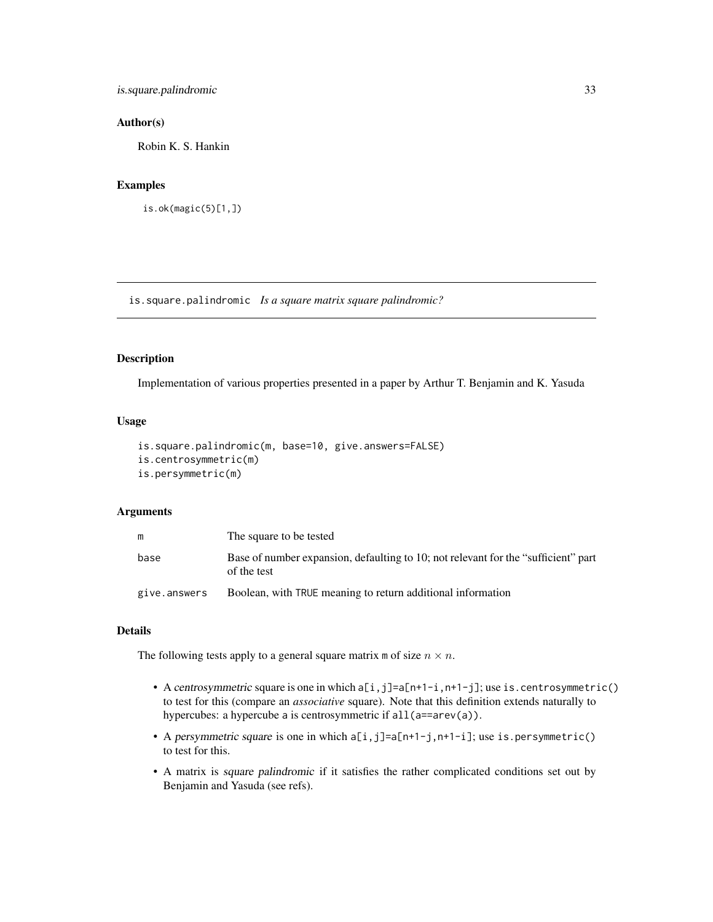### Author(s)

Robin K. S. Hankin

### Examples

```
is.ok(magic(5)[1,])
```

---

## is.square.palindromic *Is a square matrix square palindromic?*

---

### Description

Implementation of various properties presented in a paper by Arthur T. Benjamin and K. Yasuda

### Usage

```
is.square.palindromic(m, base=10, give.answers=FALSE)
is.centrosymmetric(m)
is.persymmetric(m)
```

### Arguments

| | |
|---|---|
| m | The square to be tested |
| base | Base of number expansion, defaulting to 10; not relevant for the "sufficient" part of the test |
| give.answers | Boolean, with TRUE meaning to return additional information |

### Details

The following tests apply to a general square matrix m of size $n \times n$.

- A *centrosymmetric* square is one in which `a[i,j]=a[n+1-i,n+1-j]`; use `is.centrosymmetric()` to test for this (compare an *associative* square). Note that this definition extends naturally to hypercubes: a hypercube a is centrosymmetric if `all(a==arev(a))`.
- A *persymmetric square* is one in which `a[i,j]=a[n+1-j,n+1-i]`; use `is.persymmetric()` to test for this.
- A matrix is *square palindromic* if it satisfies the rather complicated conditions set out by Benjamin and Yasuda (see refs).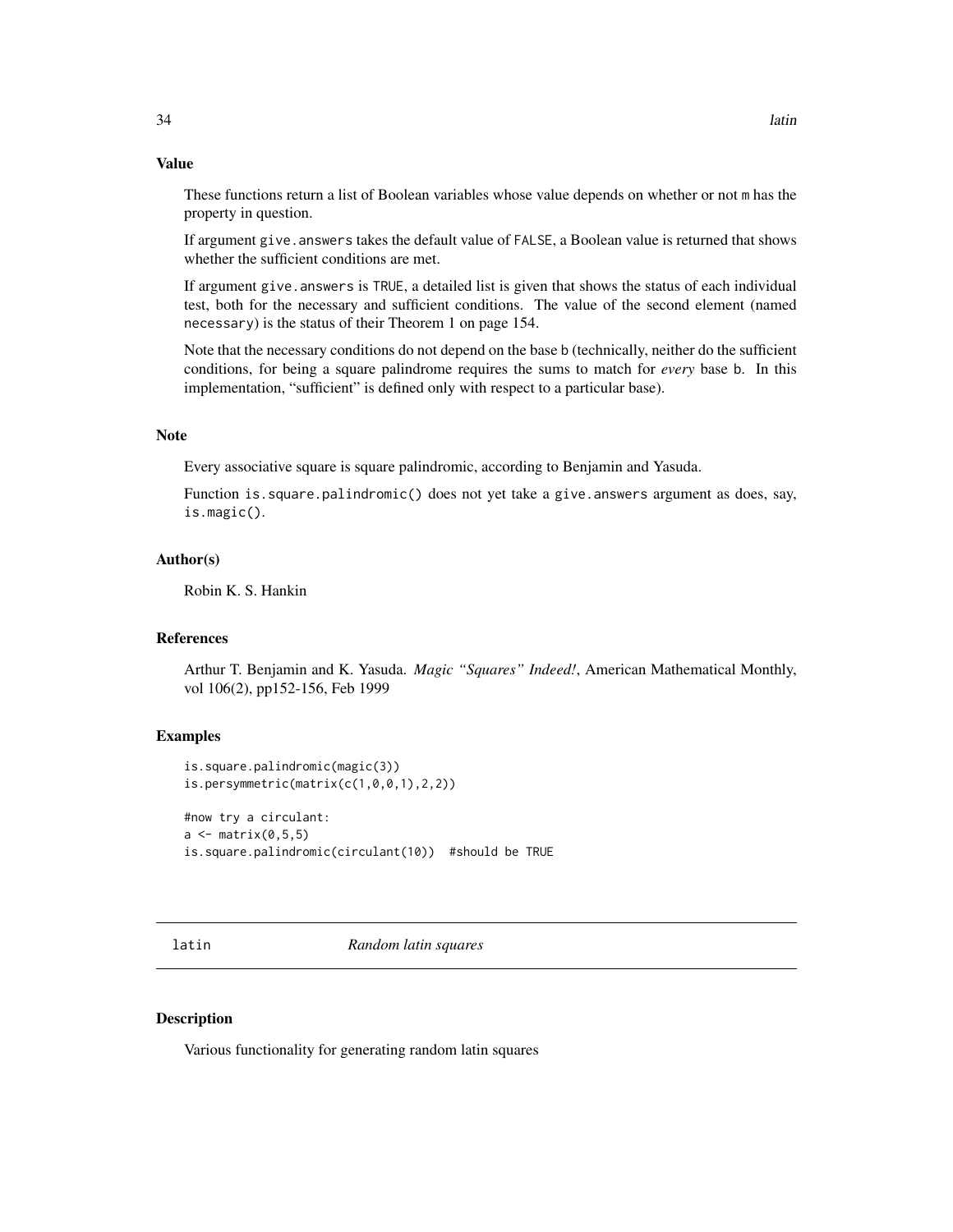### Value

These functions return a list of Boolean variables whose value depends on whether or not m has the property in question.

If argument give.answers takes the default value of FALSE, a Boolean value is returned that shows whether the sufficient conditions are met.

If argument give.answers is TRUE, a detailed list is given that shows the status of each individual test, both for the necessary and sufficient conditions. The value of the second element (named necessary) is the status of their Theorem 1 on page 154.

Note that the necessary conditions do not depend on the base b (technically, neither do the sufficient conditions, for being a square palindrome requires the sums to match for *every* base b. In this implementation, "sufficient" is defined only with respect to a particular base).

### Note

Every associative square is square palindromic, according to Benjamin and Yasuda.

Function is.square.palindromic() does not yet take a give.answers argument as does, say, is.magic().

### Author(s)

Robin K. S. Hankin

### References

Arthur T. Benjamin and K. Yasuda. *Magic "Squares" Indeed!*, American Mathematical Monthly, vol 106(2), pp152-156, Feb 1999

### Examples

```
is.square.palindromic(magic(3))
is.persymmetric(matrix(c(1,0,0,1),2,2))

#now try a circulant:
a <- matrix(0,5,5)
is.square.palindromic(circulant(10))  #should be TRUE
```

## latin *Random latin squares*

### Description

Various functionality for generating random latin squares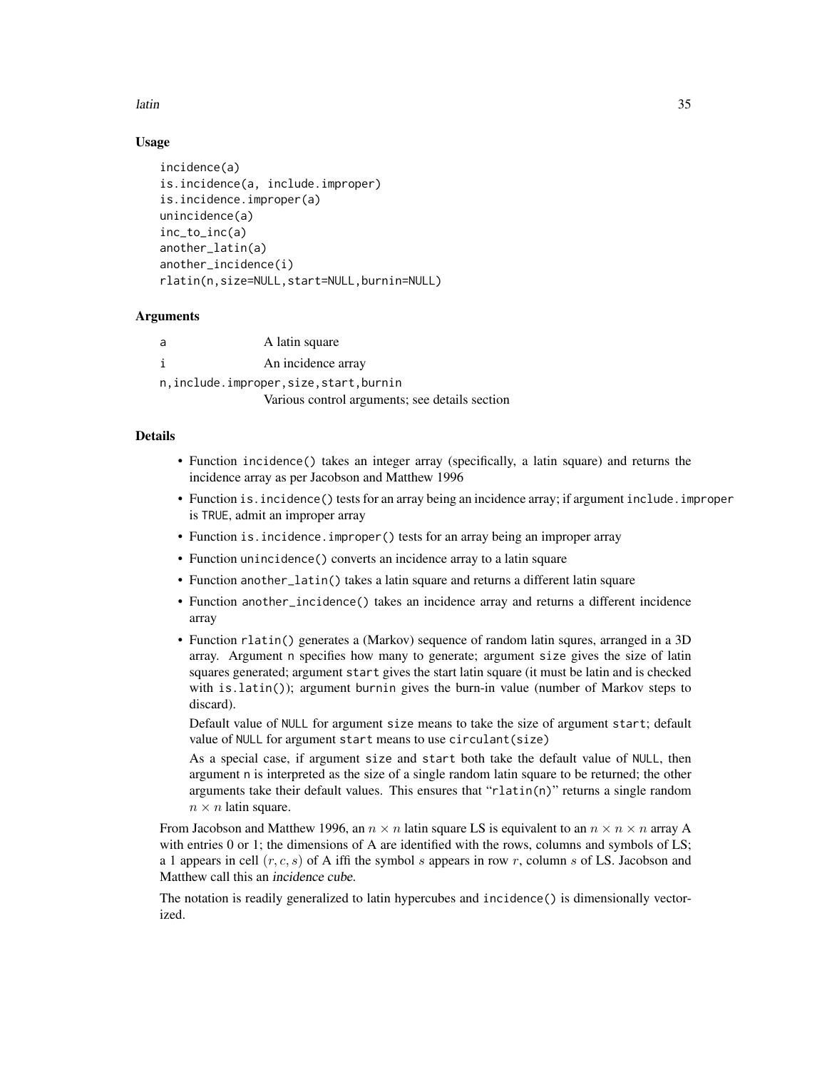### Usage

```
incidence(a)
is.incidence(a, include.improper)
is.incidence.improper(a)
unincidence(a)
inc_to_inc(a)
another_latin(a)
another_incidence(i)
rlatin(n,size=NULL,start=NULL,burnin=NULL)
```

### Arguments

| | |
|---|---|
| a | A latin square |
| i | An incidence array |
| n,include.improper,size,start,burnin | Various control arguments; see details section |

### Details

- Function `incidence()` takes an integer array (specifically, a latin square) and returns the incidence array as per Jacobson and Matthew 1996
- Function `is.incidence()` tests for an array being an incidence array; if argument `include.improper` is `TRUE`, admit an improper array
- Function `is.incidence.improper()` tests for an array being an improper array
- Function `unincidence()` converts an incidence array to a latin square
- Function `another_latin()` takes a latin square and returns a different latin square
- Function `another_incidence()` takes an incidence array and returns a different incidence array
- Function `rlatin()` generates a (Markov) sequence of random latin squres, arranged in a 3D array. Argument `n` specifies how many to generate; argument `size` gives the size of latin squares generated; argument `start` gives the start latin square (it must be latin and is checked with `is.latin()`); argument `burnin` gives the burn-in value (number of Markov steps to discard).

  Default value of `NULL` for argument `size` means to take the size of argument `start`; default value of `NULL` for argument `start` means to use `circulant(size)`

  As a special case, if argument `size` and `start` both take the default value of `NULL`, then argument `n` is interpreted as the size of a single random latin square to be returned; the other arguments take their default values. This ensures that "`rlatin(n)`" returns a single random $n \times n$ latin square.

From Jacobson and Matthew 1996, an $n \times n$ latin square LS is equivalent to an $n \times n \times n$ array A with entries 0 or 1; the dimensions of A are identified with the rows, columns and symbols of LS; a 1 appears in cell $(r, c, s)$ of A iffi the symbol $s$ appears in row $r$, column $s$ of LS. Jacobson and Matthew call this an *incidence cube*.

The notation is readily generalized to latin hypercubes and `incidence()` is dimensionally vectorized.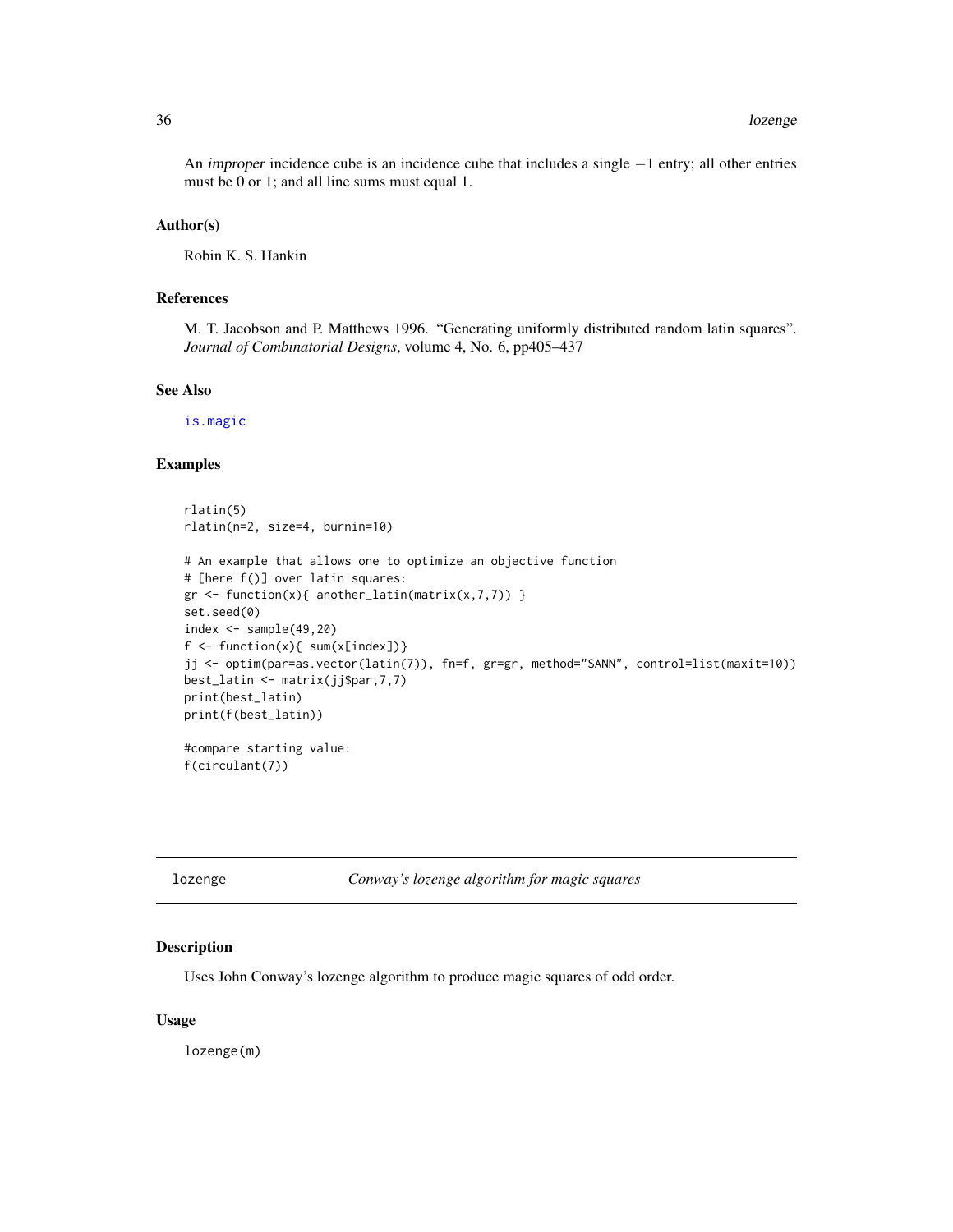An *improper* incidence cube is an incidence cube that includes a single $-1$ entry; all other entries must be 0 or 1; and all line sums must equal 1.

### Author(s)

Robin K. S. Hankin

### References

M. T. Jacobson and P. Matthews 1996. "Generating uniformly distributed random latin squares". *Journal of Combinatorial Designs*, volume 4, No. 6, pp405–437

### See Also

is.magic

### Examples

```
rlatin(5)
rlatin(n=2, size=4, burnin=10)

# An example that allows one to optimize an objective function
# [here f()] over latin squares:
gr <- function(x){ another_latin(matrix(x,7,7)) }
set.seed(0)
index <- sample(49,20)
f <- function(x){ sum(x[index])}
jj <- optim(par=as.vector(latin(7)), fn=f, gr=gr, method="SANN", control=list(maxit=10))
best_latin <- matrix(jj$par,7,7)
print(best_latin)
print(f(best_latin))

#compare starting value:
f(circulant(7))
```

---

## lozenge — *Conway's lozenge algorithm for magic squares*

### Description

Uses John Conway's lozenge algorithm to produce magic squares of odd order.

### Usage

```
lozenge(m)
```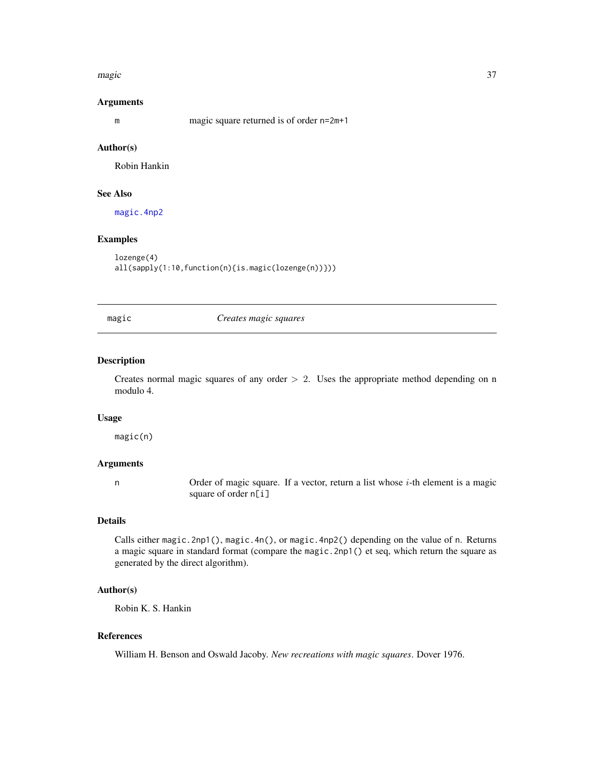### Arguments

m     magic square returned is of order n=2m+1

### Author(s)

Robin Hankin

### See Also

magic.4np2

### Examples

```
lozenge(4)
all(sapply(1:10,function(n){is.magic(lozenge(n))}))
```

---

## magic     *Creates magic squares*

---

### Description

Creates normal magic squares of any order $> 2$. Uses the appropriate method depending on n modulo 4.

### Usage

```
magic(n)
```

### Arguments

n     Order of magic square. If a vector, return a list whose $i$-th element is a magic square of order n[i]

### Details

Calls either magic.2np1(), magic.4n(), or magic.4np2() depending on the value of n. Returns a magic square in standard format (compare the magic.2np1() et seq, which return the square as generated by the direct algorithm).

### Author(s)

Robin K. S. Hankin

### References

William H. Benson and Oswald Jacoby. *New recreations with magic squares*. Dover 1976.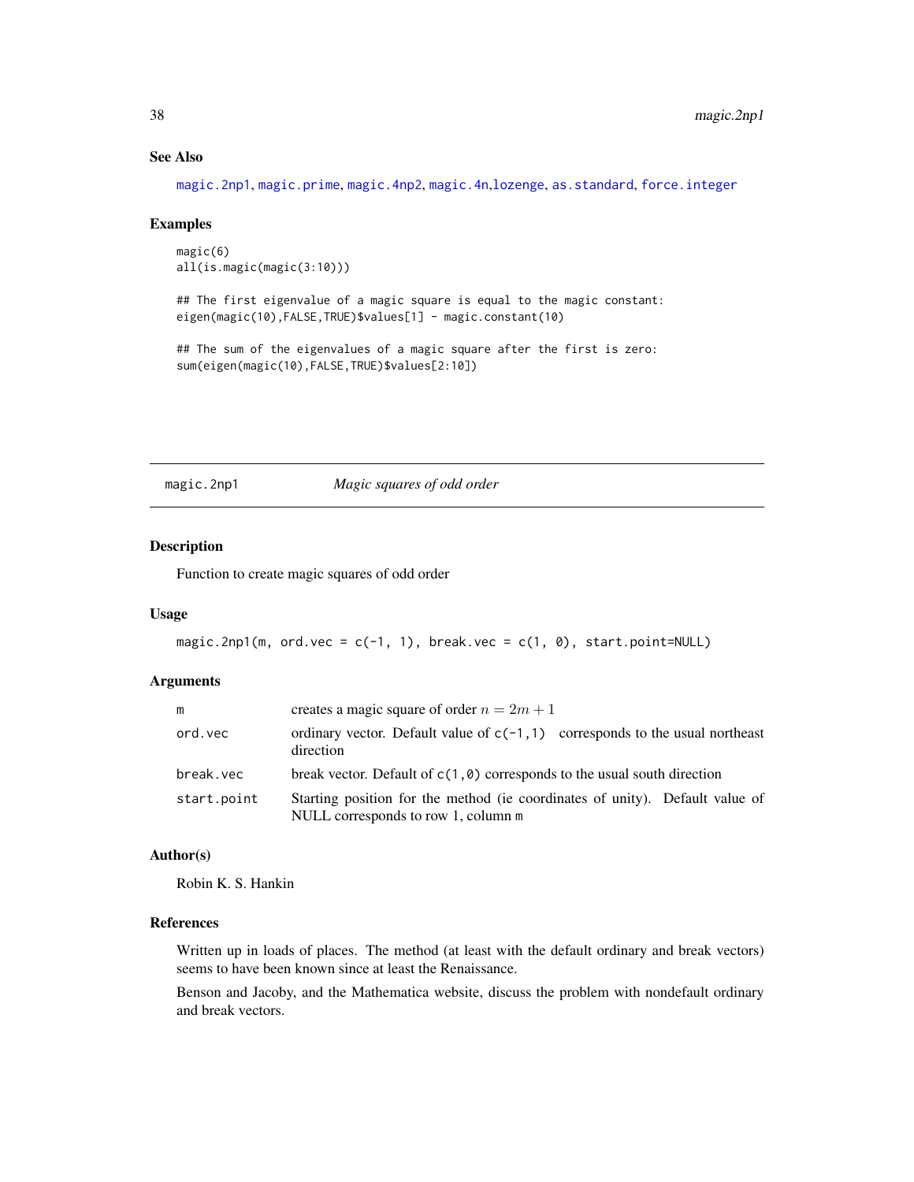### See Also

magic.2np1, magic.prime, magic.4np2, magic.4n,lozenge, as.standard, force.integer

### Examples

```
magic(6)
all(is.magic(magic(3:10)))

## The first eigenvalue of a magic square is equal to the magic constant:
eigen(magic(10),FALSE,TRUE)$values[1] - magic.constant(10)

## The sum of the eigenvalues of a magic square after the first is zero:
sum(eigen(magic(10),FALSE,TRUE)$values[2:10])
```

---

## magic.2np1 — *Magic squares of odd order*

### Description

Function to create magic squares of odd order

### Usage

```
magic.2np1(m, ord.vec = c(-1, 1), break.vec = c(1, 0), start.point=NULL)
```

### Arguments

| | |
|---|---|
| m | creates a magic square of order $n = 2m + 1$ |
| ord.vec | ordinary vector. Default value of `c(-1,1)` corresponds to the usual northeast direction |
| break.vec | break vector. Default of `c(1,0)` corresponds to the usual south direction |
| start.point | Starting position for the method (ie coordinates of unity). Default value of NULL corresponds to row 1, column `m` |

### Author(s)

Robin K. S. Hankin

### References

Written up in loads of places. The method (at least with the default ordinary and break vectors) seems to have been known since at least the Renaissance.

Benson and Jacoby, and the Mathematica website, discuss the problem with nondefault ordinary and break vectors.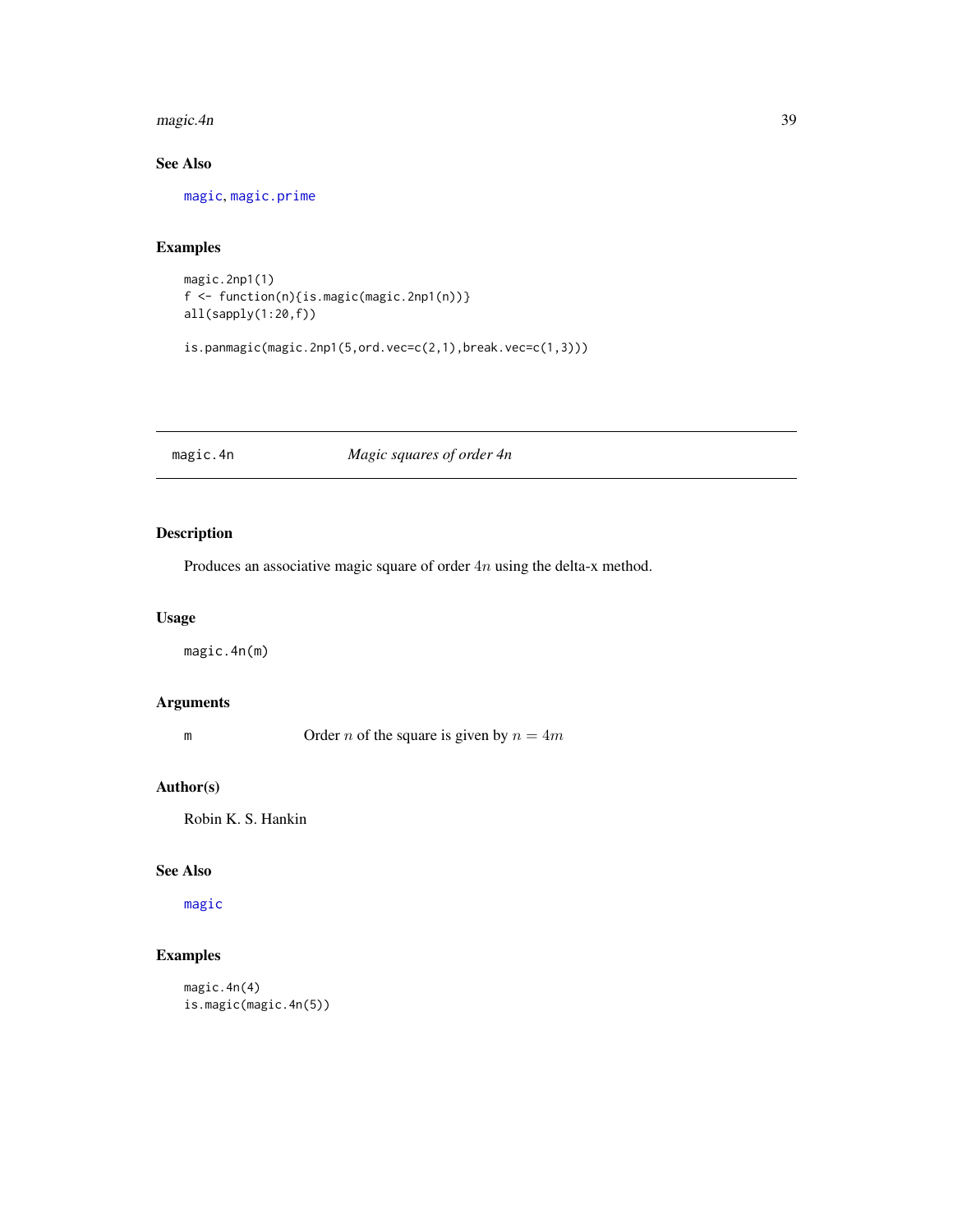### See Also

magic, magic.prime

### Examples

```
magic.2np1(1)
f <- function(n){is.magic(magic.2np1(n))}
all(sapply(1:20,f))

is.panmagic(magic.2np1(5,ord.vec=c(2,1),break.vec=c(1,3)))
```

---

## magic.4n — *Magic squares of order 4n*

### Description

Produces an associative magic square of order $4n$ using the delta-x method.

### Usage

```
magic.4n(m)
```

### Arguments

| | |
|---|---|
| m | Order $n$ of the square is given by $n = 4m$ |

### Author(s)

Robin K. S. Hankin

### See Also

magic

### Examples

```
magic.4n(4)
is.magic(magic.4n(5))
```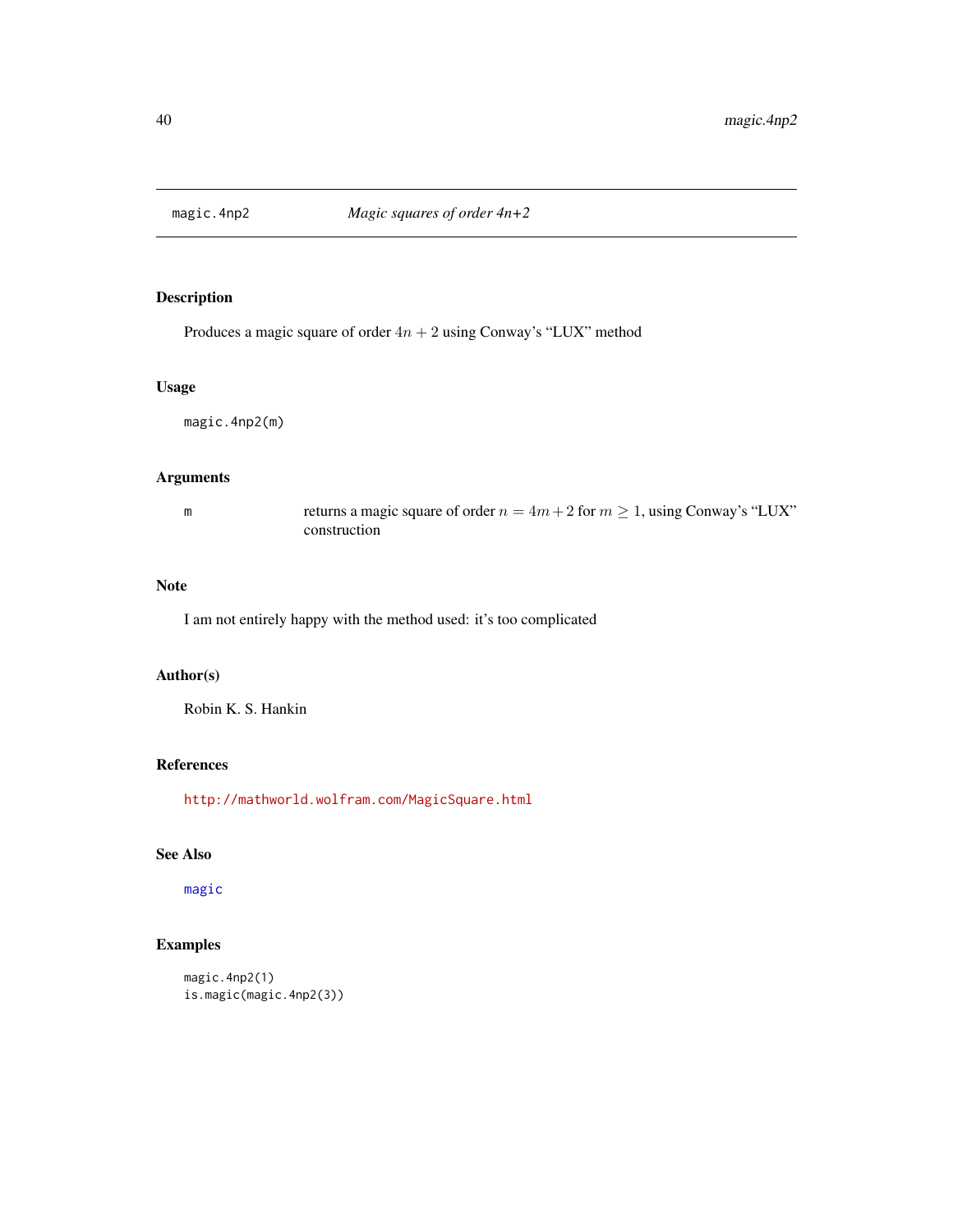magic.4np2 *Magic squares of order 4n+2*

## Description

Produces a magic square of order $4n + 2$ using Conway's "LUX" method

## Usage

```
magic.4np2(m)
```

## Arguments

| | |
|---|---|
| m | returns a magic square of order $n = 4m+2$ for $m \geq 1$, using Conway's "LUX" construction |

## Note

I am not entirely happy with the method used: it's too complicated

## Author(s)

Robin K. S. Hankin

## References

http://mathworld.wolfram.com/MagicSquare.html

## See Also

magic

## Examples

```
magic.4np2(1)
is.magic(magic.4np2(3))
```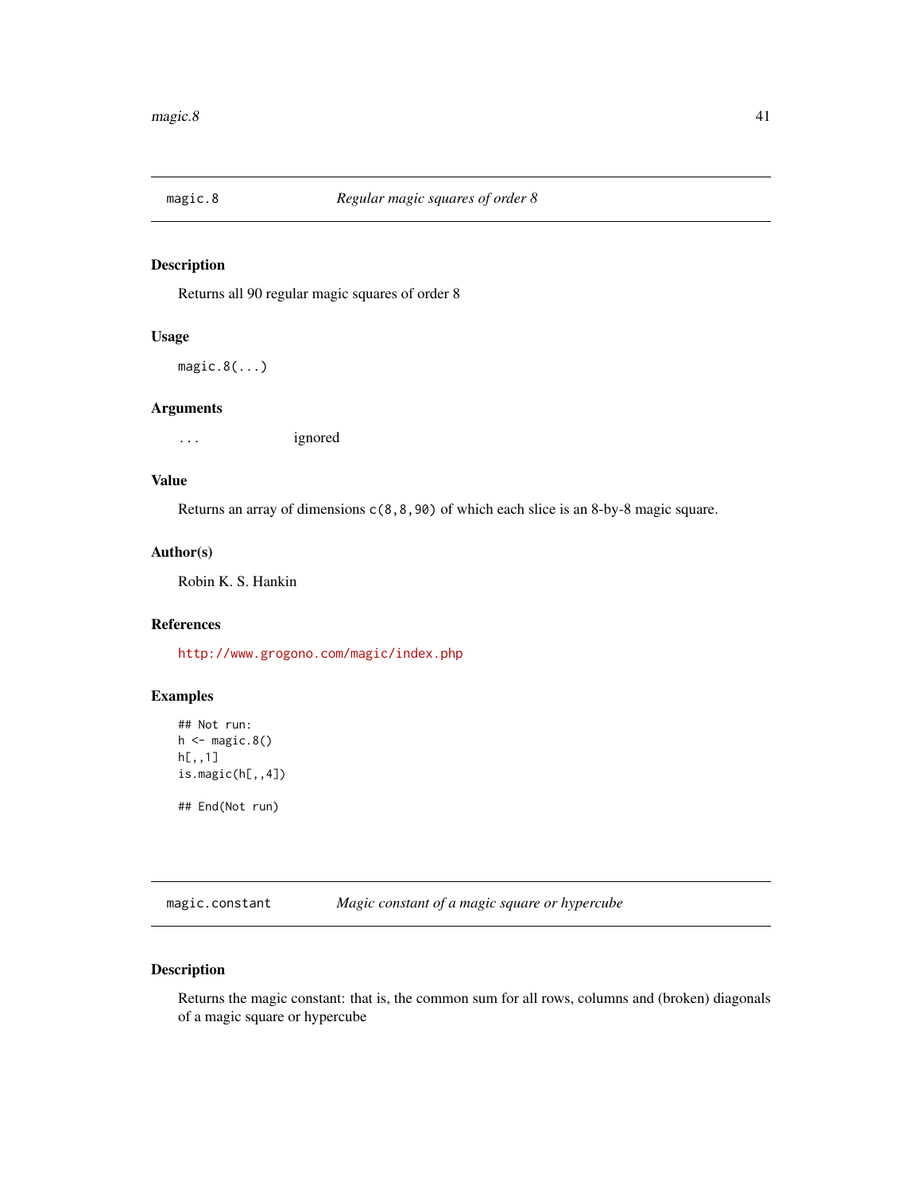## magic.8 — *Regular magic squares of order 8*

### Description

Returns all 90 regular magic squares of order 8

### Usage

```
magic.8(...)
```

### Arguments

| | |
|---|---|
| `...` | ignored |

### Value

Returns an array of dimensions `c(8,8,90)` of which each slice is an 8-by-8 magic square.

### Author(s)

Robin K. S. Hankin

### References

http://www.grogono.com/magic/index.php

### Examples

```
## Not run:
h <- magic.8()
h[,,1]
is.magic(h[,,4])

## End(Not run)
```

## magic.constant — *Magic constant of a magic square or hypercube*

### Description

Returns the magic constant: that is, the common sum for all rows, columns and (broken) diagonals of a magic square or hypercube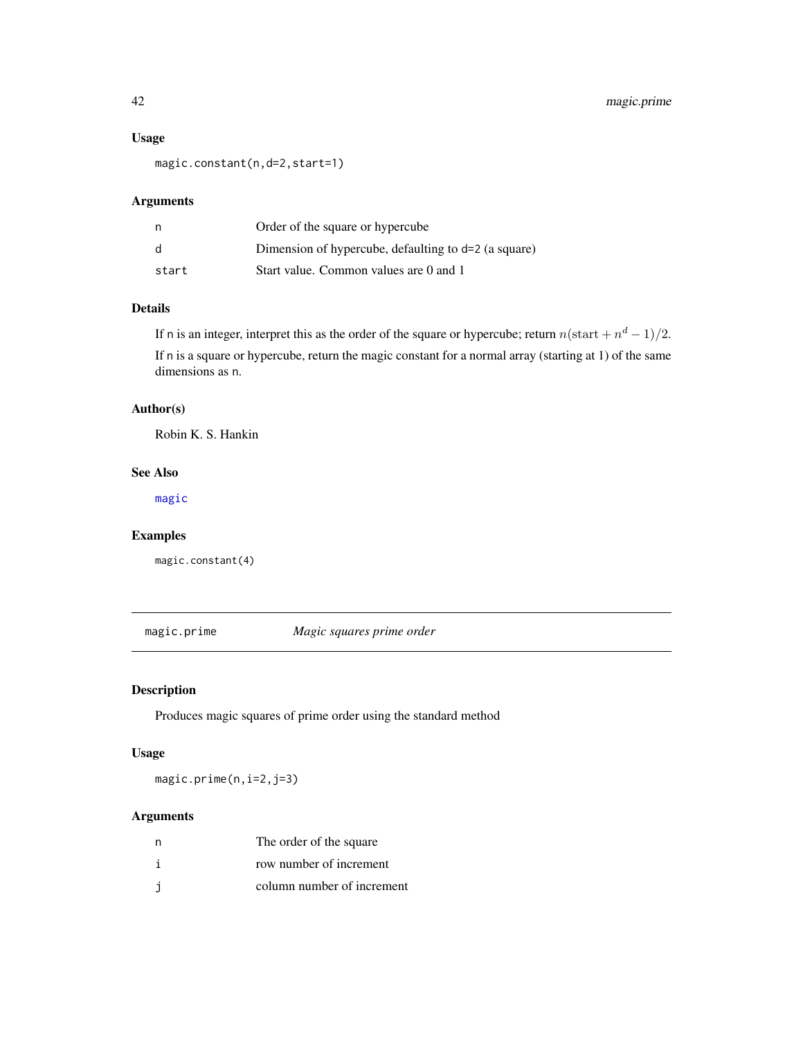### Usage

```
magic.constant(n,d=2,start=1)
```

### Arguments

| | |
|---|---|
| n | Order of the square or hypercube |
| d | Dimension of hypercube, defaulting to d=2 (a square) |
| start | Start value. Common values are 0 and 1 |

### Details

If n is an integer, interpret this as the order of the square or hypercube; return $n(\mathrm{start} + n^d - 1)/2$.

If n is a square or hypercube, return the magic constant for a normal array (starting at 1) of the same dimensions as n.

### Author(s)

Robin K. S. Hankin

### See Also

magic

### Examples

```
magic.constant(4)
```

---

## magic.prime *Magic squares prime order*

### Description

Produces magic squares of prime order using the standard method

### Usage

```
magic.prime(n,i=2,j=3)
```

### Arguments

| | |
|---|---|
| n | The order of the square |
| i | row number of increment |
| j | column number of increment |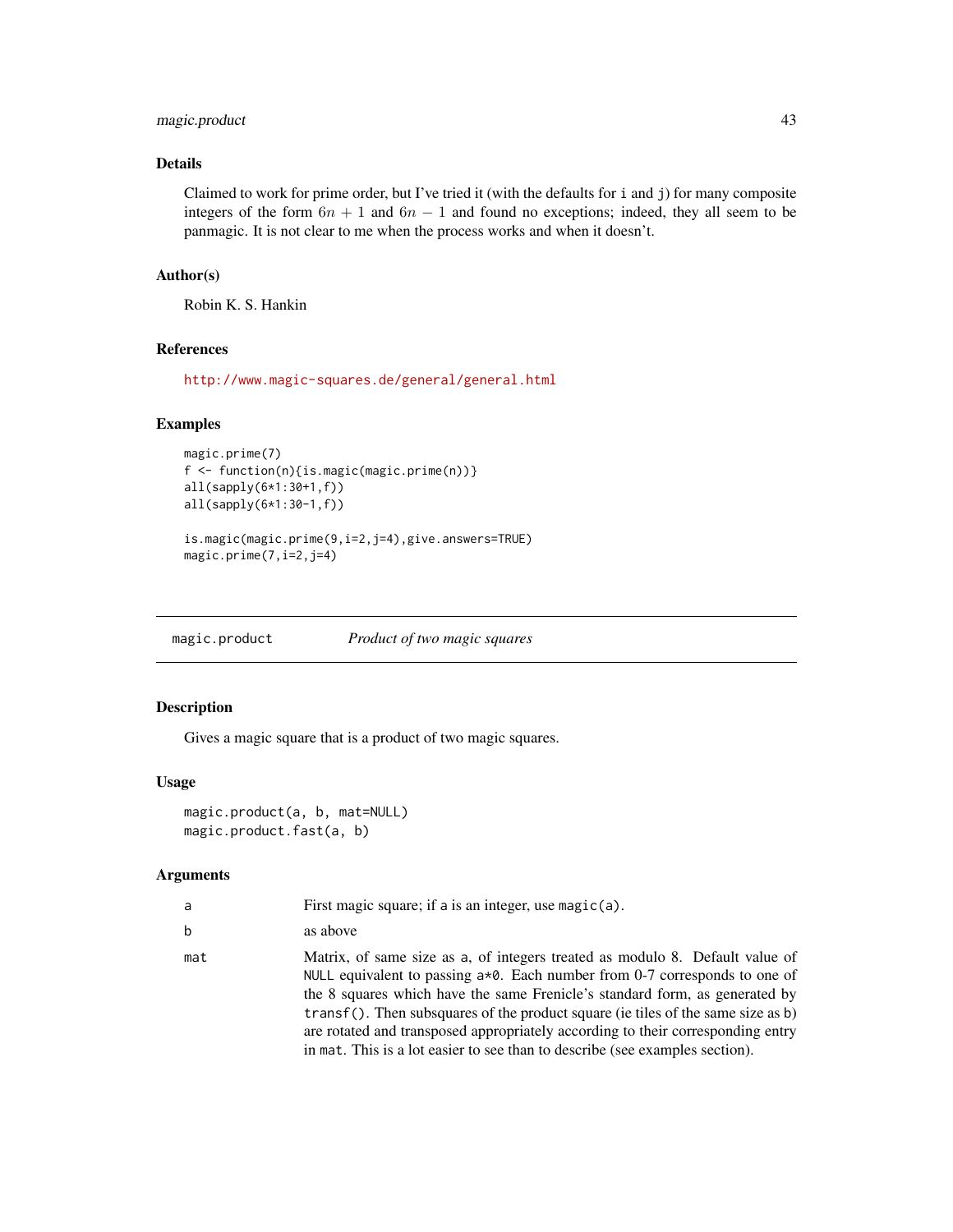## Details

Claimed to work for prime order, but I've tried it (with the defaults for `i` and `j`) for many composite integers of the form $6n + 1$ and $6n - 1$ and found no exceptions; indeed, they all seem to be panmagic. It is not clear to me when the process works and when it doesn't.

## Author(s)

Robin K. S. Hankin

## References

http://www.magic-squares.de/general/general.html

## Examples

```
magic.prime(7)
f <- function(n){is.magic(magic.prime(n))}
all(sapply(6*1:30+1,f))
all(sapply(6*1:30-1,f))

is.magic(magic.prime(9,i=2,j=4),give.answers=TRUE)
magic.prime(7,i=2,j=4)
```

---

# magic.product — *Product of two magic squares*

## Description

Gives a magic square that is a product of two magic squares.

## Usage

```
magic.product(a, b, mat=NULL)
magic.product.fast(a, b)
```

## Arguments

| | |
|---|---|
| `a` | First magic square; if `a` is an integer, use `magic(a)`. |
| `b` | as above |
| `mat` | Matrix, of same size as `a`, of integers treated as modulo 8. Default value of `NULL` equivalent to passing `a*0`. Each number from 0-7 corresponds to one of the 8 squares which have the same Frenicle's standard form, as generated by `transf()`. Then subsquares of the product square (ie tiles of the same size as `b`) are rotated and transposed appropriately according to their corresponding entry in `mat`. This is a lot easier to see than to describe (see examples section). |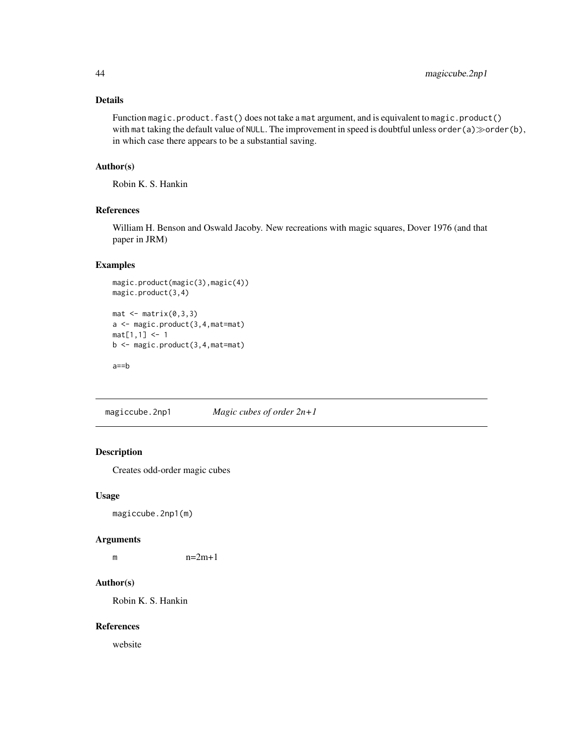## Details

Function `magic.product.fast()` does not take a `mat` argument, and is equivalent to `magic.product()` with `mat` taking the default value of `NULL`. The improvement in speed is doubtful unless `order(a)`$\gg$`order(b)`, in which case there appears to be a substantial saving.

## Author(s)

Robin K. S. Hankin

## References

William H. Benson and Oswald Jacoby. New recreations with magic squares, Dover 1976 (and that paper in JRM)

## Examples

```
magic.product(magic(3),magic(4))
magic.product(3,4)

mat <- matrix(0,3,3)
a <- magic.product(3,4,mat=mat)
mat[1,1] <- 1
b <- magic.product(3,4,mat=mat)

a==b
```

---

# magiccube.2np1 — *Magic cubes of order 2n+1*

---

## Description

Creates odd-order magic cubes

## Usage

```
magiccube.2np1(m)
```

## Arguments

| | |
|---|---|
| m | n=2m+1 |

## Author(s)

Robin K. S. Hankin

## References

website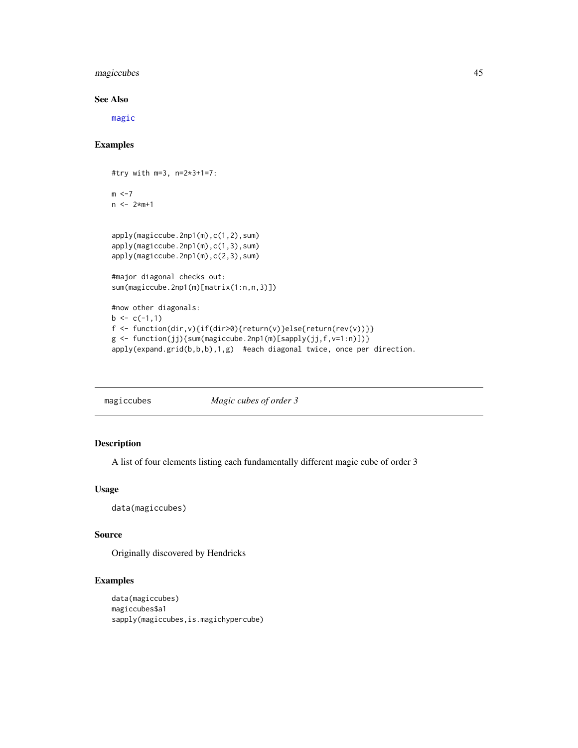### See Also

magic

### Examples

```
#try with m=3, n=2*3+1=7:

m <-7
n <- 2*m+1


apply(magiccube.2np1(m),c(1,2),sum)
apply(magiccube.2np1(m),c(1,3),sum)
apply(magiccube.2np1(m),c(2,3),sum)

#major diagonal checks out:
sum(magiccube.2np1(m)[matrix(1:n,n,3)])

#now other diagonals:
b <- c(-1,1)
f <- function(dir,v){if(dir>0){return(v)}else{return(rev(v))}}
g <- function(jj){sum(magiccube.2np1(m)[sapply(jj,f,v=1:n)])}
apply(expand.grid(b,b,b),1,g)  #each diagonal twice, once per direction.
```

---

## magiccubes — *Magic cubes of order 3*

### Description

A list of four elements listing each fundamentally different magic cube of order 3

### Usage

```
data(magiccubes)
```

### Source

Originally discovered by Hendricks

### Examples

```
data(magiccubes)
magiccubes$a1
sapply(magiccubes,is.magichypercube)
```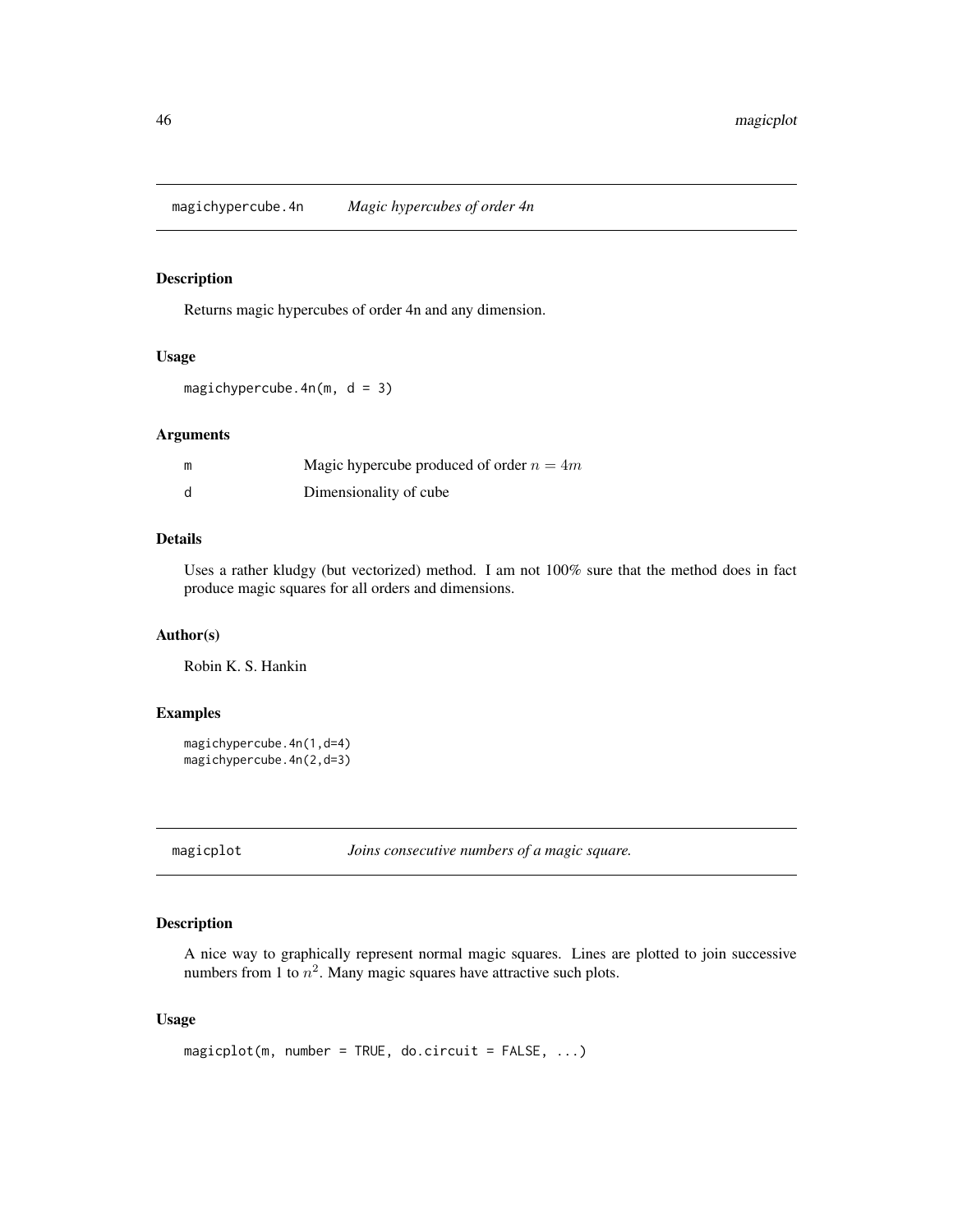## magichypercube.4n *Magic hypercubes of order 4n*

### Description

Returns magic hypercubes of order 4n and any dimension.

### Usage

```
magichypercube.4n(m, d = 3)
```

### Arguments

| | |
|---|---|
| m | Magic hypercube produced of order $n = 4m$ |
| d | Dimensionality of cube |

### Details

Uses a rather kludgy (but vectorized) method. I am not 100% sure that the method does in fact produce magic squares for all orders and dimensions.

### Author(s)

Robin K. S. Hankin

### Examples

```
magichypercube.4n(1,d=4)
magichypercube.4n(2,d=3)
```

## magicplot *Joins consecutive numbers of a magic square.*

### Description

A nice way to graphically represent normal magic squares. Lines are plotted to join successive numbers from 1 to $n^2$. Many magic squares have attractive such plots.

### Usage

```
magicplot(m, number = TRUE, do.circuit = FALSE, ...)
```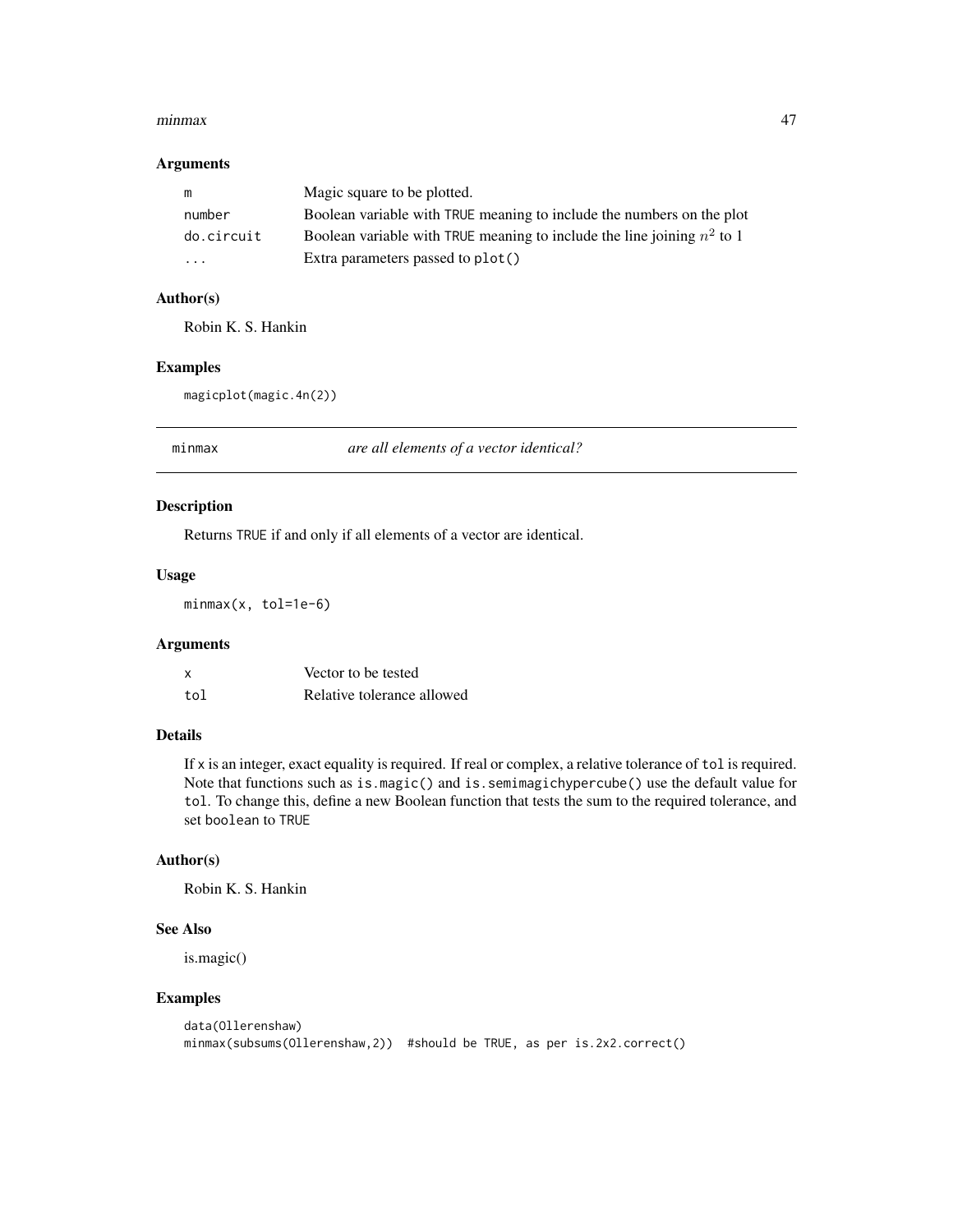### Arguments

| | |
|---|---|
| m | Magic square to be plotted. |
| number | Boolean variable with TRUE meaning to include the numbers on the plot |
| do.circuit | Boolean variable with TRUE meaning to include the line joining $n^2$ to 1 |
| ... | Extra parameters passed to plot() |

### Author(s)

Robin K. S. Hankin

### Examples

```
magicplot(magic.4n(2))
```

---

## minmax — *are all elements of a vector identical?*

### Description

Returns TRUE if and only if all elements of a vector are identical.

### Usage

```
minmax(x, tol=1e-6)
```

### Arguments

| | |
|---|---|
| x | Vector to be tested |
| tol | Relative tolerance allowed |

### Details

If x is an integer, exact equality is required. If real or complex, a relative tolerance of tol is required. Note that functions such as is.magic() and is.semimagichypercube() use the default value for tol. To change this, define a new Boolean function that tests the sum to the required tolerance, and set boolean to TRUE

### Author(s)

Robin K. S. Hankin

### See Also

is.magic()

### Examples

```
data(Ollerenshaw)
minmax(subsums(Ollerenshaw,2))  #should be TRUE, as per is.2x2.correct()
```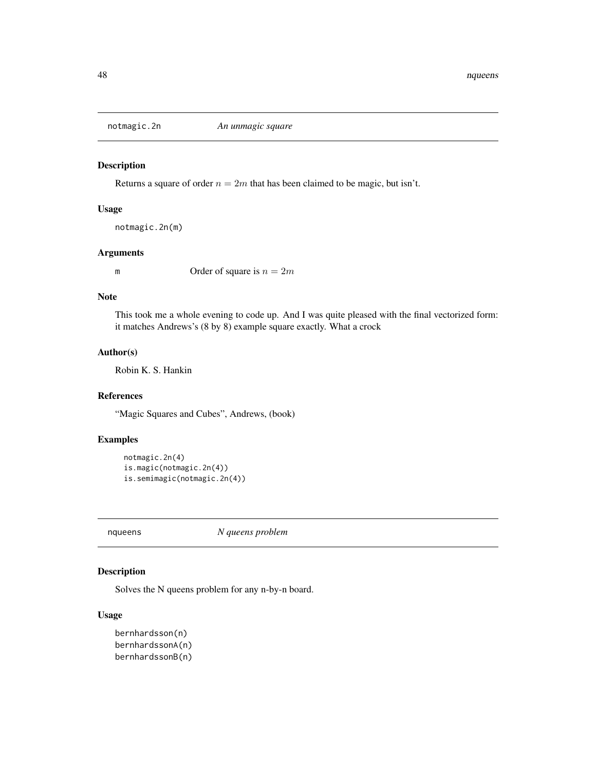## notmagic.2n *An unmagic square*

### Description

Returns a square of order $n = 2m$ that has been claimed to be magic, but isn't.

### Usage

```
notmagic.2n(m)
```

### Arguments

| | |
|---|---|
| m | Order of square is $n = 2m$ |

### Note

This took me a whole evening to code up. And I was quite pleased with the final vectorized form: it matches Andrews's (8 by 8) example square exactly. What a crock

### Author(s)

Robin K. S. Hankin

### References

"Magic Squares and Cubes", Andrews, (book)

### Examples

```
notmagic.2n(4)
is.magic(notmagic.2n(4))
is.semimagic(notmagic.2n(4))
```

## nqueens *N queens problem*

### Description

Solves the N queens problem for any n-by-n board.

### Usage

```
bernhardsson(n)
bernhardssonA(n)
bernhardssonB(n)
```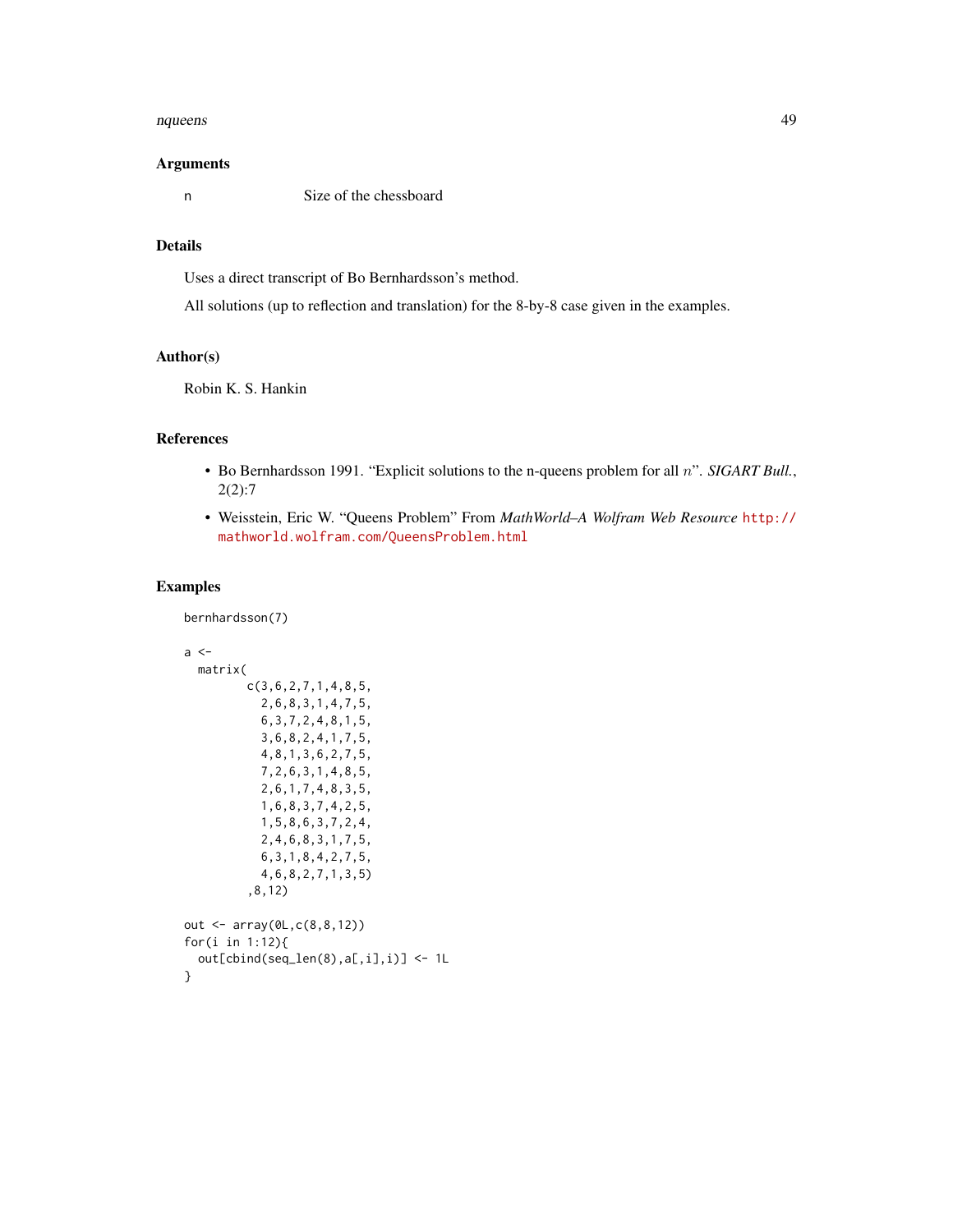### Arguments

| | |
|---|---|
| n | Size of the chessboard |

### Details

Uses a direct transcript of Bo Bernhardsson's method.

All solutions (up to reflection and translation) for the 8-by-8 case given in the examples.

### Author(s)

Robin K. S. Hankin

### References

- Bo Bernhardsson 1991. "Explicit solutions to the n-queens problem for all $n$". *SIGART Bull.*, 2(2):7
- Weisstein, Eric W. "Queens Problem" From *MathWorld–A Wolfram Web Resource* http://mathworld.wolfram.com/QueensProblem.html

### Examples

```
bernhardsson(7)

a <-
  matrix(
         c(3,6,2,7,1,4,8,5,
           2,6,8,3,1,4,7,5,
           6,3,7,2,4,8,1,5,
           3,6,8,2,4,1,7,5,
           4,8,1,3,6,2,7,5,
           7,2,6,3,1,4,8,5,
           2,6,1,7,4,8,3,5,
           1,6,8,3,7,4,2,5,
           1,5,8,6,3,7,2,4,
           2,4,6,8,3,1,7,5,
           6,3,1,8,4,2,7,5,
           4,6,8,2,7,1,3,5)
         ,8,12)

out <- array(0L,c(8,8,12))
for(i in 1:12){
  out[cbind(seq_len(8),a[,i],i)] <- 1L
}
```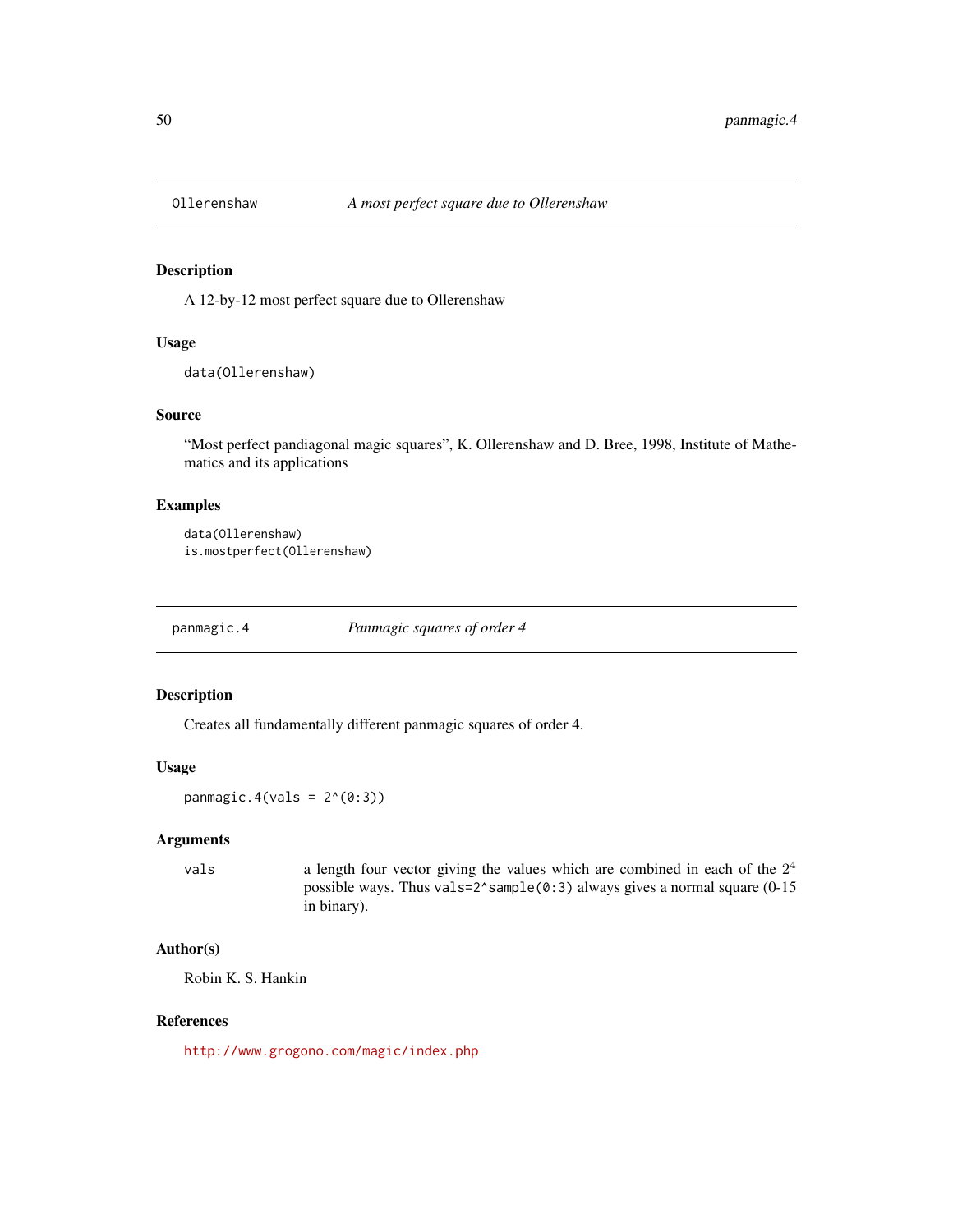## Ollerenshaw — *A most perfect square due to Ollerenshaw*

### Description

A 12-by-12 most perfect square due to Ollerenshaw

### Usage

```
data(Ollerenshaw)
```

### Source

"Most perfect pandiagonal magic squares", K. Ollerenshaw and D. Bree, 1998, Institute of Mathematics and its applications

### Examples

```
data(Ollerenshaw)
is.mostperfect(Ollerenshaw)
```

## panmagic.4 — *Panmagic squares of order 4*

### Description

Creates all fundamentally different panmagic squares of order 4.

### Usage

```
panmagic.4(vals = 2^(0:3))
```

### Arguments

| | |
|---|---|
| vals | a length four vector giving the values which are combined in each of the $2^4$ possible ways. Thus `vals=2^sample(0:3)` always gives a normal square (0-15 in binary). |

### Author(s)

Robin K. S. Hankin

### References

http://www.grogono.com/magic/index.php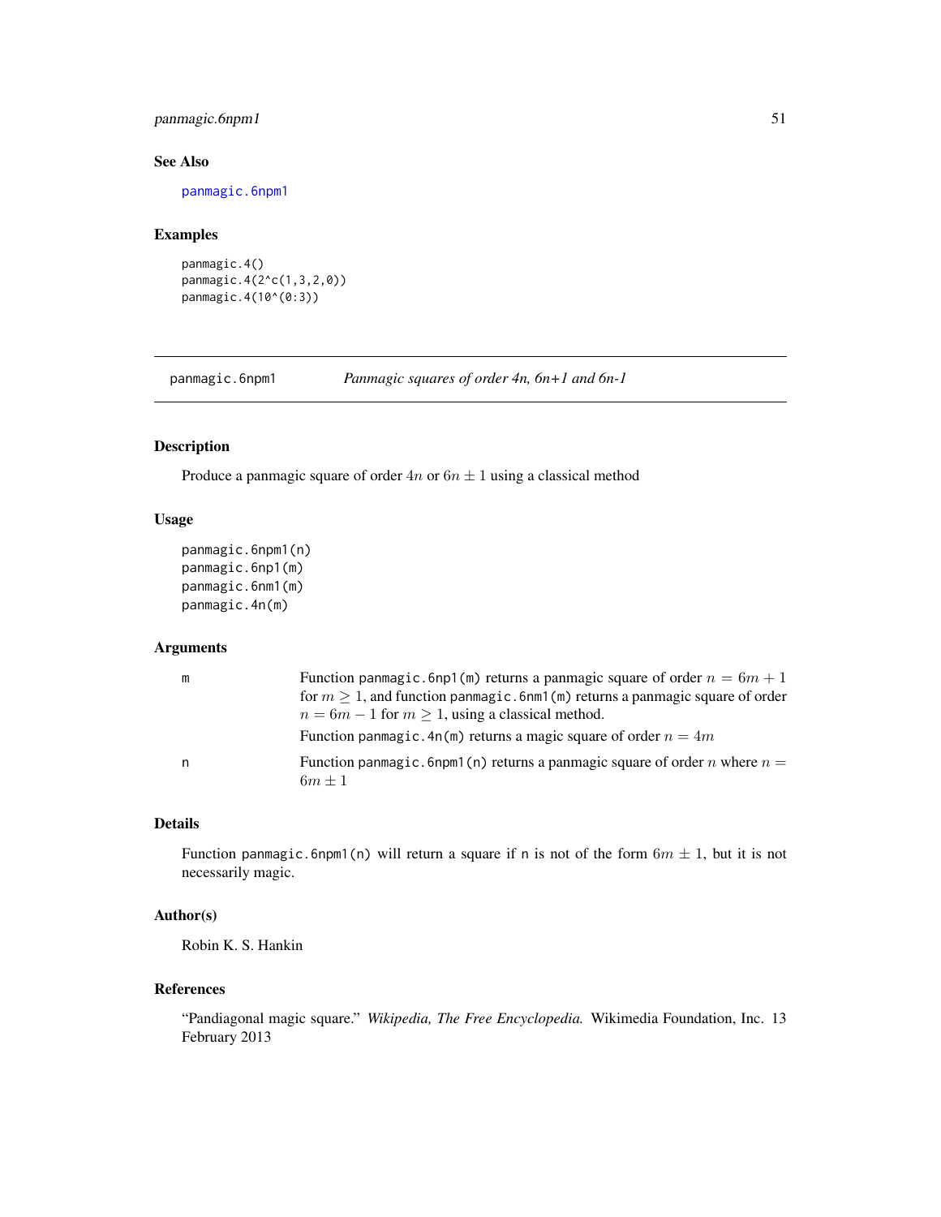## See Also

panmagic.6npm1

## Examples

```
panmagic.4()
panmagic.4(2^c(1,3,2,0))
panmagic.4(10^(0:3))
```

---

panmagic.6npm1 *Panmagic squares of order 4n, 6n+1 and 6n-1*

---

## Description

Produce a panmagic square of order $4n$ or $6n \pm 1$ using a classical method

## Usage

```
panmagic.6npm1(n)
panmagic.6np1(m)
panmagic.6nm1(m)
panmagic.4n(m)
```

## Arguments

| | |
|---|---|
| m | Function panmagic.6np1(m) returns a panmagic square of order $n = 6m + 1$ for $m \geq 1$, and function panmagic.6nm1(m) returns a panmagic square of order $n = 6m - 1$ for $m \geq 1$, using a classical method. Function panmagic.4n(m) returns a magic square of order $n = 4m$ |
| n | Function panmagic.6npm1(n) returns a panmagic square of order $n$ where $n = 6m \pm 1$ |

## Details

Function panmagic.6npm1(n) will return a square if n is not of the form $6m \pm 1$, but it is not necessarily magic.

## Author(s)

Robin K. S. Hankin

## References

"Pandiagonal magic square." *Wikipedia, The Free Encyclopedia.* Wikimedia Foundation, Inc. 13 February 2013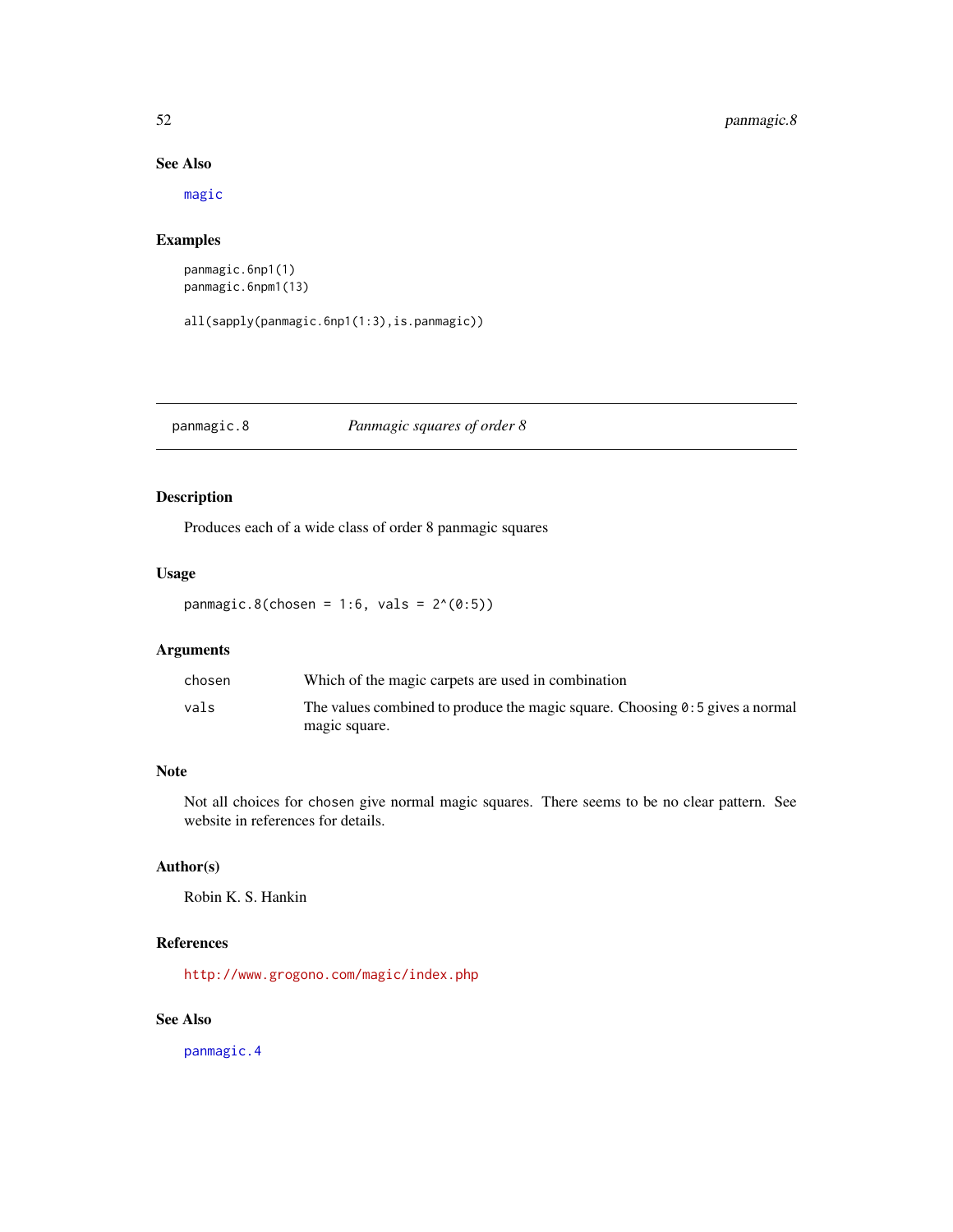### See Also

magic

### Examples

```
panmagic.6np1(1)
panmagic.6npm1(13)

all(sapply(panmagic.6np1(1:3),is.panmagic))
```

---

## panmagic.8 *Panmagic squares of order 8*

---

### Description

Produces each of a wide class of order 8 panmagic squares

### Usage

```
panmagic.8(chosen = 1:6, vals = 2^(0:5))
```

### Arguments

| | |
|---|---|
| chosen | Which of the magic carpets are used in combination |
| vals | The values combined to produce the magic square. Choosing 0:5 gives a normal magic square. |

### Note

Not all choices for chosen give normal magic squares. There seems to be no clear pattern. See website in references for details.

### Author(s)

Robin K. S. Hankin

### References

http://www.grogono.com/magic/index.php

### See Also

panmagic.4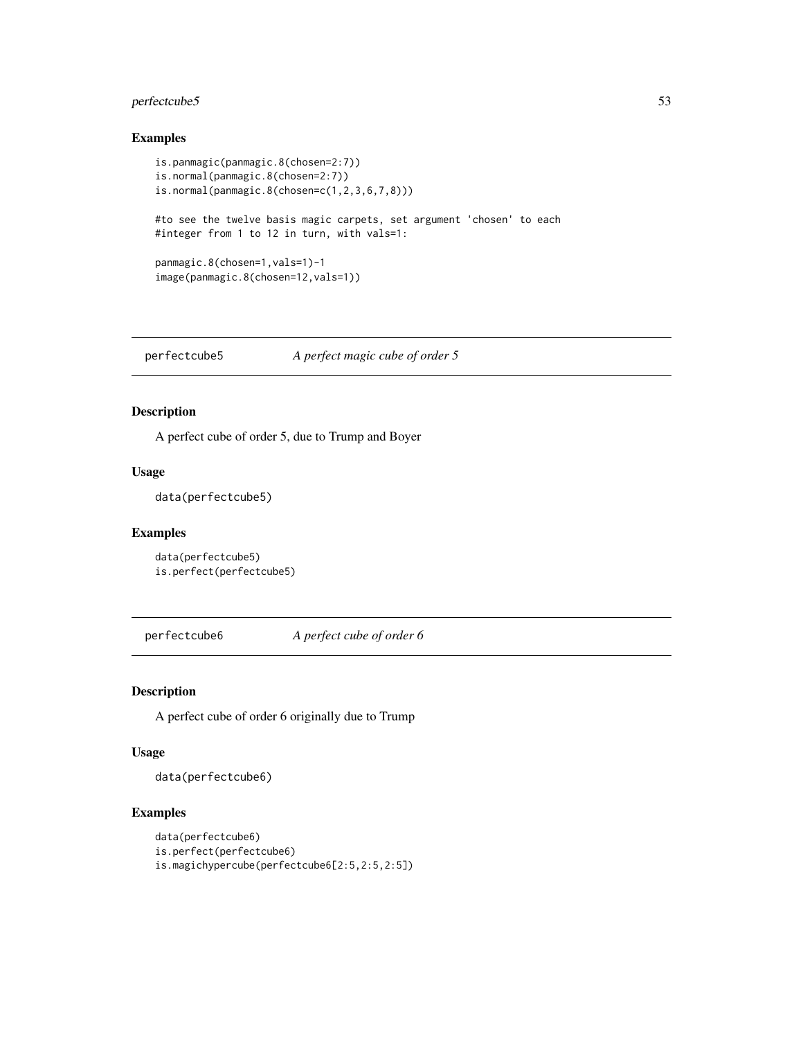### Examples

```
is.panmagic(panmagic.8(chosen=2:7))
is.normal(panmagic.8(chosen=2:7))
is.normal(panmagic.8(chosen=c(1,2,3,6,7,8)))

#to see the twelve basis magic carpets, set argument 'chosen' to each
#integer from 1 to 12 in turn, with vals=1:

panmagic.8(chosen=1,vals=1)-1
image(panmagic.8(chosen=12,vals=1))
```

---

## perfectcube5 — *A perfect magic cube of order 5*

### Description

A perfect cube of order 5, due to Trump and Boyer

### Usage

```
data(perfectcube5)
```

### Examples

```
data(perfectcube5)
is.perfect(perfectcube5)
```

---

## perfectcube6 — *A perfect cube of order 6*

### Description

A perfect cube of order 6 originally due to Trump

### Usage

```
data(perfectcube6)
```

### Examples

```
data(perfectcube6)
is.perfect(perfectcube6)
is.magichypercube(perfectcube6[2:5,2:5,2:5])
```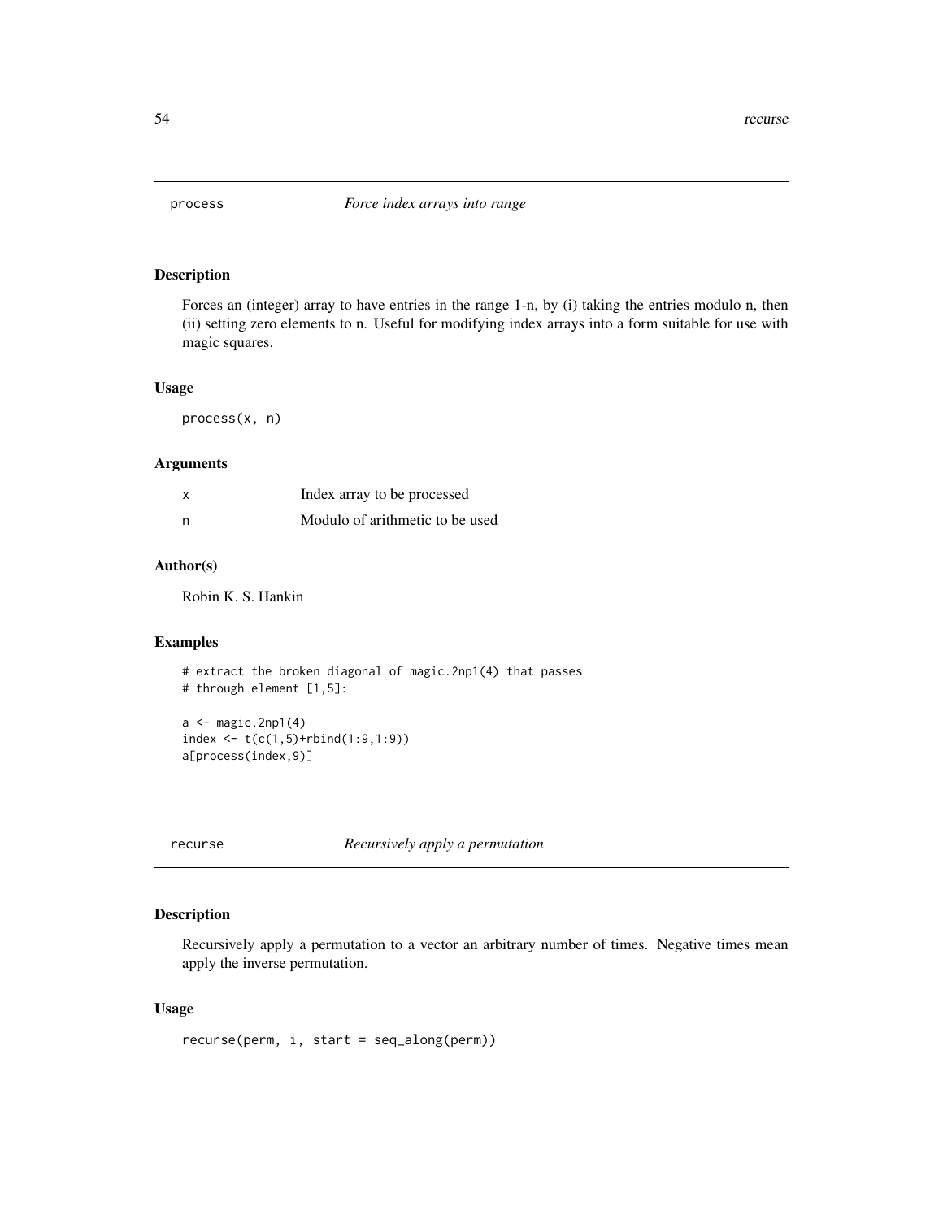## process *Force index arrays into range*

### Description

Forces an (integer) array to have entries in the range 1-n, by (i) taking the entries modulo n, then (ii) setting zero elements to n. Useful for modifying index arrays into a form suitable for use with magic squares.

### Usage

```
process(x, n)
```

### Arguments

| | |
|---|---|
| x | Index array to be processed |
| n | Modulo of arithmetic to be used |

### Author(s)

Robin K. S. Hankin

### Examples

```
# extract the broken diagonal of magic.2np1(4) that passes
# through element [1,5]:

a <- magic.2np1(4)
index <- t(c(1,5)+rbind(1:9,1:9))
a[process(index,9)]
```

## recurse *Recursively apply a permutation*

### Description

Recursively apply a permutation to a vector an arbitrary number of times. Negative times mean apply the inverse permutation.

### Usage

```
recurse(perm, i, start = seq_along(perm))
```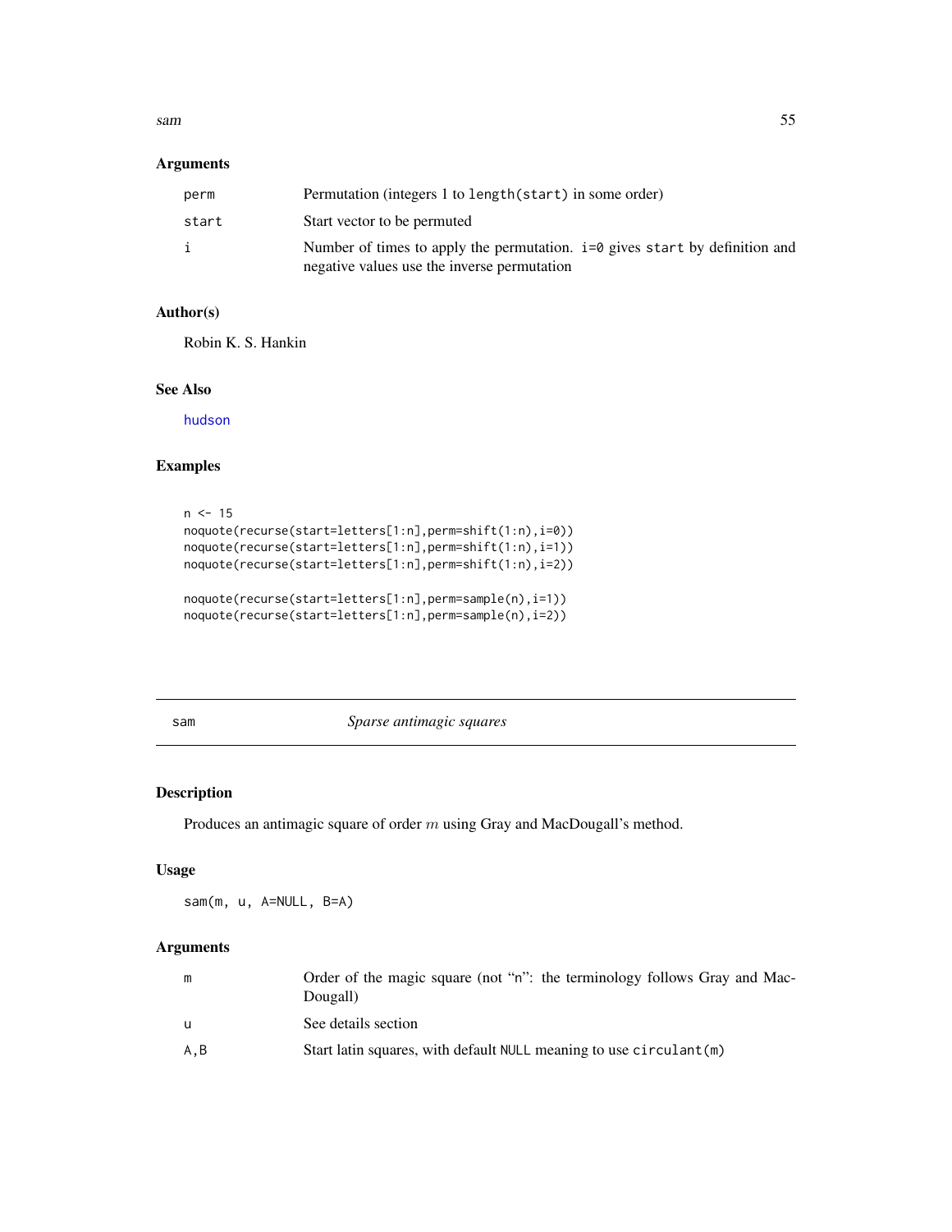## Arguments

| | |
|---|---|
| perm | Permutation (integers 1 to `length(start)` in some order) |
| start | Start vector to be permuted |
| i | Number of times to apply the permutation. `i=0` gives `start` by definition and negative values use the inverse permutation |

## Author(s)

Robin K. S. Hankin

## See Also

`hudson`

## Examples

```
n <- 15
noquote(recurse(start=letters[1:n],perm=shift(1:n),i=0))
noquote(recurse(start=letters[1:n],perm=shift(1:n),i=1))
noquote(recurse(start=letters[1:n],perm=shift(1:n),i=2))

noquote(recurse(start=letters[1:n],perm=sample(n),i=1))
noquote(recurse(start=letters[1:n],perm=sample(n),i=2))
```

---

# sam *Sparse antimagic squares*

---

## Description

Produces an antimagic square of order $m$ using Gray and MacDougall's method.

## Usage

```
sam(m, u, A=NULL, B=A)
```

## Arguments

| | |
|---|---|
| m | Order of the magic square (not "n": the terminology follows Gray and MacDougall) |
| u | See details section |
| A,B | Start latin squares, with default `NULL` meaning to use `circulant(m)` |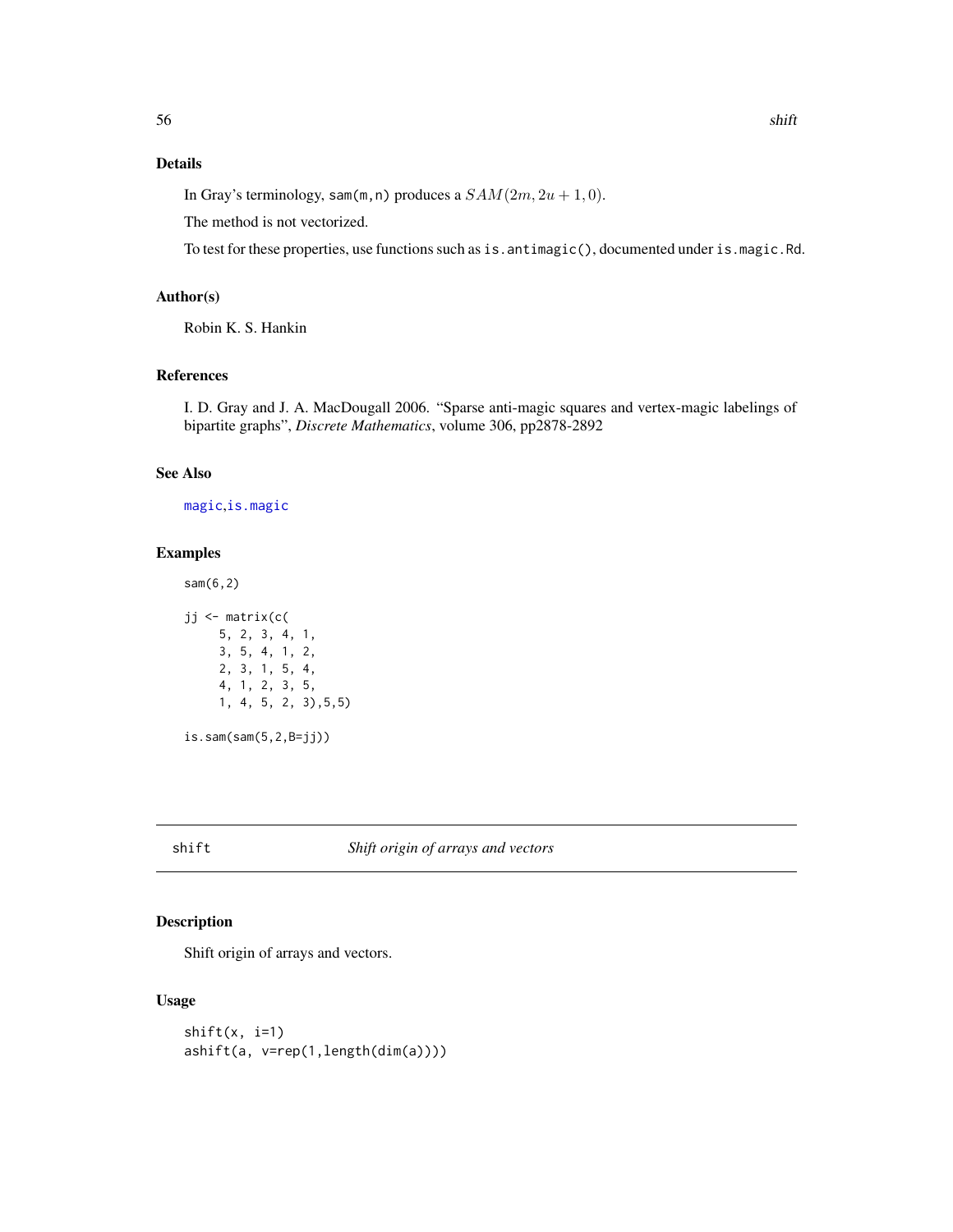## Details

In Gray's terminology, `sam(m,n)` produces a $SAM(2m, 2u + 1, 0)$.

The method is not vectorized.

To test for these properties, use functions such as `is.antimagic()`, documented under `is.magic.Rd`.

## Author(s)

Robin K. S. Hankin

## References

I. D. Gray and J. A. MacDougall 2006. "Sparse anti-magic squares and vertex-magic labelings of bipartite graphs", *Discrete Mathematics*, volume 306, pp2878-2892

## See Also

magic,is.magic

## Examples

```
sam(6,2)

jj <- matrix(c(
     5, 2, 3, 4, 1,
     3, 5, 4, 1, 2,
     2, 3, 1, 5, 4,
     4, 1, 2, 3, 5,
     1, 4, 5, 2, 3),5,5)

is.sam(sam(5,2,B=jj))
```

---

# shift — *Shift origin of arrays and vectors*

## Description

Shift origin of arrays and vectors.

## Usage

```
shift(x, i=1)
ashift(a, v=rep(1,length(dim(a))))
```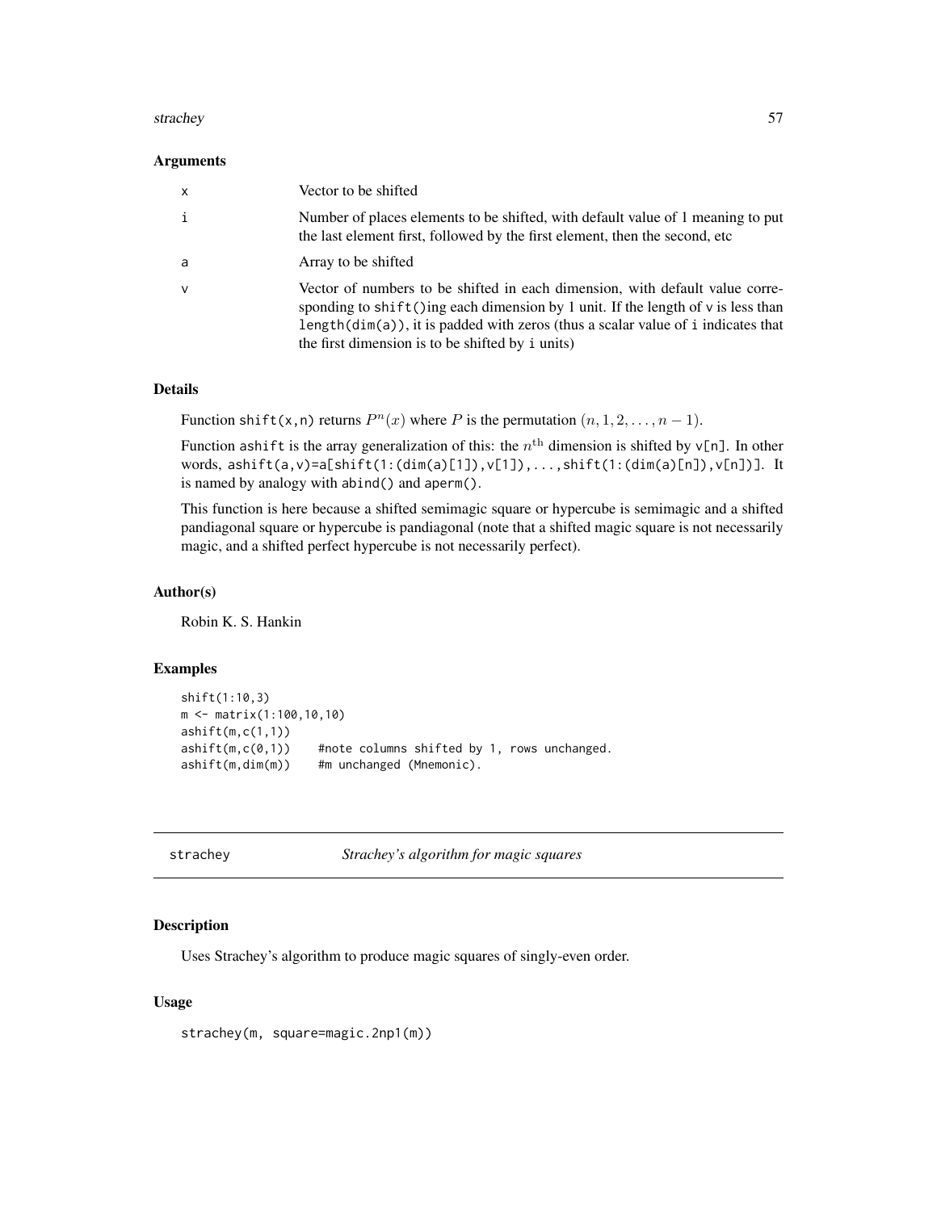### Arguments

| | |
|---|---|
| x | Vector to be shifted |
| i | Number of places elements to be shifted, with default value of 1 meaning to put the last element first, followed by the first element, then the second, etc |
| a | Array to be shifted |
| v | Vector of numbers to be shifted in each dimension, with default value corresponding to `shift()`ing each dimension by 1 unit. If the length of `v` is less than `length(dim(a))`, it is padded with zeros (thus a scalar value of `i` indicates that the first dimension is to be shifted by `i` units) |

### Details

Function `shift(x,n)` returns $P^n(x)$ where $P$ is the permutation $(n, 1, 2, \ldots, n-1)$.

Function `ashift` is the array generalization of this: the $n^{\mathrm{th}}$ dimension is shifted by `v[n]`. In other words, `ashift(a,v)=a[shift(1:(dim(a)[1]),v[1]),...,shift(1:(dim(a)[n]),v[n])]`. It is named by analogy with `abind()` and `aperm()`.

This function is here because a shifted semimagic square or hypercube is semimagic and a shifted pandiagonal square or hypercube is pandiagonal (note that a shifted magic square is not necessarily magic, and a shifted perfect hypercube is not necessarily perfect).

### Author(s)

Robin K. S. Hankin

### Examples

```
shift(1:10,3)
m <- matrix(1:100,10,10)
ashift(m,c(1,1))
ashift(m,c(0,1))    #note columns shifted by 1, rows unchanged.
ashift(m,dim(m))    #m unchanged (Mnemonic).
```

---

## strachey — *Strachey's algorithm for magic squares*

### Description

Uses Strachey's algorithm to produce magic squares of singly-even order.

### Usage

```
strachey(m, square=magic.2np1(m))
```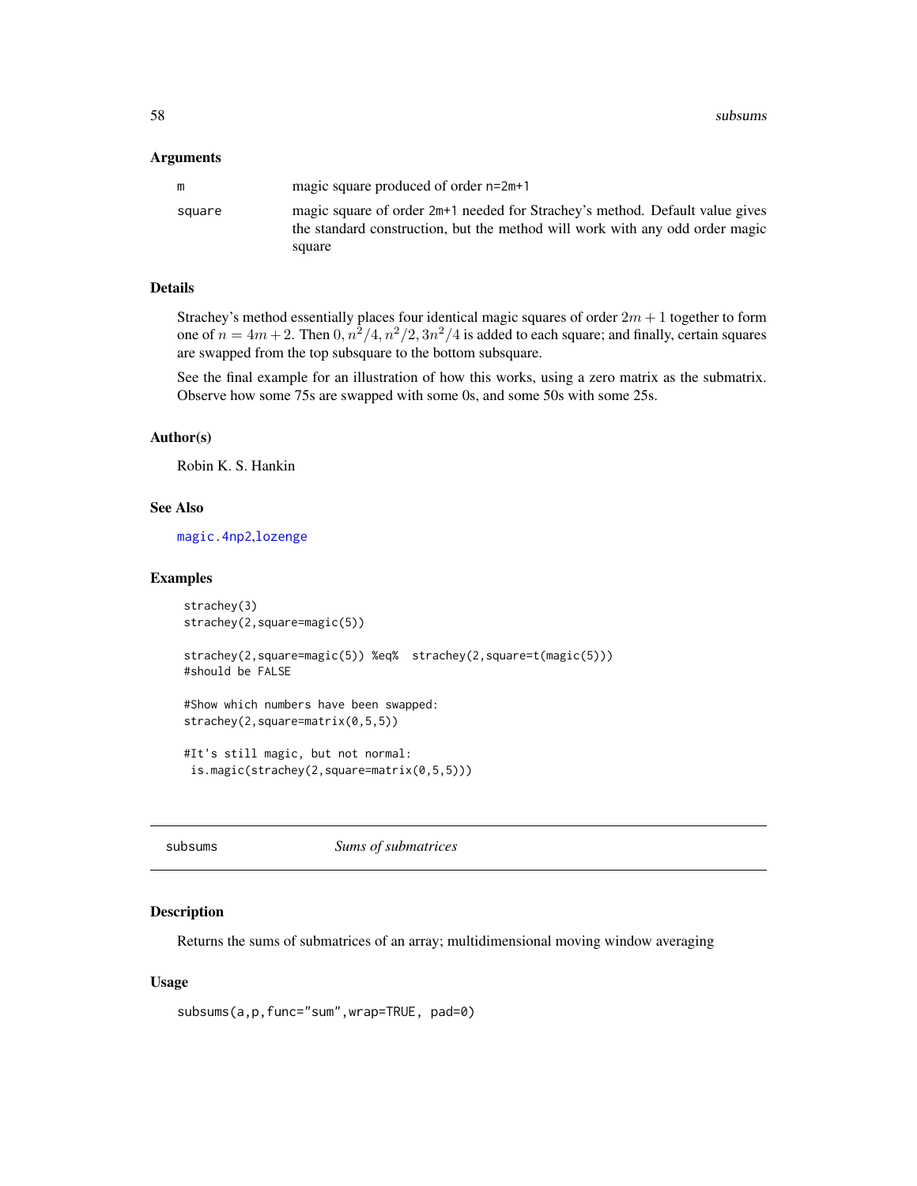### Arguments

| | |
|---|---|
| m | magic square produced of order n=2m+1 |
| square | magic square of order 2m+1 needed for Strachey's method. Default value gives the standard construction, but the method will work with any odd order magic square |

### Details

Strachey's method essentially places four identical magic squares of order $2m+1$ together to form one of $n = 4m+2$. Then $0, n^2/4, n^2/2, 3n^2/4$ is added to each square; and finally, certain squares are swapped from the top subsquare to the bottom subsquare.

See the final example for an illustration of how this works, using a zero matrix as the submatrix. Observe how some 75s are swapped with some 0s, and some 50s with some 25s.

### Author(s)

Robin K. S. Hankin

### See Also

magic.4np2,lozenge

### Examples

```
strachey(3)
strachey(2,square=magic(5))

strachey(2,square=magic(5)) %eq%  strachey(2,square=t(magic(5)))
#should be FALSE

#Show which numbers have been swapped:
strachey(2,square=matrix(0,5,5))

#It's still magic, but not normal:
 is.magic(strachey(2,square=matrix(0,5,5)))
```

---

## subsums    *Sums of submatrices*

### Description

Returns the sums of submatrices of an array; multidimensional moving window averaging

### Usage

```
subsums(a,p,func="sum",wrap=TRUE, pad=0)
```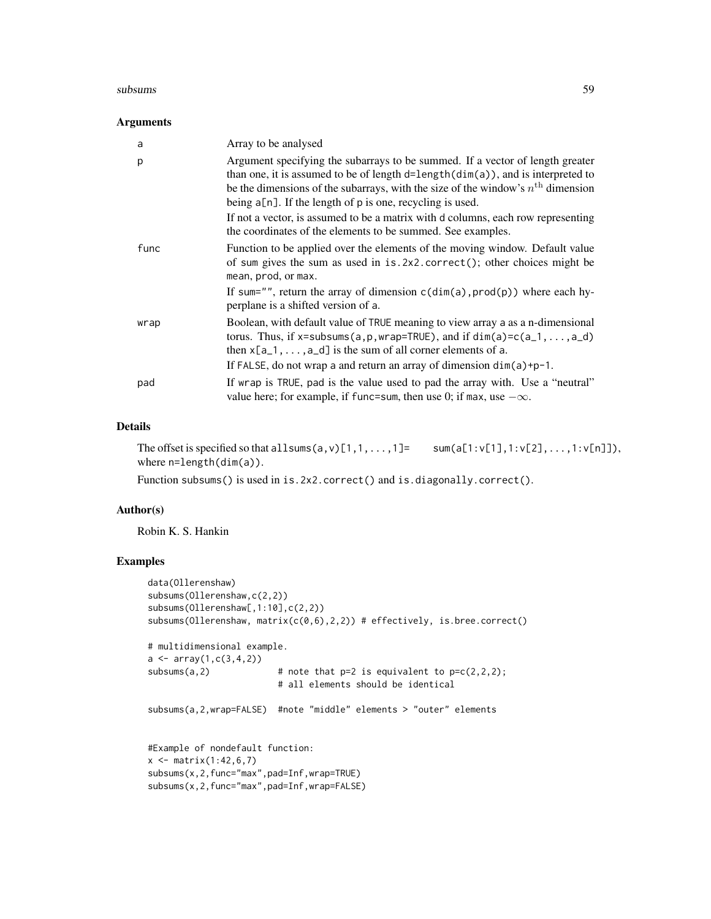### Arguments

| | |
|---|---|
| a | Array to be analysed |
| p | Argument specifying the subarrays to be summed. If a vector of length greater than one, it is assumed to be of length d=length(dim(a)), and is interpreted to be the dimensions of the subarrays, with the size of the window's $n^{\mathrm{th}}$ dimension being a[n]. If the length of p is one, recycling is used. If not a vector, is assumed to be a matrix with d columns, each row representing the coordinates of the elements to be summed. See examples. |
| func | Function to be applied over the elements of the moving window. Default value of sum gives the sum as used in is.2x2.correct(); other choices might be mean, prod, or max. If sum="", return the array of dimension c(dim(a),prod(p)) where each hyperplane is a shifted version of a. |
| wrap | Boolean, with default value of TRUE meaning to view array a as a n-dimensional torus. Thus, if x=subsums(a,p,wrap=TRUE), and if dim(a)=c(a_1,...,a_d) then x[a_1,...,a_d] is the sum of all corner elements of a. If FALSE, do not wrap a and return an array of dimension dim(a)+p-1. |
| pad | If wrap is TRUE, pad is the value used to pad the array with. Use a "neutral" value here; for example, if func=sum, then use 0; if max, use $-\infty$. |

### Details

The offset is specified so that allsums(a,v)[1,1,...,1]= sum(a[1:v[1],1:v[2],...,1:v[n]]), where n=length(dim(a)).

Function subsums() is used in is.2x2.correct() and is.diagonally.correct().

### Author(s)

Robin K. S. Hankin

### Examples

```
data(Ollerenshaw)
subsums(Ollerenshaw,c(2,2))
subsums(Ollerenshaw[,1:10],c(2,2))
subsums(Ollerenshaw, matrix(c(0,6),2,2)) # effectively, is.bree.correct()

# multidimensional example.
a <- array(1,c(3,4,2))
subsums(a,2)            # note that p=2 is equivalent to p=c(2,2,2);
                        # all elements should be identical

subsums(a,2,wrap=FALSE)  #note "middle" elements > "outer" elements


#Example of nondefault function:
x <- matrix(1:42,6,7)
subsums(x,2,func="max",pad=Inf,wrap=TRUE)
subsums(x,2,func="max",pad=Inf,wrap=FALSE)
```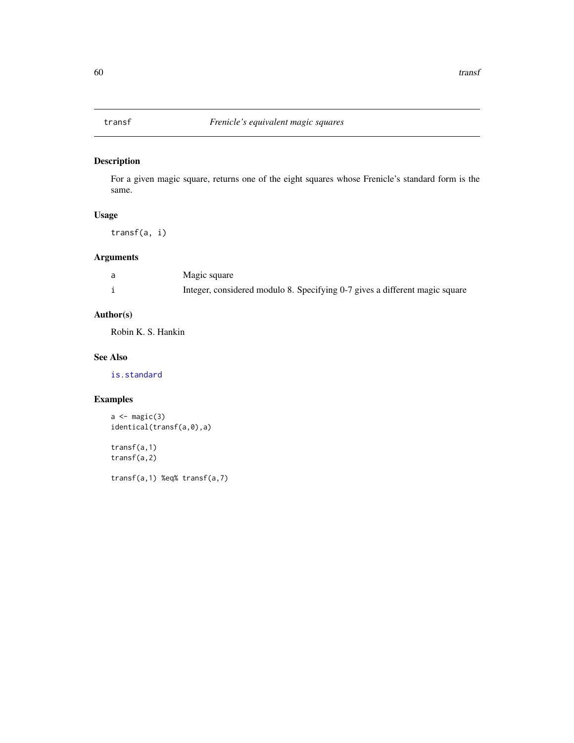`transf` *Frenicle's equivalent magic squares*

## Description

For a given magic square, returns one of the eight squares whose Frenicle's standard form is the same.

## Usage

```
transf(a, i)
```

## Arguments

| | |
|---|---|
| `a` | Magic square |
| `i` | Integer, considered modulo 8. Specifying 0-7 gives a different magic square |

## Author(s)

Robin K. S. Hankin

## See Also

`is.standard`

## Examples

```
a <- magic(3)
identical(transf(a,0),a)

transf(a,1)
transf(a,2)

transf(a,1) %eq% transf(a,7)
```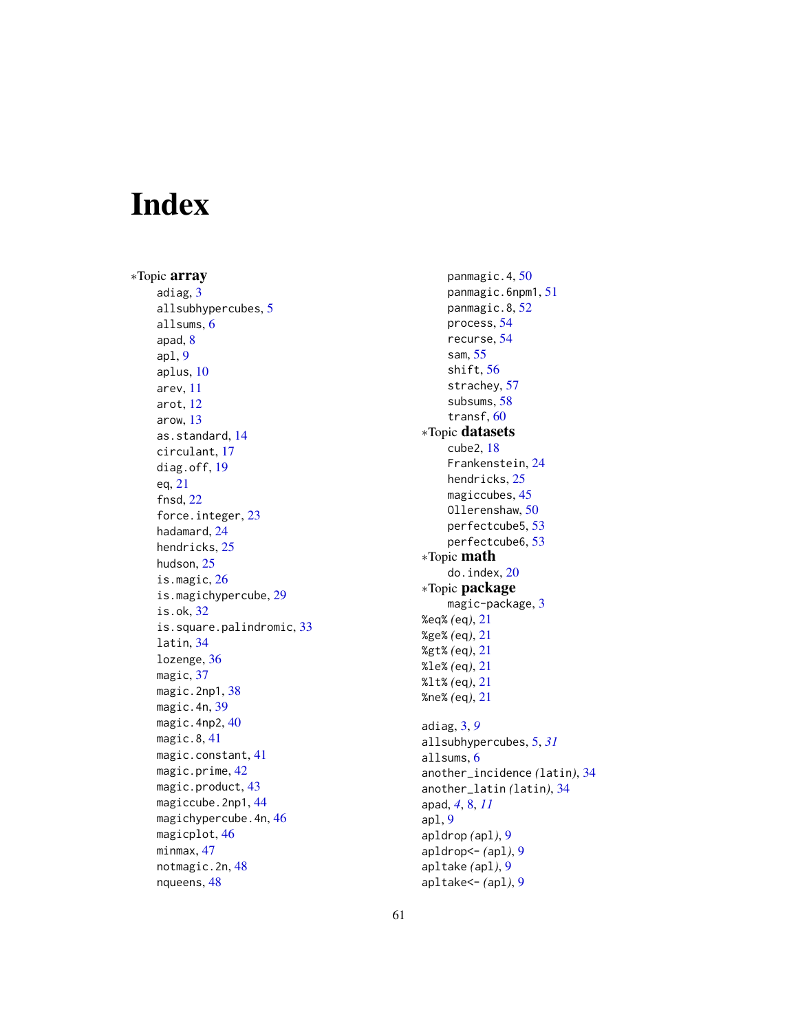# Index

*Topic **array**

adiag, 3
allsubhypercubes, 5
allsums, 6
apad, 8
apl, 9
aplus, 10
arev, 11
arot, 12
arow, 13
as.standard, 14
circulant, 17
diag.off, 19
eq, 21
fnsd, 22
force.integer, 23
hadamard, 24
hendricks, 25
hudson, 25
is.magic, 26
is.magichypercube, 29
is.ok, 32
is.square.palindromic, 33
latin, 34
lozenge, 36
magic, 37
magic.2np1, 38
magic.4n, 39
magic.4np2, 40
magic.8, 41
magic.constant, 41
magic.prime, 42
magic.product, 43
magiccube.2np1, 44
magichypercube.4n, 46
magicplot, 46
minmax, 47
notmagic.2n, 48
nqueens, 48
panmagic.4, 50
panmagic.6npm1, 51
panmagic.8, 52
process, 54
recurse, 54
sam, 55
shift, 56
strachey, 57
subsums, 58
transf, 60

*Topic **datasets**

cube2, 18
Frankenstein, 24
hendricks, 25
magiccubes, 45
Ollerenshaw, 50
perfectcube5, 53
perfectcube6, 53

*Topic **math**

do.index, 20

*Topic **package**

magic-package, 3

%eq% *(eq)*, 21
%ge% *(eq)*, 21
%gt% *(eq)*, 21
%le% *(eq)*, 21
%lt% *(eq)*, 21
%ne% *(eq)*, 21

adiag, 3, *9*
allsubhypercubes, 5, *31*
allsums, 6
another_incidence *(latin)*, 34
another_latin *(latin)*, 34
apad, *4*, 8, *11*
apl, 9
apldrop *(apl)*, 9
apldrop<- *(apl)*, 9
apltake *(apl)*, 9
apltake<- *(apl)*, 9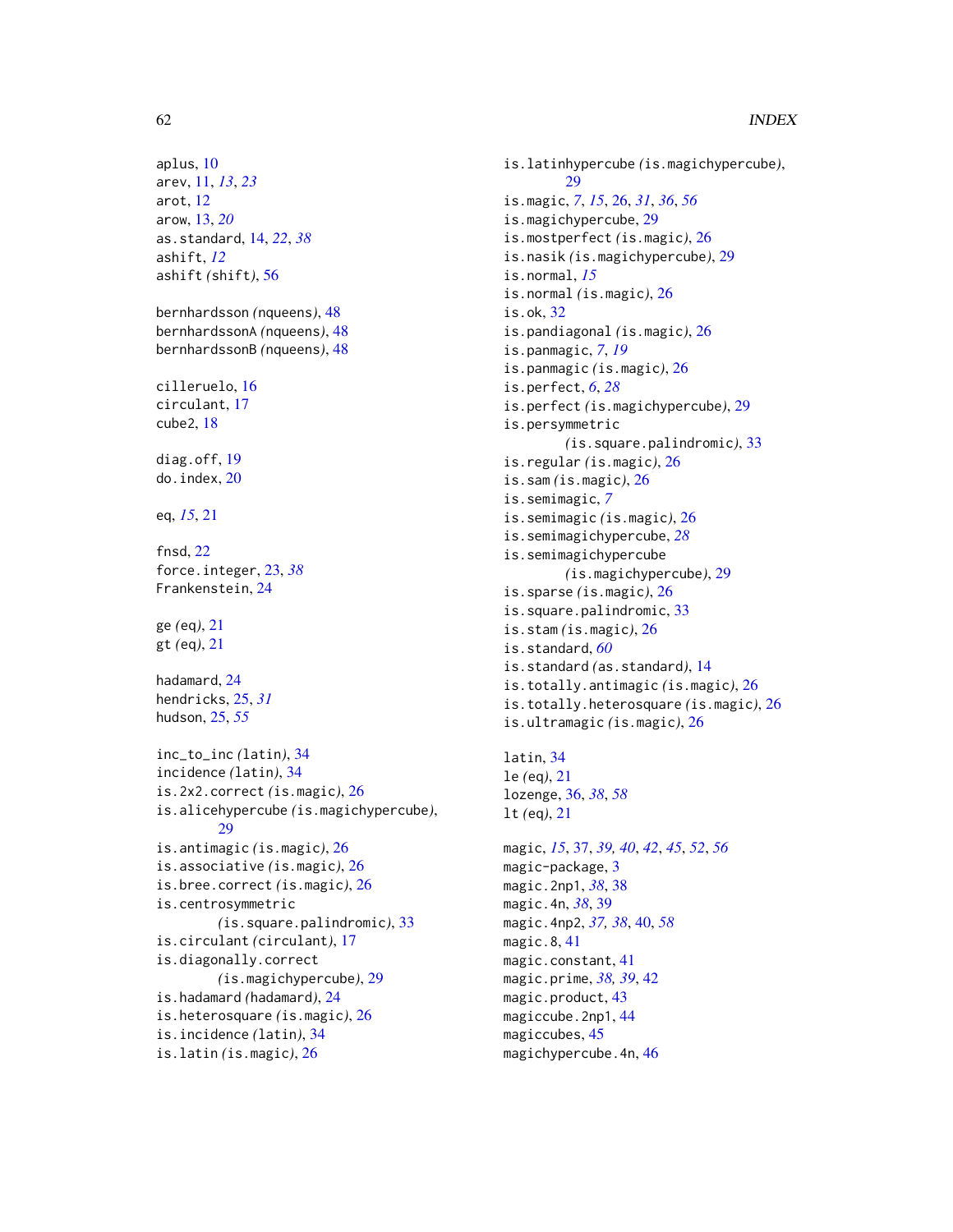aplus, 10
arev, 11, *13*, *23*
arot, 12
arow, 13, *20*
as.standard, 14, *22*, *38*
ashift, *12*
ashift *(*shift*)*, 56

bernhardsson *(*nqueens*)*, 48
bernhardssonA *(*nqueens*)*, 48
bernhardssonB *(*nqueens*)*, 48

cilleruelo, 16
circulant, 17
cube2, 18

diag.off, 19
do.index, 20

eq, *15*, 21

fnsd, 22
force.integer, 23, *38*
Frankenstein, 24

ge *(*eq*)*, 21
gt *(*eq*)*, 21

hadamard, 24
hendricks, 25, *31*
hudson, 25, *55*

inc_to_inc *(*latin*)*, 34
incidence *(*latin*)*, 34
is.2x2.correct *(*is.magic*)*, 26
is.alicehypercube *(*is.magichypercube*)*, 29
is.antimagic *(*is.magic*)*, 26
is.associative *(*is.magic*)*, 26
is.bree.correct *(*is.magic*)*, 26
is.centrosymmetric *(*is.square.palindromic*)*, 33
is.circulant *(*circulant*)*, 17
is.diagonally.correct *(*is.magichypercube*)*, 29
is.hadamard *(*hadamard*)*, 24
is.heterosquare *(*is.magic*)*, 26
is.incidence *(*latin*)*, 34
is.latin *(*is.magic*)*, 26
is.latinhypercube *(*is.magichypercube*)*, 29
is.magic, *7*, *15*, 26, *31*, *36*, *56*
is.magichypercube, 29
is.mostperfect *(*is.magic*)*, 26
is.nasik *(*is.magichypercube*)*, 29
is.normal, *15*
is.normal *(*is.magic*)*, 26
is.ok, 32
is.pandiagonal *(*is.magic*)*, 26
is.panmagic, *7*, *19*
is.panmagic *(*is.magic*)*, 26
is.perfect, *6*, *28*
is.perfect *(*is.magichypercube*)*, 29
is.persymmetric *(*is.square.palindromic*)*, 33
is.regular *(*is.magic*)*, 26
is.sam *(*is.magic*)*, 26
is.semimagic, *7*
is.semimagic *(*is.magic*)*, 26
is.semimagichypercube, *28*
is.semimagichypercube *(*is.magichypercube*)*, 29
is.sparse *(*is.magic*)*, 26
is.square.palindromic, 33
is.stam *(*is.magic*)*, 26
is.standard, *60*
is.standard *(*as.standard*)*, 14
is.totally.antimagic *(*is.magic*)*, 26
is.totally.heterosquare *(*is.magic*)*, 26
is.ultramagic *(*is.magic*)*, 26

latin, 34
le *(*eq*)*, 21
lozenge, 36, *38*, *58*
lt *(*eq*)*, 21

magic, *15*, 37, *39, 40*, *42*, *45*, *52*, *56*
magic-package, 3
magic.2np1, *38*, 38
magic.4n, *38*, 39
magic.4np2, *37, 38*, 40, *58*
magic.8, 41
magic.constant, 41
magic.prime, *38, 39*, 42
magic.product, 43
magiccube.2np1, 44
magiccubes, 45
magichypercube.4n, 46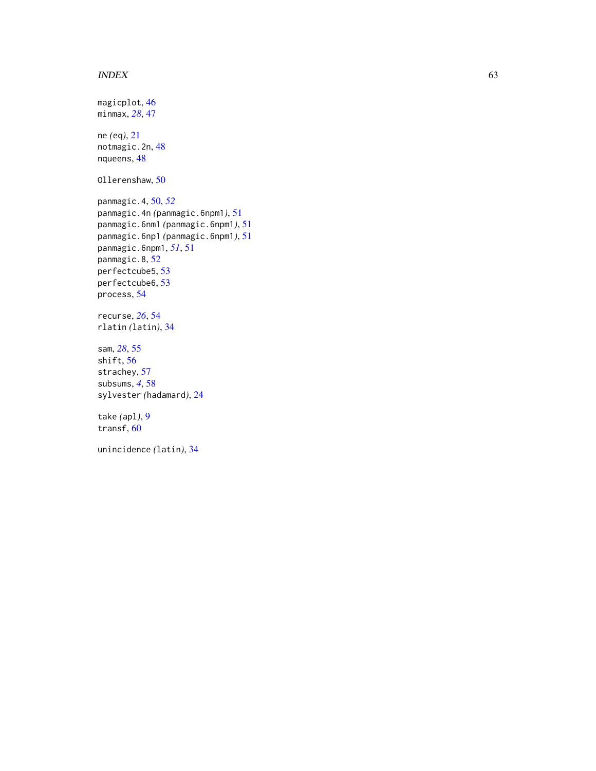magicplot, 46
minmax, *28*, 47

ne *(eq)*, 21
notmagic.2n, 48
nqueens, 48

Ollerenshaw, 50

panmagic.4, 50, *52*
panmagic.4n *(panmagic.6npm1)*, 51
panmagic.6nm1 *(panmagic.6npm1)*, 51
panmagic.6np1 *(panmagic.6npm1)*, 51
panmagic.6npm1, *51*, 51
panmagic.8, 52
perfectcube5, 53
perfectcube6, 53
process, 54

recurse, *26*, 54
rlatin *(latin)*, 34

sam, *28*, 55
shift, 56
strachey, 57
subsums, *4*, 58
sylvester *(hadamard)*, 24

take *(apl)*, 9
transf, 60

unincidence *(latin)*, 34